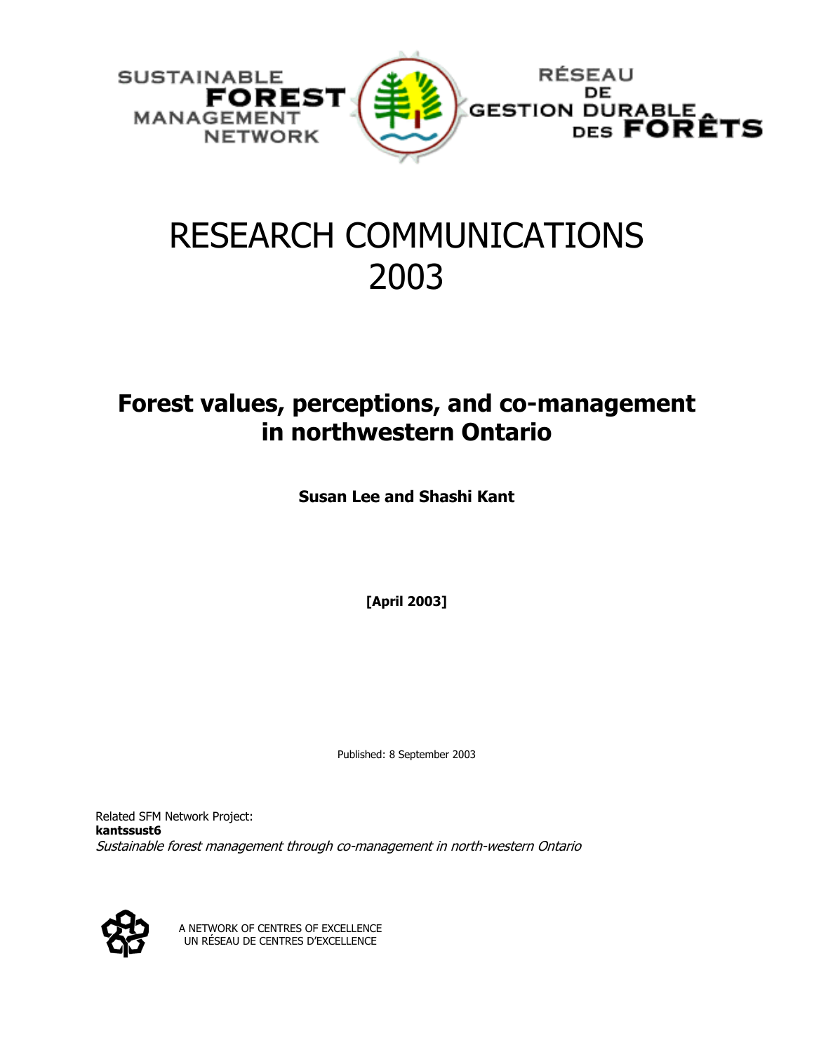SUSTAINABLE **FOREST** MANAGEMENT NETWORK

RÉSEAU DE GESTION DURABLE DES **FORÊTS**

# RESEARCH COMMUNICATIONS 2003

## Forest values, perceptions, and co-management in northwestern Ontario

**Susan Lee and Shashi Kant**

**[April 2003]**

Published: 8 September 2003

Related SFM Network Project:
**kantssust6**
*Sustainable forest management through co-management in north-western Ontario*

A NETWORK OF CENTRES OF EXCELLENCE
UN RÉSEAU DE CENTRES D'EXCELLENCE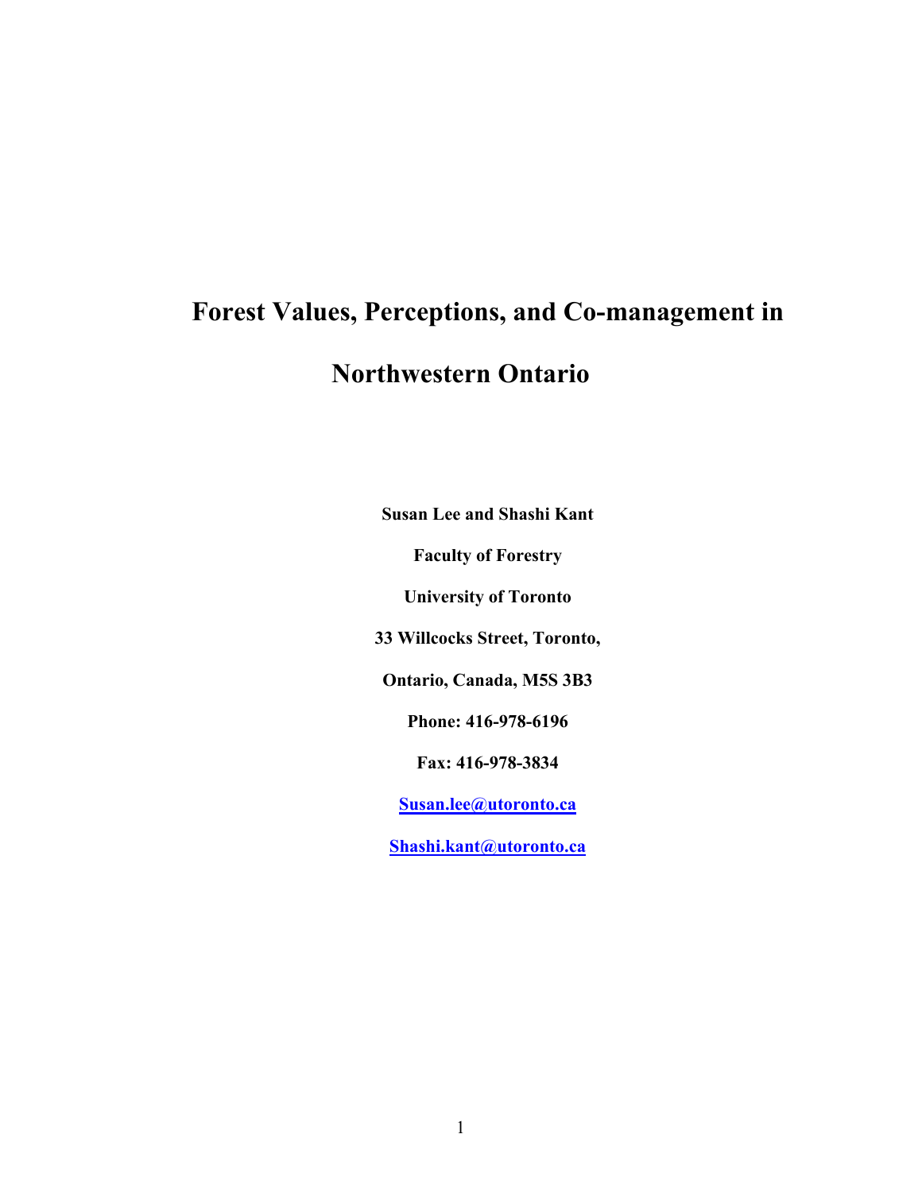# Forest Values, Perceptions, and Co-management in Northwestern Ontario

**Susan Lee and Shashi Kant**

**Faculty of Forestry**

**University of Toronto**

**33 Willcocks Street, Toronto,**

**Ontario, Canada, M5S 3B3**

**Phone: 416-978-6196**

**Fax: 416-978-3834**

**Susan.lee@utoronto.ca**

**Shashi.kant@utoronto.ca**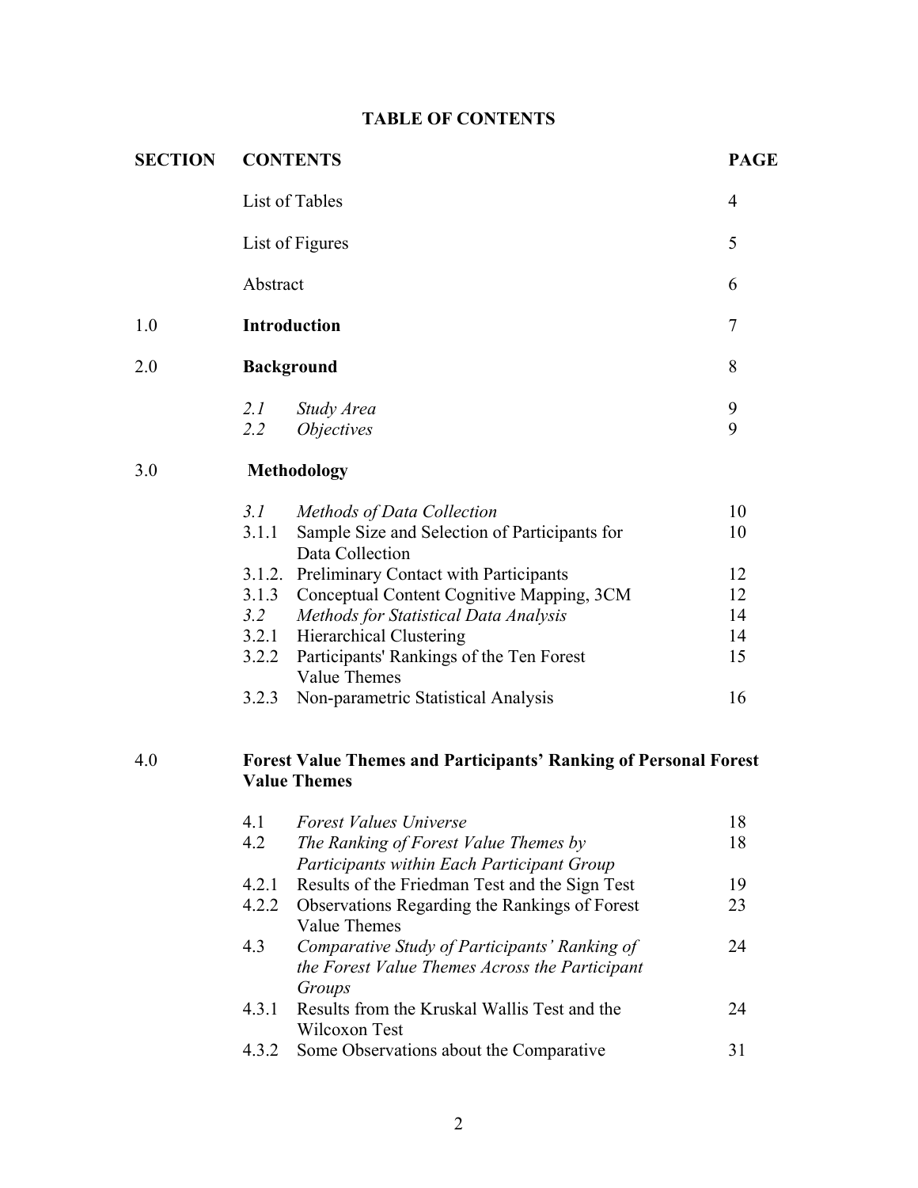# TABLE OF CONTENTS

| SECTION | CONTENTS | | PAGE |
|---|---|---|---|
| | List of Tables | | 4 |
| | List of Figures | | 5 |
| | Abstract | | 6 |
| 1.0 | **Introduction** | | 7 |
| 2.0 | **Background** | | 8 |
| | *2.1* | *Study Area* | 9 |
| | *2.2* | *Objectives* | 9 |
| 3.0 | **Methodology** | | |
| | *3.1* | *Methods of Data Collection* | 10 |
| | 3.1.1 | Sample Size and Selection of Participants for Data Collection | 10 |
| | 3.1.2. | Preliminary Contact with Participants | 12 |
| | 3.1.3 | Conceptual Content Cognitive Mapping, 3CM | 12 |
| | *3.2* | *Methods for Statistical Data Analysis* | 14 |
| | 3.2.1 | Hierarchical Clustering | 14 |
| | 3.2.2 | Participants' Rankings of the Ten Forest Value Themes | 15 |
| | 3.2.3 | Non-parametric Statistical Analysis | 16 |
| 4.0 | **Forest Value Themes and Participants' Ranking of Personal Forest Value Themes** | | |
| | 4.1 | *Forest Values Universe* | 18 |
| | 4.2 | *The Ranking of Forest Value Themes by Participants within Each Participant Group* | 18 |
| | 4.2.1 | Results of the Friedman Test and the Sign Test | 19 |
| | 4.2.2 | Observations Regarding the Rankings of Forest Value Themes | 23 |
| | 4.3 | *Comparative Study of Participants' Ranking of the Forest Value Themes Across the Participant Groups* | 24 |
| | 4.3.1 | Results from the Kruskal Wallis Test and the Wilcoxon Test | 24 |
| | 4.3.2 | Some Observations about the Comparative | 31 |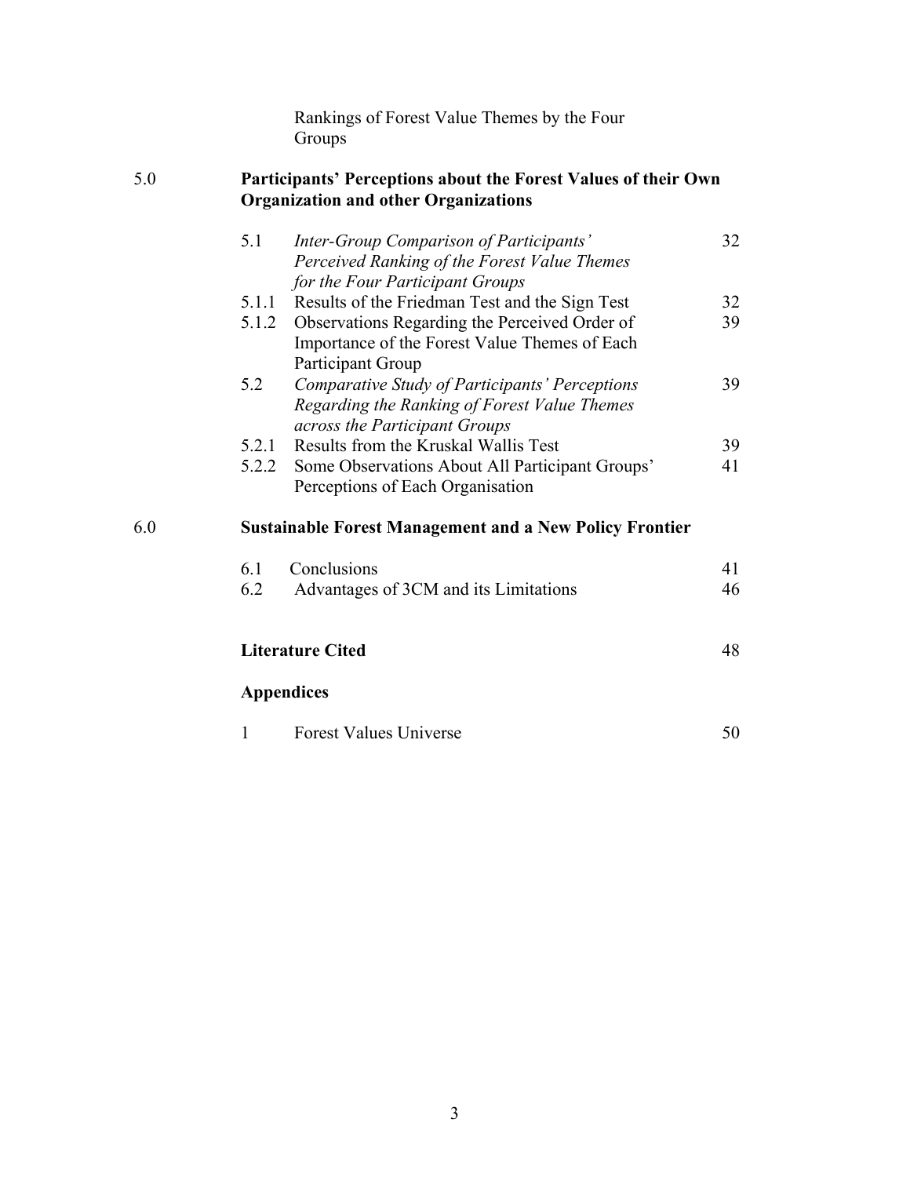Rankings of Forest Value Themes by the Four Groups

| | | | |
|---|---|---|---|
| **5.0** | **Participants' Perceptions about the Forest Values of their Own Organization and other Organizations** | | |
| | 5.1 | *Inter-Group Comparison of Participants' Perceived Ranking of the Forest Value Themes for the Four Participant Groups* | 32 |
| | 5.1.1 | Results of the Friedman Test and the Sign Test | 32 |
| | 5.1.2 | Observations Regarding the Perceived Order of Importance of the Forest Value Themes of Each Participant Group | 39 |
| | 5.2 | *Comparative Study of Participants' Perceptions Regarding the Ranking of Forest Value Themes across the Participant Groups* | 39 |
| | 5.2.1 | Results from the Kruskal Wallis Test | 39 |
| | 5.2.2 | Some Observations About All Participant Groups' Perceptions of Each Organisation | 41 |
| **6.0** | **Sustainable Forest Management and a New Policy Frontier** | | |
| | 6.1 | Conclusions | 41 |
| | 6.2 | Advantages of 3CM and its Limitations | 46 |
| | **Literature Cited** | | 48 |
| | **Appendices** | | |
| | 1 | Forest Values Universe | 50 |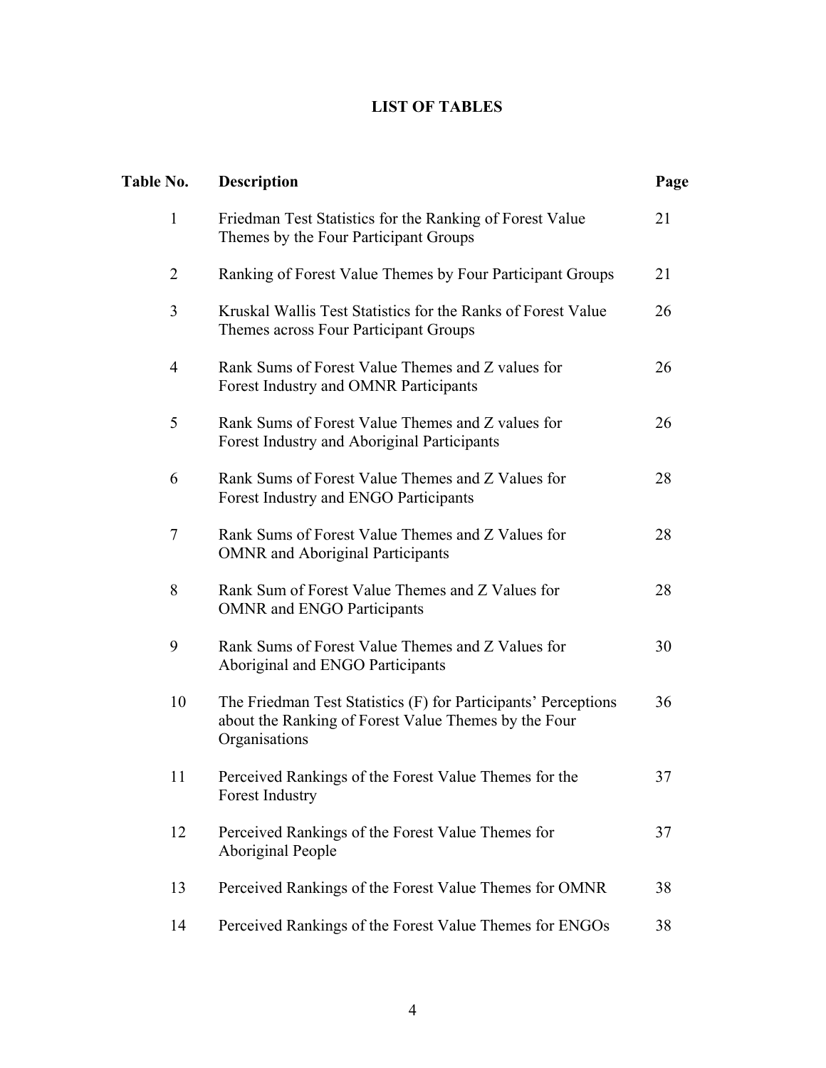# LIST OF TABLES

| Table No. | Description | Page |
|---|---|---|
| 1 | Friedman Test Statistics for the Ranking of Forest Value Themes by the Four Participant Groups | 21 |
| 2 | Ranking of Forest Value Themes by Four Participant Groups | 21 |
| 3 | Kruskal Wallis Test Statistics for the Ranks of Forest Value Themes across Four Participant Groups | 26 |
| 4 | Rank Sums of Forest Value Themes and Z values for Forest Industry and OMNR Participants | 26 |
| 5 | Rank Sums of Forest Value Themes and Z values for Forest Industry and Aboriginal Participants | 26 |
| 6 | Rank Sums of Forest Value Themes and Z Values for Forest Industry and ENGO Participants | 28 |
| 7 | Rank Sums of Forest Value Themes and Z Values for OMNR and Aboriginal Participants | 28 |
| 8 | Rank Sum of Forest Value Themes and Z Values for OMNR and ENGO Participants | 28 |
| 9 | Rank Sums of Forest Value Themes and Z Values for Aboriginal and ENGO Participants | 30 |
| 10 | The Friedman Test Statistics (F) for Participants' Perceptions about the Ranking of Forest Value Themes by the Four Organisations | 36 |
| 11 | Perceived Rankings of the Forest Value Themes for the Forest Industry | 37 |
| 12 | Perceived Rankings of the Forest Value Themes for Aboriginal People | 37 |
| 13 | Perceived Rankings of the Forest Value Themes for OMNR | 38 |
| 14 | Perceived Rankings of the Forest Value Themes for ENGOs | 38 |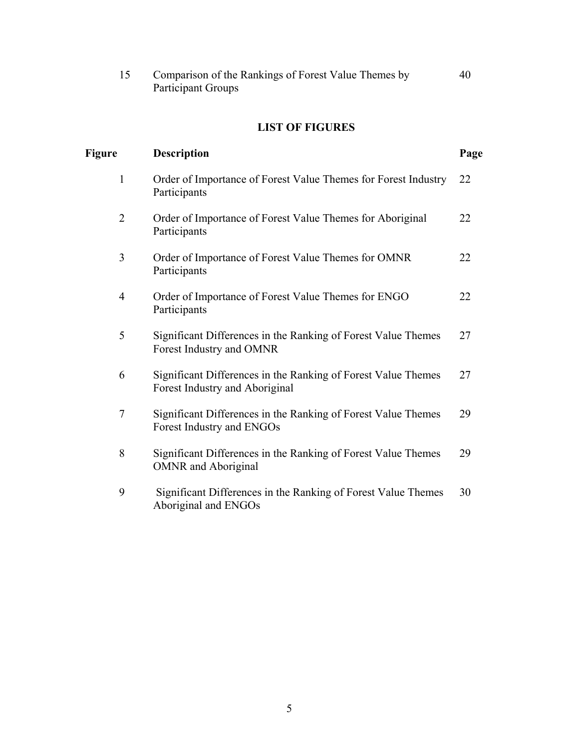| | | |
|---|---|---|
| 15 | Comparison of the Rankings of Forest Value Themes by Participant Groups | 40 |

## LIST OF FIGURES

| Figure | Description | Page |
|---|---|---|
| 1 | Order of Importance of Forest Value Themes for Forest Industry Participants | 22 |
| 2 | Order of Importance of Forest Value Themes for Aboriginal Participants | 22 |
| 3 | Order of Importance of Forest Value Themes for OMNR Participants | 22 |
| 4 | Order of Importance of Forest Value Themes for ENGO Participants | 22 |
| 5 | Significant Differences in the Ranking of Forest Value Themes Forest Industry and OMNR | 27 |
| 6 | Significant Differences in the Ranking of Forest Value Themes Forest Industry and Aboriginal | 27 |
| 7 | Significant Differences in the Ranking of Forest Value Themes Forest Industry and ENGOs | 29 |
| 8 | Significant Differences in the Ranking of Forest Value Themes OMNR and Aboriginal | 29 |
| 9 | Significant Differences in the Ranking of Forest Value Themes Aboriginal and ENGOs | 30 |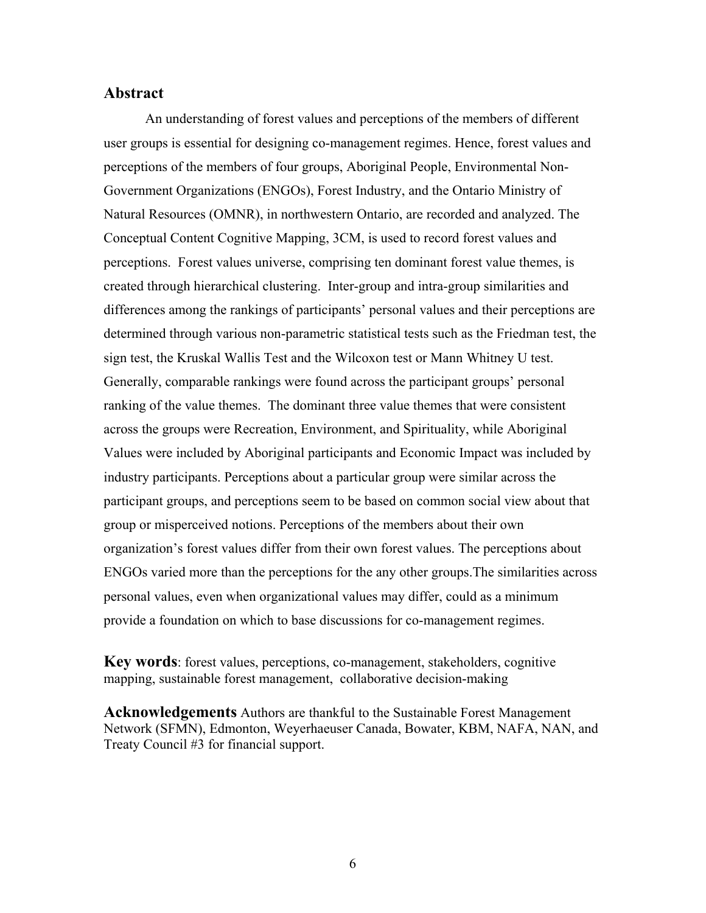## Abstract

An understanding of forest values and perceptions of the members of different user groups is essential for designing co-management regimes. Hence, forest values and perceptions of the members of four groups, Aboriginal People, Environmental Non-Government Organizations (ENGOs), Forest Industry, and the Ontario Ministry of Natural Resources (OMNR), in northwestern Ontario, are recorded and analyzed. The Conceptual Content Cognitive Mapping, 3CM, is used to record forest values and perceptions. Forest values universe, comprising ten dominant forest value themes, is created through hierarchical clustering. Inter-group and intra-group similarities and differences among the rankings of participants' personal values and their perceptions are determined through various non-parametric statistical tests such as the Friedman test, the sign test, the Kruskal Wallis Test and the Wilcoxon test or Mann Whitney U test. Generally, comparable rankings were found across the participant groups' personal ranking of the value themes. The dominant three value themes that were consistent across the groups were Recreation, Environment, and Spirituality, while Aboriginal Values were included by Aboriginal participants and Economic Impact was included by industry participants. Perceptions about a particular group were similar across the participant groups, and perceptions seem to be based on common social view about that group or misperceived notions. Perceptions of the members about their own organization's forest values differ from their own forest values. The perceptions about ENGOs varied more than the perceptions for the any other groups.The similarities across personal values, even when organizational values may differ, could as a minimum provide a foundation on which to base discussions for co-management regimes.

**Key words**: forest values, perceptions, co-management, stakeholders, cognitive mapping, sustainable forest management, collaborative decision-making

**Acknowledgements** Authors are thankful to the Sustainable Forest Management Network (SFMN), Edmonton, Weyerhaeuser Canada, Bowater, KBM, NAFA, NAN, and Treaty Council #3 for financial support.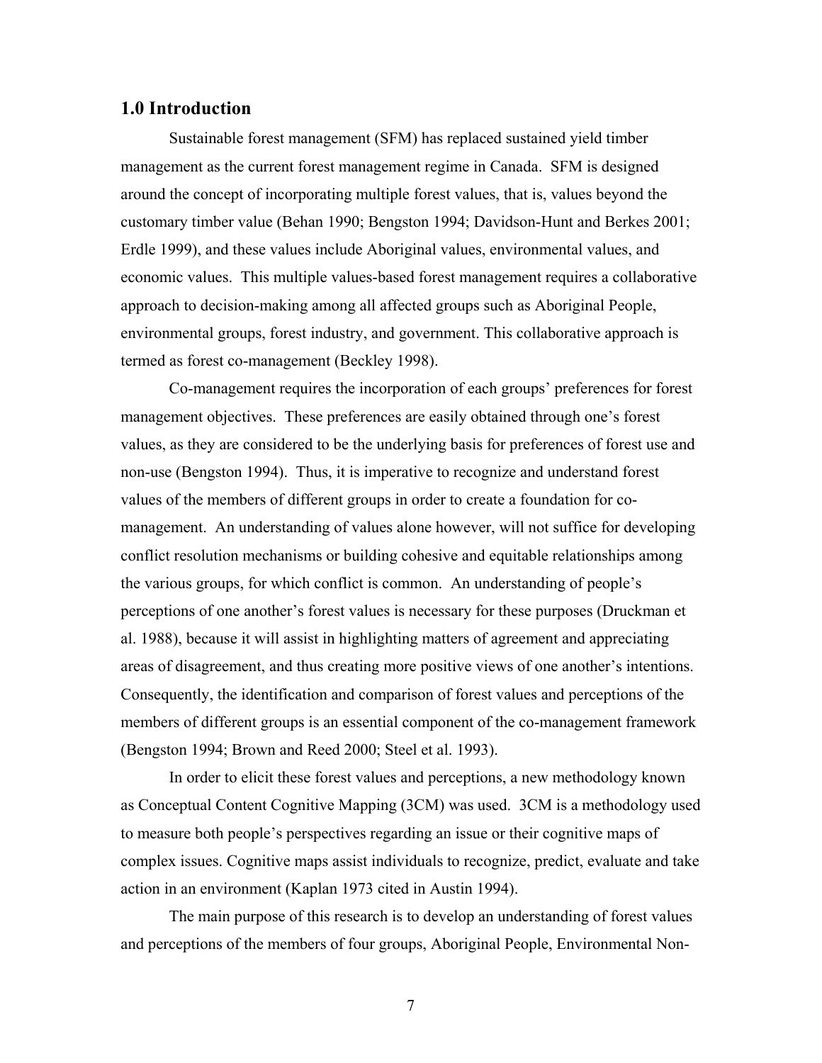## 1.0 Introduction

Sustainable forest management (SFM) has replaced sustained yield timber management as the current forest management regime in Canada. SFM is designed around the concept of incorporating multiple forest values, that is, values beyond the customary timber value (Behan 1990; Bengston 1994; Davidson-Hunt and Berkes 2001; Erdle 1999), and these values include Aboriginal values, environmental values, and economic values. This multiple values-based forest management requires a collaborative approach to decision-making among all affected groups such as Aboriginal People, environmental groups, forest industry, and government. This collaborative approach is termed as forest co-management (Beckley 1998).

Co-management requires the incorporation of each groups' preferences for forest management objectives. These preferences are easily obtained through one's forest values, as they are considered to be the underlying basis for preferences of forest use and non-use (Bengston 1994). Thus, it is imperative to recognize and understand forest values of the members of different groups in order to create a foundation for co-management. An understanding of values alone however, will not suffice for developing conflict resolution mechanisms or building cohesive and equitable relationships among the various groups, for which conflict is common. An understanding of people's perceptions of one another's forest values is necessary for these purposes (Druckman et al. 1988), because it will assist in highlighting matters of agreement and appreciating areas of disagreement, and thus creating more positive views of one another's intentions. Consequently, the identification and comparison of forest values and perceptions of the members of different groups is an essential component of the co-management framework (Bengston 1994; Brown and Reed 2000; Steel et al. 1993).

In order to elicit these forest values and perceptions, a new methodology known as Conceptual Content Cognitive Mapping (3CM) was used. 3CM is a methodology used to measure both people's perspectives regarding an issue or their cognitive maps of complex issues. Cognitive maps assist individuals to recognize, predict, evaluate and take action in an environment (Kaplan 1973 cited in Austin 1994).

The main purpose of this research is to develop an understanding of forest values and perceptions of the members of four groups, Aboriginal People, Environmental Non-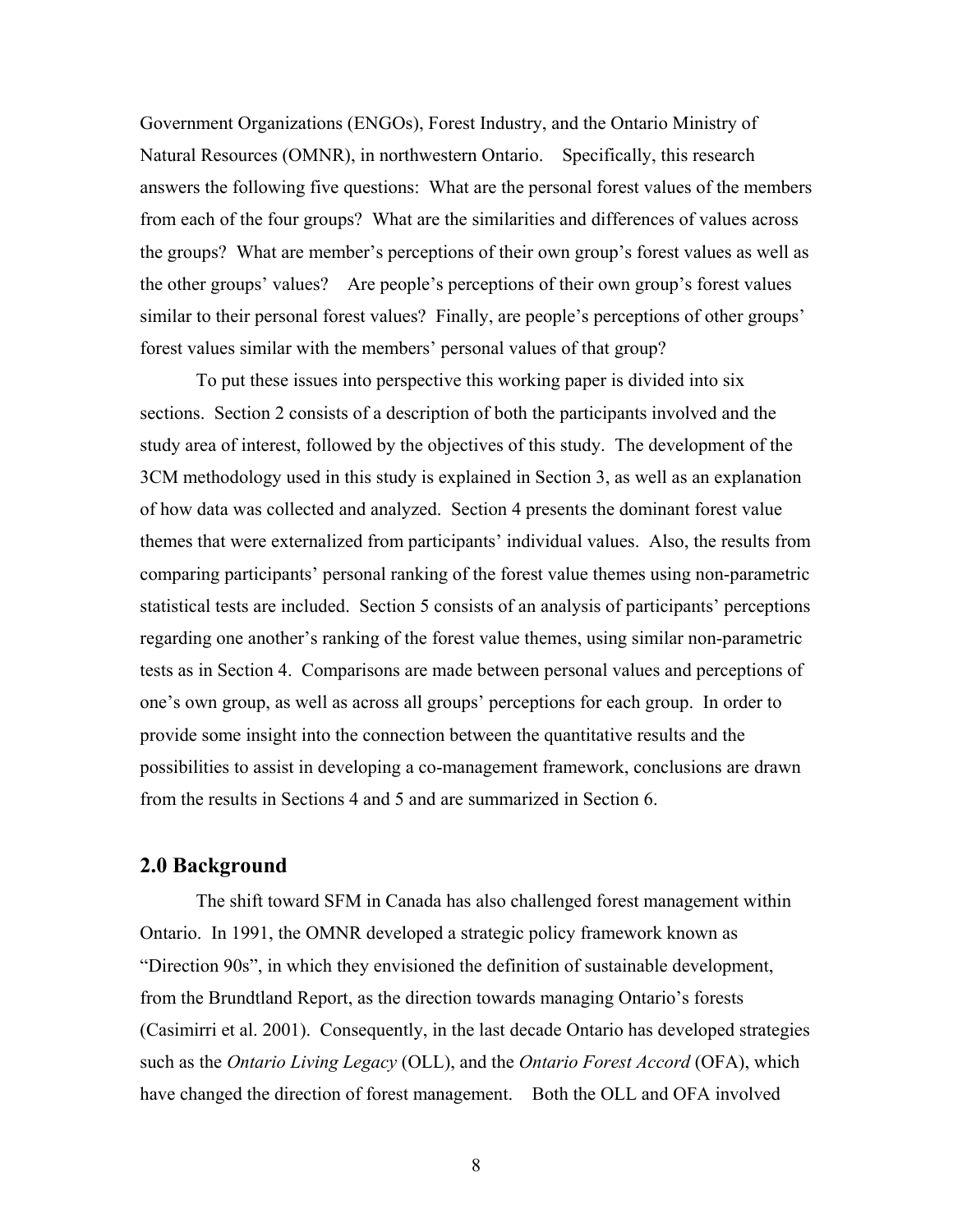Government Organizations (ENGOs), Forest Industry, and the Ontario Ministry of Natural Resources (OMNR), in northwestern Ontario. Specifically, this research answers the following five questions: What are the personal forest values of the members from each of the four groups? What are the similarities and differences of values across the groups? What are member's perceptions of their own group's forest values as well as the other groups' values? Are people's perceptions of their own group's forest values similar to their personal forest values? Finally, are people's perceptions of other groups' forest values similar with the members' personal values of that group?

To put these issues into perspective this working paper is divided into six sections. Section 2 consists of a description of both the participants involved and the study area of interest, followed by the objectives of this study. The development of the 3CM methodology used in this study is explained in Section 3, as well as an explanation of how data was collected and analyzed. Section 4 presents the dominant forest value themes that were externalized from participants' individual values. Also, the results from comparing participants' personal ranking of the forest value themes using non-parametric statistical tests are included. Section 5 consists of an analysis of participants' perceptions regarding one another's ranking of the forest value themes, using similar non-parametric tests as in Section 4. Comparisons are made between personal values and perceptions of one's own group, as well as across all groups' perceptions for each group. In order to provide some insight into the connection between the quantitative results and the possibilities to assist in developing a co-management framework, conclusions are drawn from the results in Sections 4 and 5 and are summarized in Section 6.

## 2.0 Background

The shift toward SFM in Canada has also challenged forest management within Ontario. In 1991, the OMNR developed a strategic policy framework known as "Direction 90s", in which they envisioned the definition of sustainable development, from the Brundtland Report, as the direction towards managing Ontario's forests (Casimirri et al. 2001). Consequently, in the last decade Ontario has developed strategies such as the *Ontario Living Legacy* (OLL), and the *Ontario Forest Accord* (OFA), which have changed the direction of forest management. Both the OLL and OFA involved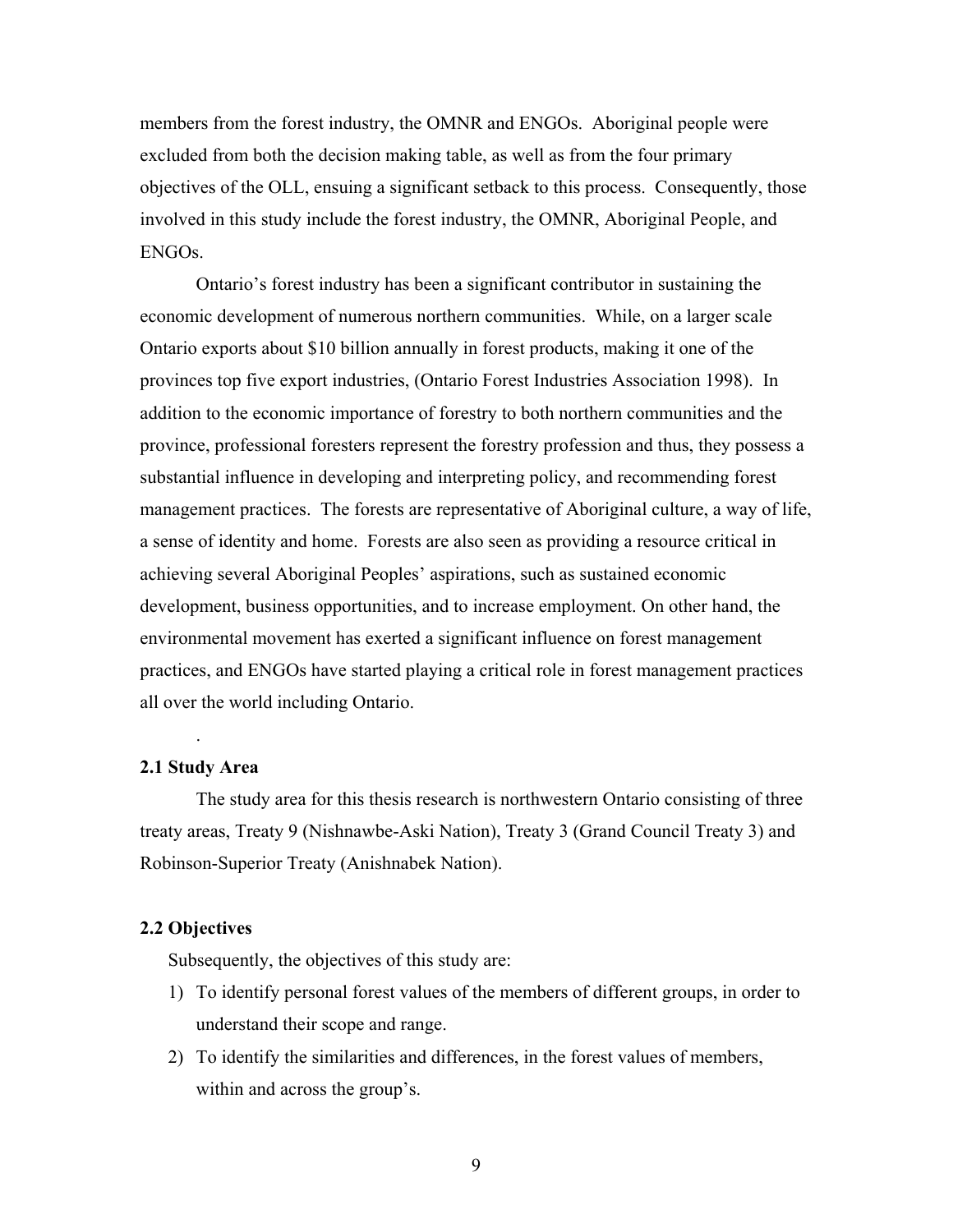members from the forest industry, the OMNR and ENGOs. Aboriginal people were excluded from both the decision making table, as well as from the four primary objectives of the OLL, ensuing a significant setback to this process. Consequently, those involved in this study include the forest industry, the OMNR, Aboriginal People, and ENGOs.

Ontario's forest industry has been a significant contributor in sustaining the economic development of numerous northern communities. While, on a larger scale Ontario exports about $10 billion annually in forest products, making it one of the provinces top five export industries, (Ontario Forest Industries Association 1998). In addition to the economic importance of forestry to both northern communities and the province, professional foresters represent the forestry profession and thus, they possess a substantial influence in developing and interpreting policy, and recommending forest management practices. The forests are representative of Aboriginal culture, a way of life, a sense of identity and home. Forests are also seen as providing a resource critical in achieving several Aboriginal Peoples' aspirations, such as sustained economic development, business opportunities, and to increase employment. On other hand, the environmental movement has exerted a significant influence on forest management practices, and ENGOs have started playing a critical role in forest management practices all over the world including Ontario.

.

## 2.1 Study Area

The study area for this thesis research is northwestern Ontario consisting of three treaty areas, Treaty 9 (Nishnawbe-Aski Nation), Treaty 3 (Grand Council Treaty 3) and Robinson-Superior Treaty (Anishnabek Nation).

## 2.2 Objectives

Subsequently, the objectives of this study are:

1) To identify personal forest values of the members of different groups, in order to understand their scope and range.
2) To identify the similarities and differences, in the forest values of members, within and across the group's.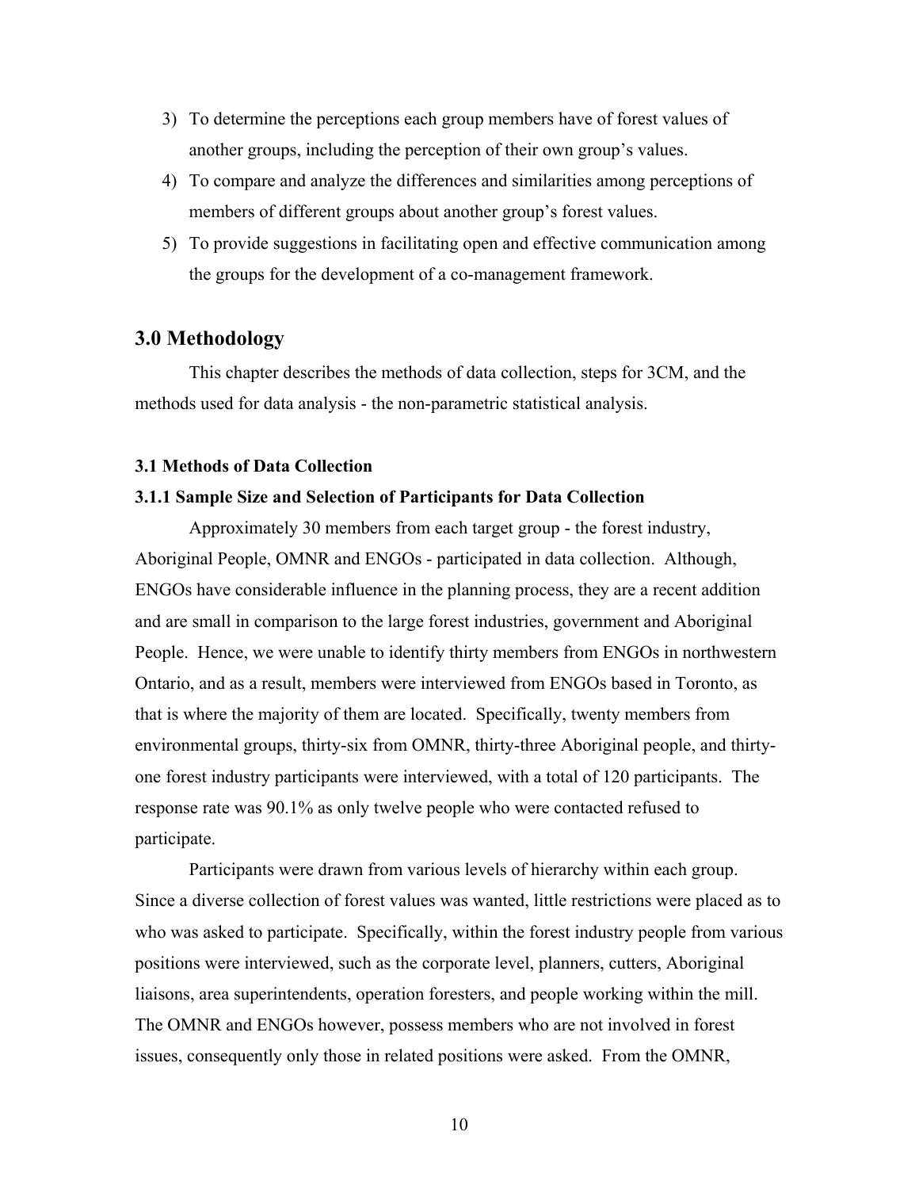3) To determine the perceptions each group members have of forest values of another groups, including the perception of their own group's values.
4) To compare and analyze the differences and similarities among perceptions of members of different groups about another group's forest values.
5) To provide suggestions in facilitating open and effective communication among the groups for the development of a co-management framework.

## 3.0 Methodology

This chapter describes the methods of data collection, steps for 3CM, and the methods used for data analysis - the non-parametric statistical analysis.

### 3.1 Methods of Data Collection

#### 3.1.1 Sample Size and Selection of Participants for Data Collection

Approximately 30 members from each target group - the forest industry, Aboriginal People, OMNR and ENGOs - participated in data collection. Although, ENGOs have considerable influence in the planning process, they are a recent addition and are small in comparison to the large forest industries, government and Aboriginal People. Hence, we were unable to identify thirty members from ENGOs in northwestern Ontario, and as a result, members were interviewed from ENGOs based in Toronto, as that is where the majority of them are located. Specifically, twenty members from environmental groups, thirty-six from OMNR, thirty-three Aboriginal people, and thirty-one forest industry participants were interviewed, with a total of 120 participants. The response rate was 90.1% as only twelve people who were contacted refused to participate.

Participants were drawn from various levels of hierarchy within each group. Since a diverse collection of forest values was wanted, little restrictions were placed as to who was asked to participate. Specifically, within the forest industry people from various positions were interviewed, such as the corporate level, planners, cutters, Aboriginal liaisons, area superintendents, operation foresters, and people working within the mill. The OMNR and ENGOs however, possess members who are not involved in forest issues, consequently only those in related positions were asked. From the OMNR,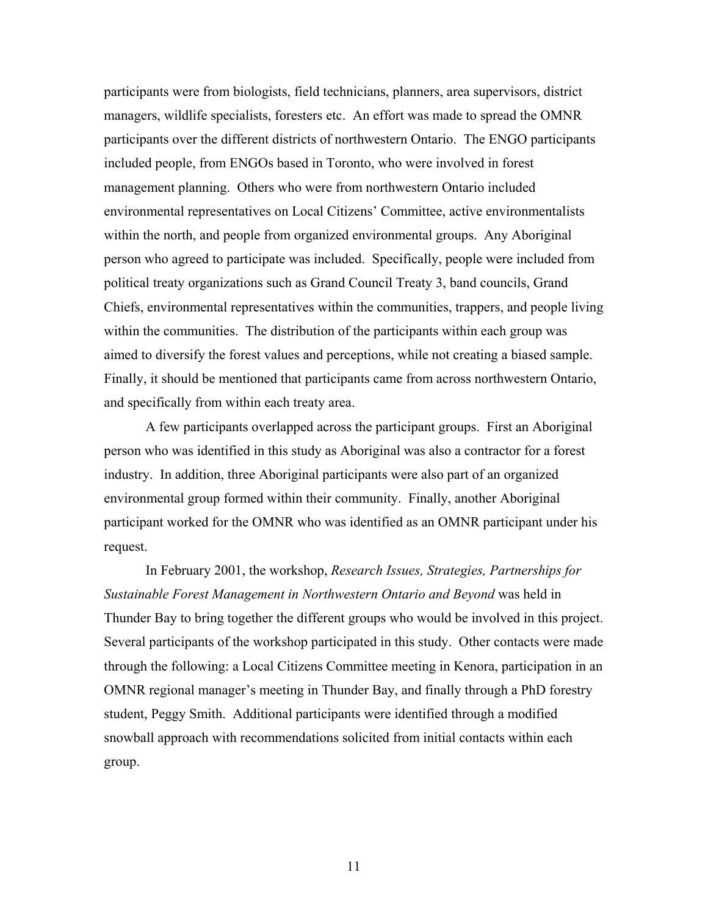participants were from biologists, field technicians, planners, area supervisors, district managers, wildlife specialists, foresters etc. An effort was made to spread the OMNR participants over the different districts of northwestern Ontario. The ENGO participants included people, from ENGOs based in Toronto, who were involved in forest management planning. Others who were from northwestern Ontario included environmental representatives on Local Citizens' Committee, active environmentalists within the north, and people from organized environmental groups. Any Aboriginal person who agreed to participate was included. Specifically, people were included from political treaty organizations such as Grand Council Treaty 3, band councils, Grand Chiefs, environmental representatives within the communities, trappers, and people living within the communities. The distribution of the participants within each group was aimed to diversify the forest values and perceptions, while not creating a biased sample. Finally, it should be mentioned that participants came from across northwestern Ontario, and specifically from within each treaty area.

A few participants overlapped across the participant groups. First an Aboriginal person who was identified in this study as Aboriginal was also a contractor for a forest industry. In addition, three Aboriginal participants were also part of an organized environmental group formed within their community. Finally, another Aboriginal participant worked for the OMNR who was identified as an OMNR participant under his request.

In February 2001, the workshop, *Research Issues, Strategies, Partnerships for Sustainable Forest Management in Northwestern Ontario and Beyond* was held in Thunder Bay to bring together the different groups who would be involved in this project. Several participants of the workshop participated in this study. Other contacts were made through the following: a Local Citizens Committee meeting in Kenora, participation in an OMNR regional manager's meeting in Thunder Bay, and finally through a PhD forestry student, Peggy Smith. Additional participants were identified through a modified snowball approach with recommendations solicited from initial contacts within each group.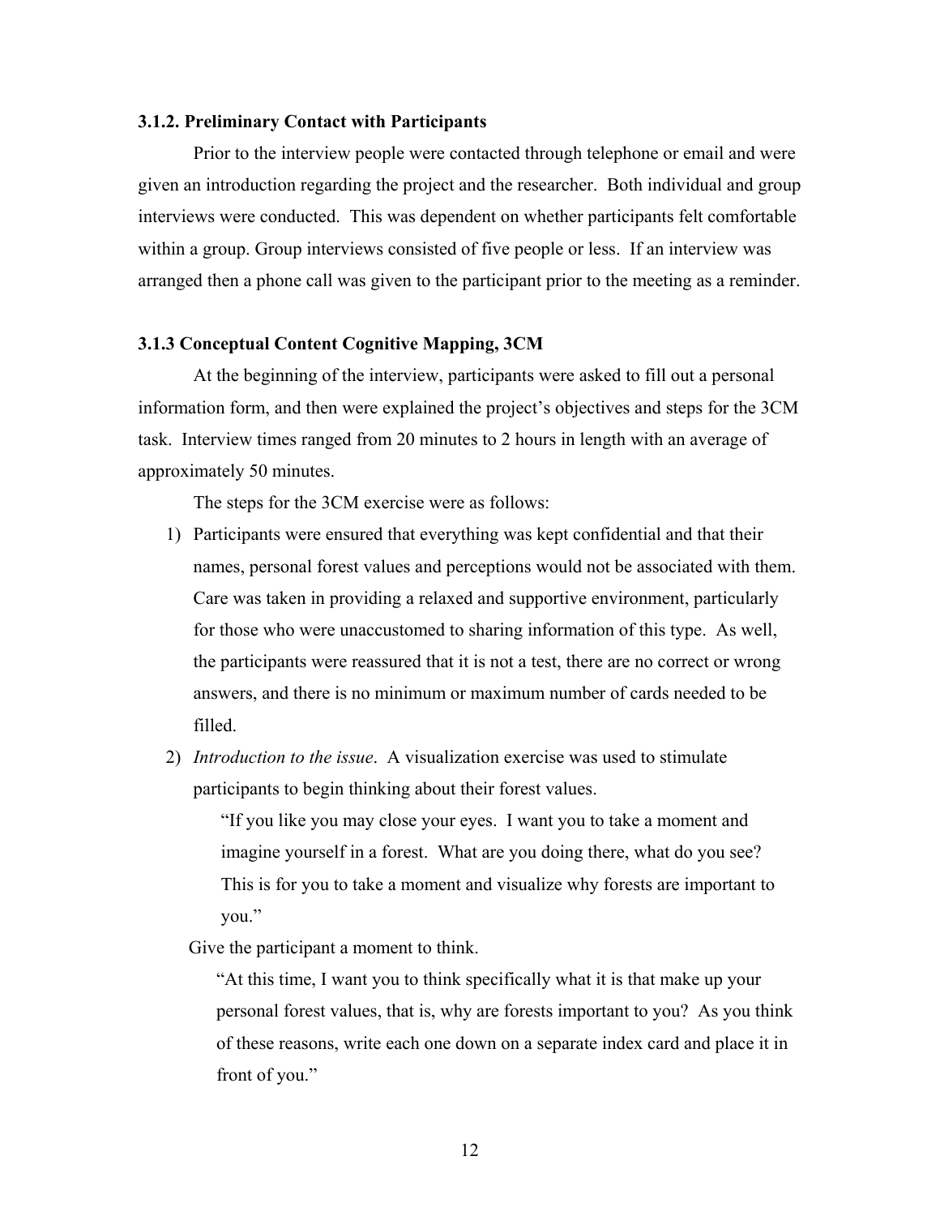### 3.1.2. Preliminary Contact with Participants

Prior to the interview people were contacted through telephone or email and were given an introduction regarding the project and the researcher. Both individual and group interviews were conducted. This was dependent on whether participants felt comfortable within a group. Group interviews consisted of five people or less. If an interview was arranged then a phone call was given to the participant prior to the meeting as a reminder.

### 3.1.3 Conceptual Content Cognitive Mapping, 3CM

At the beginning of the interview, participants were asked to fill out a personal information form, and then were explained the project's objectives and steps for the 3CM task. Interview times ranged from 20 minutes to 2 hours in length with an average of approximately 50 minutes.

The steps for the 3CM exercise were as follows:

1) Participants were ensured that everything was kept confidential and that their names, personal forest values and perceptions would not be associated with them. Care was taken in providing a relaxed and supportive environment, particularly for those who were unaccustomed to sharing information of this type. As well, the participants were reassured that it is not a test, there are no correct or wrong answers, and there is no minimum or maximum number of cards needed to be filled.
2) *Introduction to the issue*. A visualization exercise was used to stimulate participants to begin thinking about their forest values.

   > "If you like you may close your eyes. I want you to take a moment and imagine yourself in a forest. What are you doing there, what do you see? This is for you to take a moment and visualize why forests are important to you."

   Give the participant a moment to think.

   > "At this time, I want you to think specifically what it is that make up your personal forest values, that is, why are forests important to you? As you think of these reasons, write each one down on a separate index card and place it in front of you."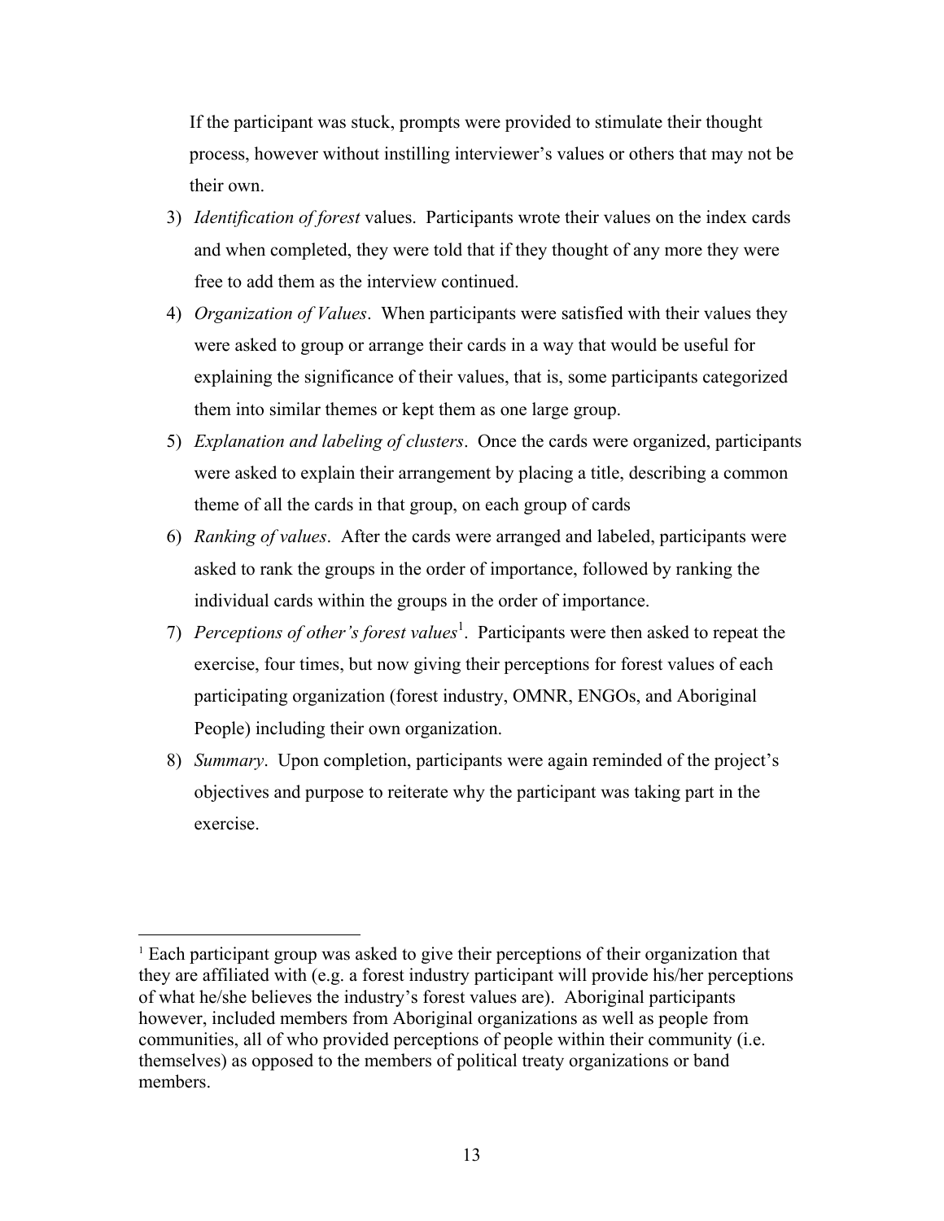If the participant was stuck, prompts were provided to stimulate their thought process, however without instilling interviewer's values or others that may not be their own.

3) *Identification of forest* values. Participants wrote their values on the index cards and when completed, they were told that if they thought of any more they were free to add them as the interview continued.
4) *Organization of Values*. When participants were satisfied with their values they were asked to group or arrange their cards in a way that would be useful for explaining the significance of their values, that is, some participants categorized them into similar themes or kept them as one large group.
5) *Explanation and labeling of clusters*. Once the cards were organized, participants were asked to explain their arrangement by placing a title, describing a common theme of all the cards in that group, on each group of cards
6) *Ranking of values*. After the cards were arranged and labeled, participants were asked to rank the groups in the order of importance, followed by ranking the individual cards within the groups in the order of importance.
7) *Perceptions of other's forest values*[1]. Participants were then asked to repeat the exercise, four times, but now giving their perceptions for forest values of each participating organization (forest industry, OMNR, ENGOs, and Aboriginal People) including their own organization.
8) *Summary*. Upon completion, participants were again reminded of the project's objectives and purpose to reiterate why the participant was taking part in the exercise.

---

[1] Each participant group was asked to give their perceptions of their organization that they are affiliated with (e.g. a forest industry participant will provide his/her perceptions of what he/she believes the industry's forest values are). Aboriginal participants however, included members from Aboriginal organizations as well as people from communities, all of who provided perceptions of people within their community (i.e. themselves) as opposed to the members of political treaty organizations or band members.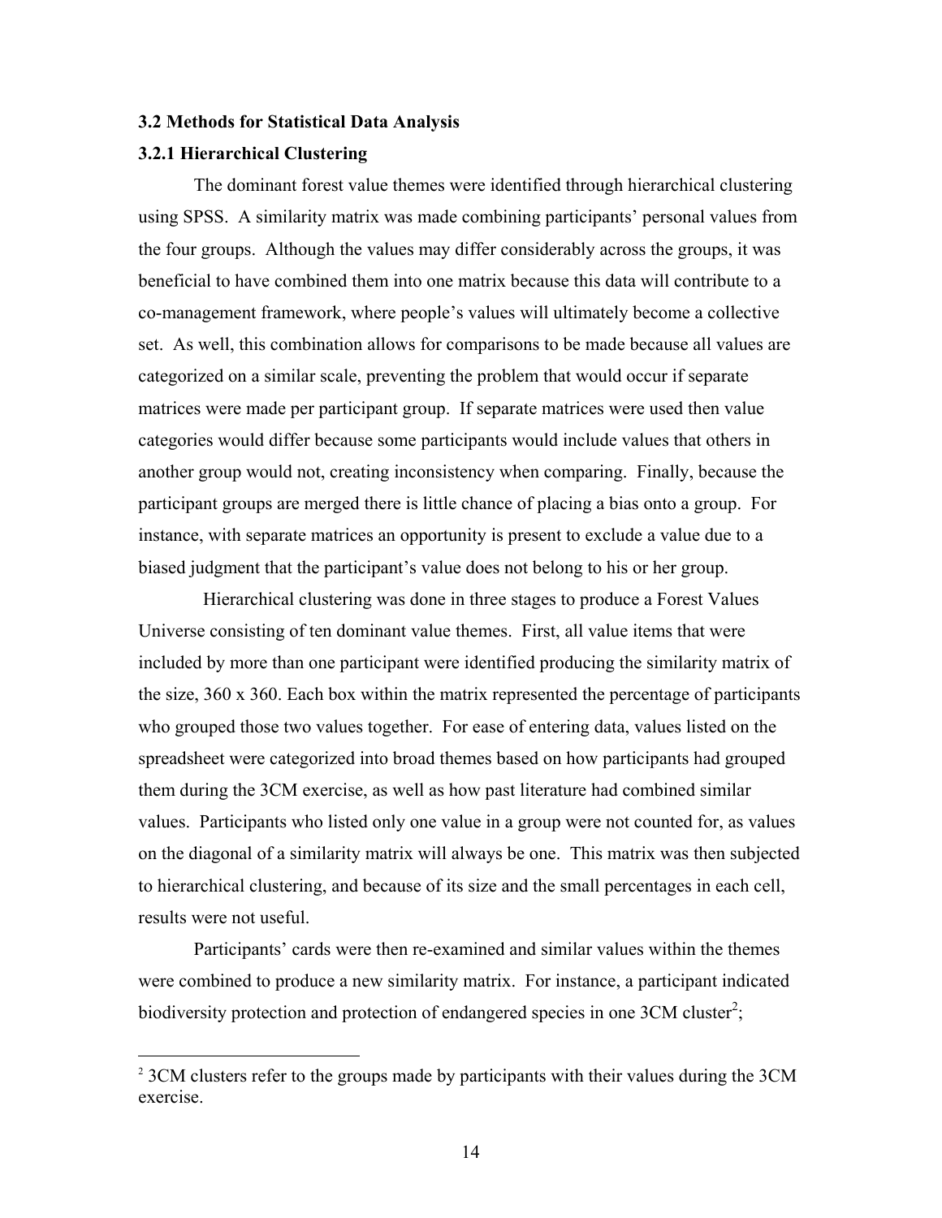### 3.2 Methods for Statistical Data Analysis

### 3.2.1 Hierarchical Clustering

The dominant forest value themes were identified through hierarchical clustering using SPSS. A similarity matrix was made combining participants' personal values from the four groups. Although the values may differ considerably across the groups, it was beneficial to have combined them into one matrix because this data will contribute to a co-management framework, where people's values will ultimately become a collective set. As well, this combination allows for comparisons to be made because all values are categorized on a similar scale, preventing the problem that would occur if separate matrices were made per participant group. If separate matrices were used then value categories would differ because some participants would include values that others in another group would not, creating inconsistency when comparing. Finally, because the participant groups are merged there is little chance of placing a bias onto a group. For instance, with separate matrices an opportunity is present to exclude a value due to a biased judgment that the participant's value does not belong to his or her group.

Hierarchical clustering was done in three stages to produce a Forest Values Universe consisting of ten dominant value themes. First, all value items that were included by more than one participant were identified producing the similarity matrix of the size, 360 x 360. Each box within the matrix represented the percentage of participants who grouped those two values together. For ease of entering data, values listed on the spreadsheet were categorized into broad themes based on how participants had grouped them during the 3CM exercise, as well as how past literature had combined similar values. Participants who listed only one value in a group were not counted for, as values on the diagonal of a similarity matrix will always be one. This matrix was then subjected to hierarchical clustering, and because of its size and the small percentages in each cell, results were not useful.

Participants' cards were then re-examined and similar values within the themes were combined to produce a new similarity matrix. For instance, a participant indicated biodiversity protection and protection of endangered species in one 3CM cluster[2];

[2] 3CM clusters refer to the groups made by participants with their values during the 3CM exercise.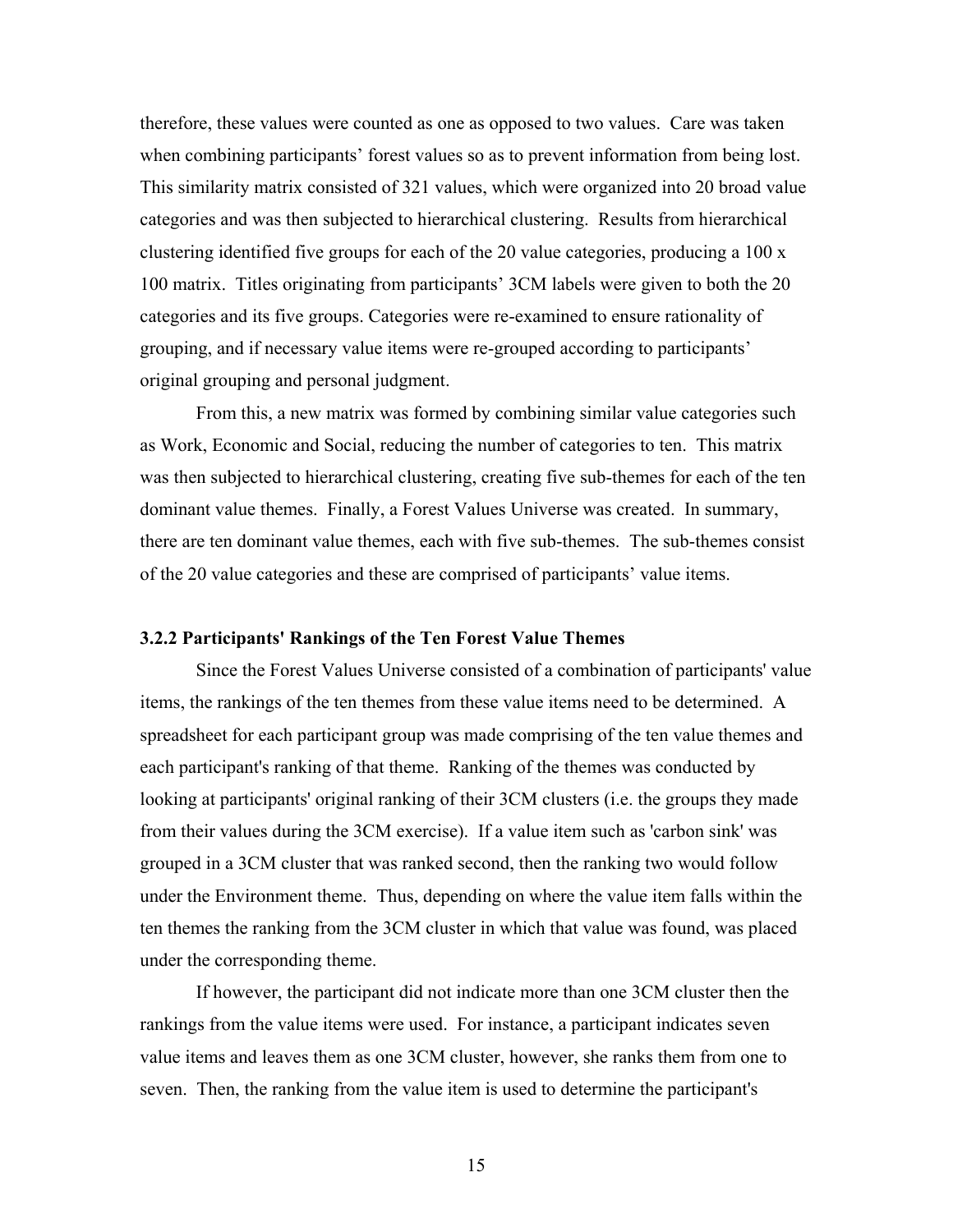therefore, these values were counted as one as opposed to two values. Care was taken when combining participants' forest values so as to prevent information from being lost. This similarity matrix consisted of 321 values, which were organized into 20 broad value categories and was then subjected to hierarchical clustering. Results from hierarchical clustering identified five groups for each of the 20 value categories, producing a 100 x 100 matrix. Titles originating from participants' 3CM labels were given to both the 20 categories and its five groups. Categories were re-examined to ensure rationality of grouping, and if necessary value items were re-grouped according to participants' original grouping and personal judgment.

From this, a new matrix was formed by combining similar value categories such as Work, Economic and Social, reducing the number of categories to ten. This matrix was then subjected to hierarchical clustering, creating five sub-themes for each of the ten dominant value themes. Finally, a Forest Values Universe was created. In summary, there are ten dominant value themes, each with five sub-themes. The sub-themes consist of the 20 value categories and these are comprised of participants' value items.

### 3.2.2 Participants' Rankings of the Ten Forest Value Themes

Since the Forest Values Universe consisted of a combination of participants' value items, the rankings of the ten themes from these value items need to be determined. A spreadsheet for each participant group was made comprising of the ten value themes and each participant's ranking of that theme. Ranking of the themes was conducted by looking at participants' original ranking of their 3CM clusters (i.e. the groups they made from their values during the 3CM exercise). If a value item such as 'carbon sink' was grouped in a 3CM cluster that was ranked second, then the ranking two would follow under the Environment theme. Thus, depending on where the value item falls within the ten themes the ranking from the 3CM cluster in which that value was found, was placed under the corresponding theme.

If however, the participant did not indicate more than one 3CM cluster then the rankings from the value items were used. For instance, a participant indicates seven value items and leaves them as one 3CM cluster, however, she ranks them from one to seven. Then, the ranking from the value item is used to determine the participant's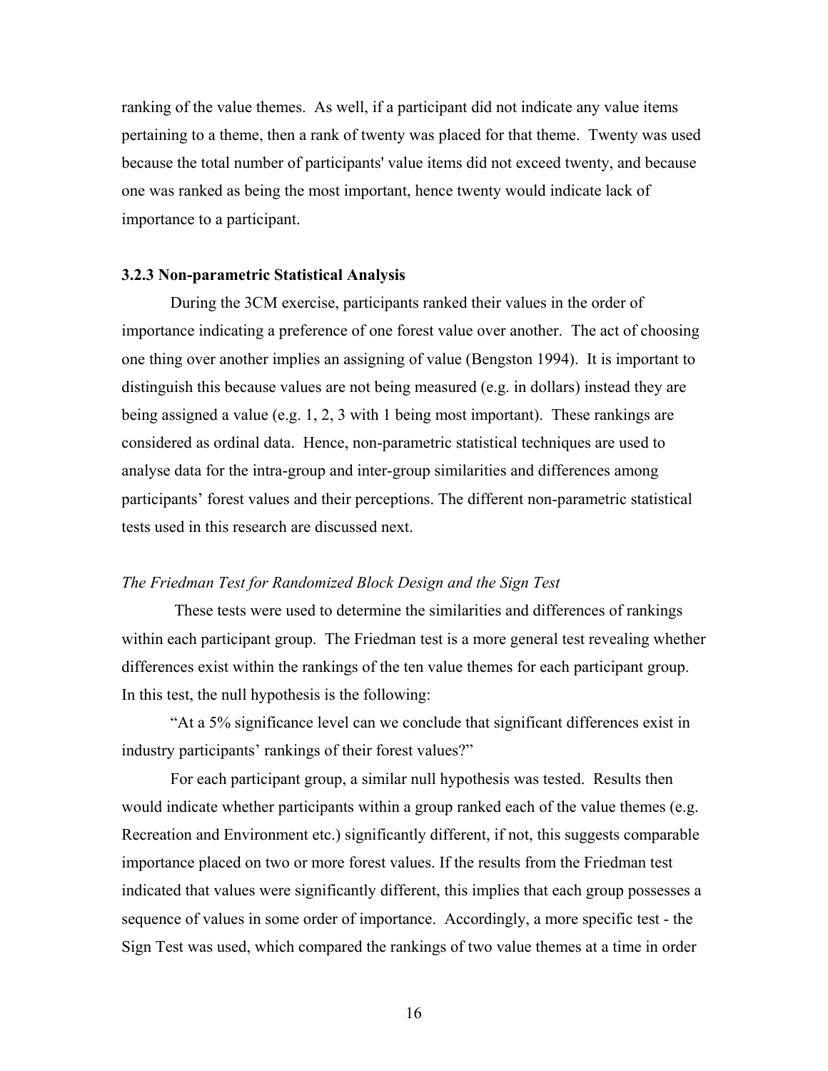ranking of the value themes. As well, if a participant did not indicate any value items pertaining to a theme, then a rank of twenty was placed for that theme. Twenty was used because the total number of participants' value items did not exceed twenty, and because one was ranked as being the most important, hence twenty would indicate lack of importance to a participant.

### 3.2.3 Non-parametric Statistical Analysis

During the 3CM exercise, participants ranked their values in the order of importance indicating a preference of one forest value over another. The act of choosing one thing over another implies an assigning of value (Bengston 1994). It is important to distinguish this because values are not being measured (e.g. in dollars) instead they are being assigned a value (e.g. 1, 2, 3 with 1 being most important). These rankings are considered as ordinal data. Hence, non-parametric statistical techniques are used to analyse data for the intra-group and inter-group similarities and differences among participants' forest values and their perceptions. The different non-parametric statistical tests used in this research are discussed next.

*The Friedman Test for Randomized Block Design and the Sign Test*

These tests were used to determine the similarities and differences of rankings within each participant group. The Friedman test is a more general test revealing whether differences exist within the rankings of the ten value themes for each participant group. In this test, the null hypothesis is the following:

"At a 5% significance level can we conclude that significant differences exist in industry participants' rankings of their forest values?"

For each participant group, a similar null hypothesis was tested. Results then would indicate whether participants within a group ranked each of the value themes (e.g. Recreation and Environment etc.) significantly different, if not, this suggests comparable importance placed on two or more forest values. If the results from the Friedman test indicated that values were significantly different, this implies that each group possesses a sequence of values in some order of importance. Accordingly, a more specific test - the Sign Test was used, which compared the rankings of two value themes at a time in order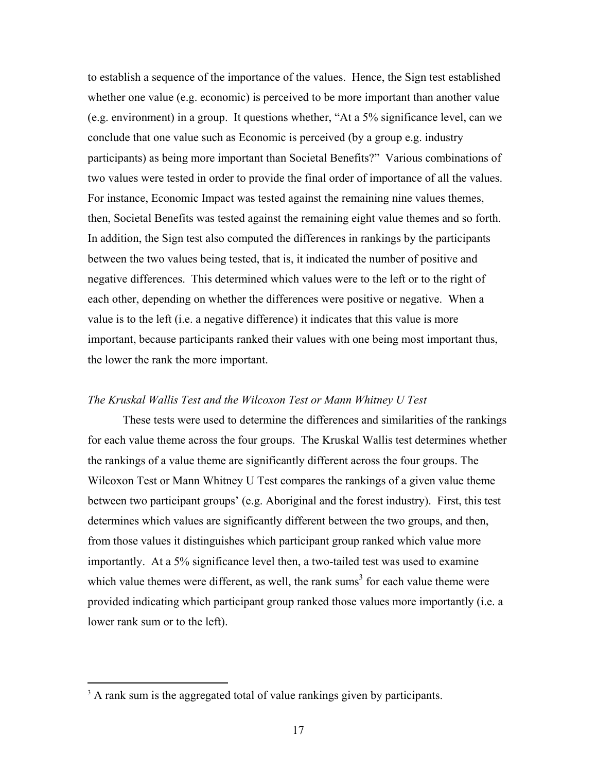to establish a sequence of the importance of the values. Hence, the Sign test established whether one value (e.g. economic) is perceived to be more important than another value (e.g. environment) in a group. It questions whether, "At a 5% significance level, can we conclude that one value such as Economic is perceived (by a group e.g. industry participants) as being more important than Societal Benefits?" Various combinations of two values were tested in order to provide the final order of importance of all the values. For instance, Economic Impact was tested against the remaining nine values themes, then, Societal Benefits was tested against the remaining eight value themes and so forth. In addition, the Sign test also computed the differences in rankings by the participants between the two values being tested, that is, it indicated the number of positive and negative differences. This determined which values were to the left or to the right of each other, depending on whether the differences were positive or negative. When a value is to the left (i.e. a negative difference) it indicates that this value is more important, because participants ranked their values with one being most important thus, the lower the rank the more important.

*The Kruskal Wallis Test and the Wilcoxon Test or Mann Whitney U Test*

These tests were used to determine the differences and similarities of the rankings for each value theme across the four groups. The Kruskal Wallis test determines whether the rankings of a value theme are significantly different across the four groups. The Wilcoxon Test or Mann Whitney U Test compares the rankings of a given value theme between two participant groups' (e.g. Aboriginal and the forest industry). First, this test determines which values are significantly different between the two groups, and then, from those values it distinguishes which participant group ranked which value more importantly. At a 5% significance level then, a two-tailed test was used to examine which value themes were different, as well, the rank sums[3] for each value theme were provided indicating which participant group ranked those values more importantly (i.e. a lower rank sum or to the left).

[3] A rank sum is the aggregated total of value rankings given by participants.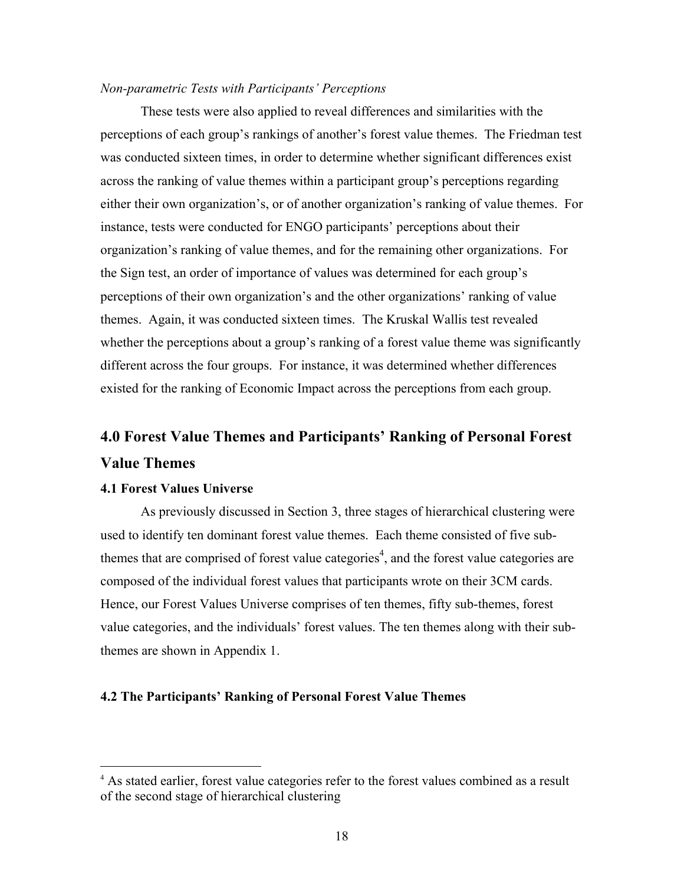*Non-parametric Tests with Participants' Perceptions*

These tests were also applied to reveal differences and similarities with the perceptions of each group's rankings of another's forest value themes. The Friedman test was conducted sixteen times, in order to determine whether significant differences exist across the ranking of value themes within a participant group's perceptions regarding either their own organization's, or of another organization's ranking of value themes. For instance, tests were conducted for ENGO participants' perceptions about their organization's ranking of value themes, and for the remaining other organizations. For the Sign test, an order of importance of values was determined for each group's perceptions of their own organization's and the other organizations' ranking of value themes. Again, it was conducted sixteen times. The Kruskal Wallis test revealed whether the perceptions about a group's ranking of a forest value theme was significantly different across the four groups. For instance, it was determined whether differences existed for the ranking of Economic Impact across the perceptions from each group.

# 4.0 Forest Value Themes and Participants' Ranking of Personal Forest Value Themes

## 4.1 Forest Values Universe

As previously discussed in Section 3, three stages of hierarchical clustering were used to identify ten dominant forest value themes. Each theme consisted of five sub-themes that are comprised of forest value categories[4], and the forest value categories are composed of the individual forest values that participants wrote on their 3CM cards. Hence, our Forest Values Universe comprises of ten themes, fifty sub-themes, forest value categories, and the individuals' forest values. The ten themes along with their sub-themes are shown in Appendix 1.

## 4.2 The Participants' Ranking of Personal Forest Value Themes

[4] As stated earlier, forest value categories refer to the forest values combined as a result of the second stage of hierarchical clustering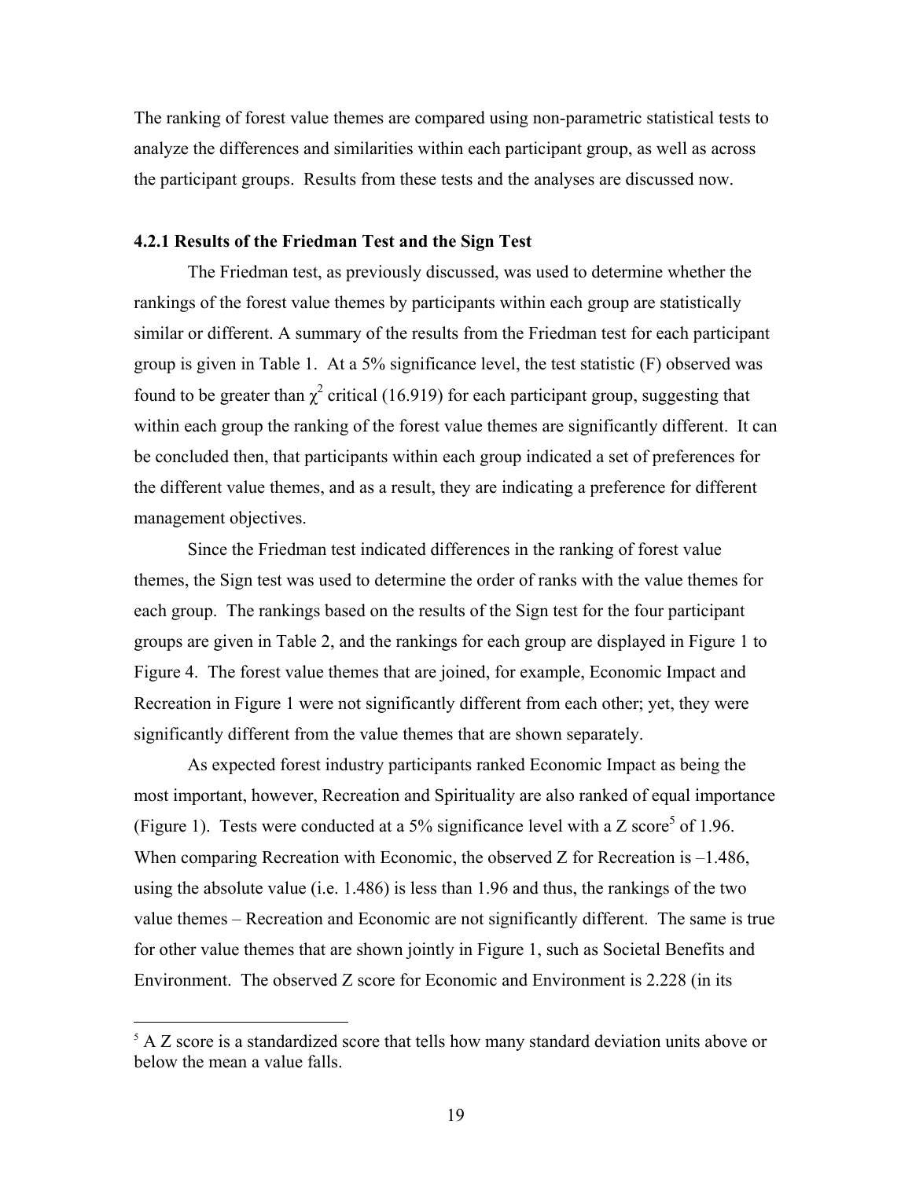The ranking of forest value themes are compared using non-parametric statistical tests to analyze the differences and similarities within each participant group, as well as across the participant groups. Results from these tests and the analyses are discussed now.

### 4.2.1 Results of the Friedman Test and the Sign Test

The Friedman test, as previously discussed, was used to determine whether the rankings of the forest value themes by participants within each group are statistically similar or different. A summary of the results from the Friedman test for each participant group is given in Table 1. At a 5% significance level, the test statistic (F) observed was found to be greater than $\chi^2$ critical (16.919) for each participant group, suggesting that within each group the ranking of the forest value themes are significantly different. It can be concluded then, that participants within each group indicated a set of preferences for the different value themes, and as a result, they are indicating a preference for different management objectives.

Since the Friedman test indicated differences in the ranking of forest value themes, the Sign test was used to determine the order of ranks with the value themes for each group. The rankings based on the results of the Sign test for the four participant groups are given in Table 2, and the rankings for each group are displayed in Figure 1 to Figure 4. The forest value themes that are joined, for example, Economic Impact and Recreation in Figure 1 were not significantly different from each other; yet, they were significantly different from the value themes that are shown separately.

As expected forest industry participants ranked Economic Impact as being the most important, however, Recreation and Spirituality are also ranked of equal importance (Figure 1). Tests were conducted at a 5% significance level with a Z score[5] of 1.96. When comparing Recreation with Economic, the observed Z for Recreation is –1.486, using the absolute value (i.e. 1.486) is less than 1.96 and thus, the rankings of the two value themes – Recreation and Economic are not significantly different. The same is true for other value themes that are shown jointly in Figure 1, such as Societal Benefits and Environment. The observed Z score for Economic and Environment is 2.228 (in its

[5] A Z score is a standardized score that tells how many standard deviation units above or below the mean a value falls.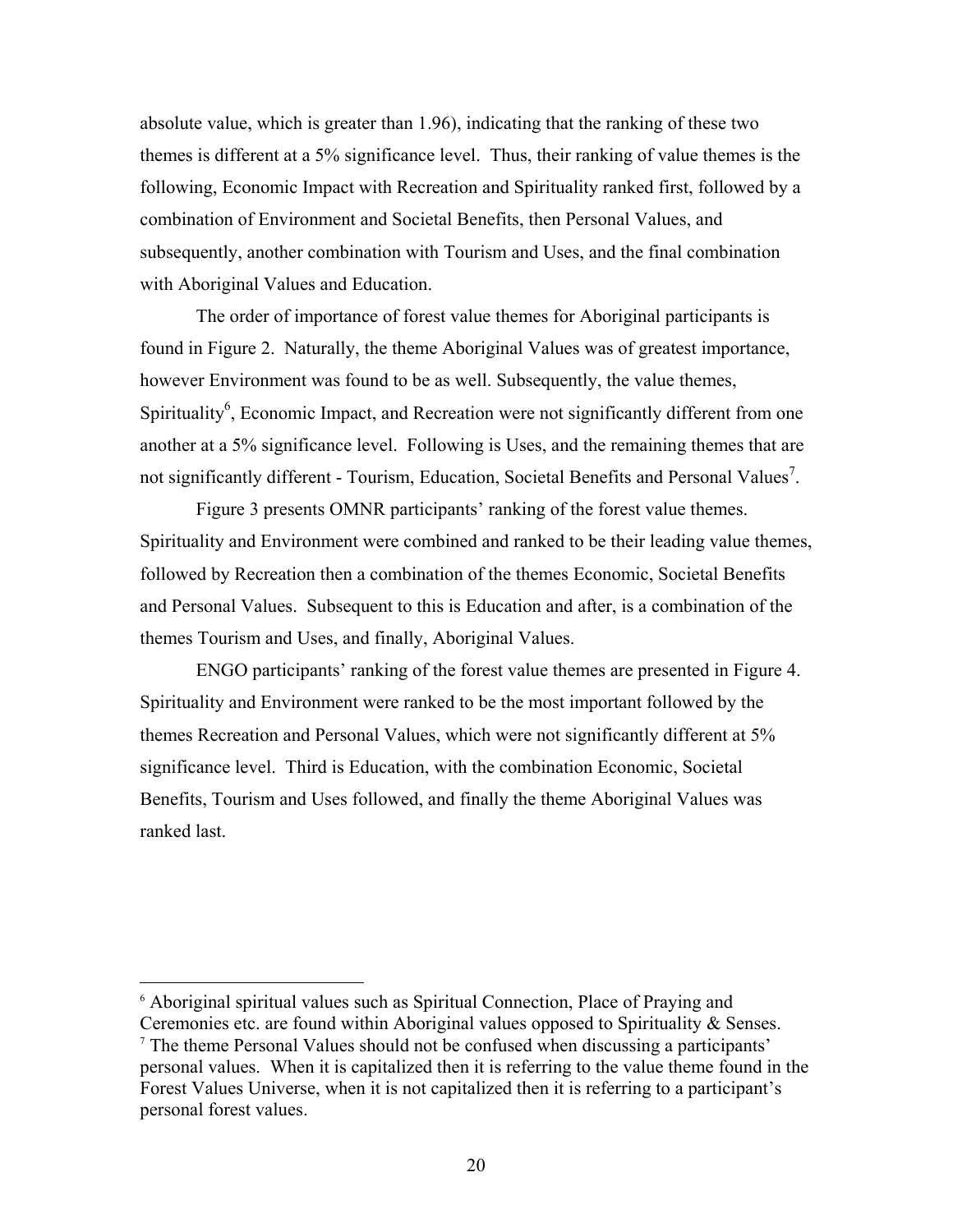absolute value, which is greater than 1.96), indicating that the ranking of these two themes is different at a 5% significance level. Thus, their ranking of value themes is the following, Economic Impact with Recreation and Spirituality ranked first, followed by a combination of Environment and Societal Benefits, then Personal Values, and subsequently, another combination with Tourism and Uses, and the final combination with Aboriginal Values and Education.

The order of importance of forest value themes for Aboriginal participants is found in Figure 2. Naturally, the theme Aboriginal Values was of greatest importance, however Environment was found to be as well. Subsequently, the value themes, Spirituality[6], Economic Impact, and Recreation were not significantly different from one another at a 5% significance level. Following is Uses, and the remaining themes that are not significantly different - Tourism, Education, Societal Benefits and Personal Values[7].

Figure 3 presents OMNR participants' ranking of the forest value themes. Spirituality and Environment were combined and ranked to be their leading value themes, followed by Recreation then a combination of the themes Economic, Societal Benefits and Personal Values. Subsequent to this is Education and after, is a combination of the themes Tourism and Uses, and finally, Aboriginal Values.

ENGO participants' ranking of the forest value themes are presented in Figure 4. Spirituality and Environment were ranked to be the most important followed by the themes Recreation and Personal Values, which were not significantly different at 5% significance level. Third is Education, with the combination Economic, Societal Benefits, Tourism and Uses followed, and finally the theme Aboriginal Values was ranked last.

---

[6] Aboriginal spiritual values such as Spiritual Connection, Place of Praying and Ceremonies etc. are found within Aboriginal values opposed to Spirituality & Senses.

[7] The theme Personal Values should not be confused when discussing a participants' personal values. When it is capitalized then it is referring to the value theme found in the Forest Values Universe, when it is not capitalized then it is referring to a participant's personal forest values.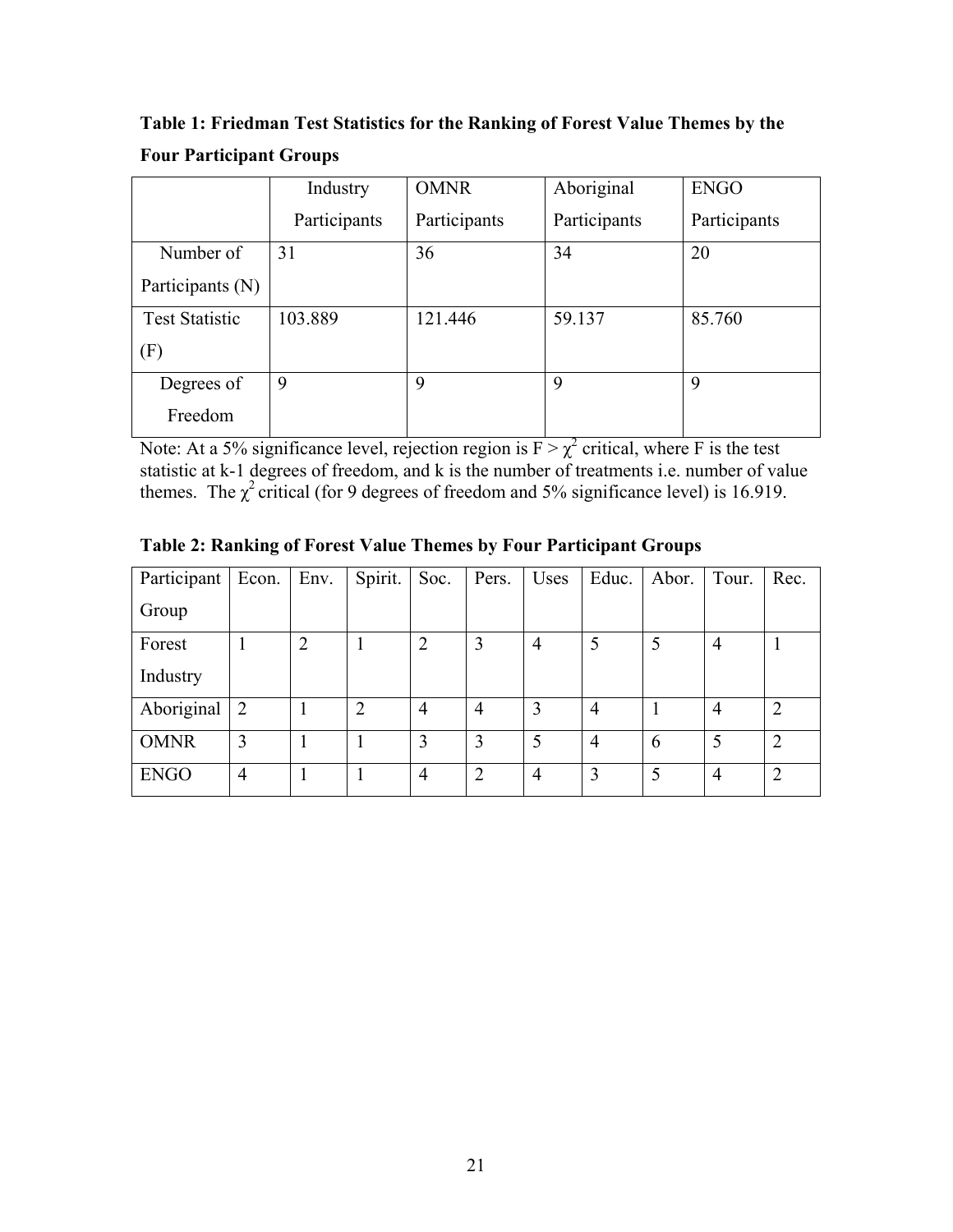**Table 1: Friedman Test Statistics for the Ranking of Forest Value Themes by the Four Participant Groups**

| | Industry Participants | OMNR Participants | Aboriginal Participants | ENGO Participants |
|---|---|---|---|---|
| Number of Participants (N) | 31 | 36 | 34 | 20 |
| Test Statistic (F) | 103.889 | 121.446 | 59.137 | 85.760 |
| Degrees of Freedom | 9 | 9 | 9 | 9 |

Note: At a 5% significance level, rejection region is $F > \chi^2$ critical, where F is the test statistic at k-1 degrees of freedom, and k is the number of treatments i.e. number of value themes. The $\chi^2$ critical (for 9 degrees of freedom and 5% significance level) is 16.919.

**Table 2: Ranking of Forest Value Themes by Four Participant Groups**

| Participant Group | Econ. | Env. | Spirit. | Soc. | Pers. | Uses | Educ. | Abor. | Tour. | Rec. |
|---|---|---|---|---|---|---|---|---|---|---|
| Forest Industry | 1 | 2 | 1 | 2 | 3 | 4 | 5 | 5 | 4 | 1 |
| Aboriginal | 2 | 1 | 2 | 4 | 4 | 3 | 4 | 1 | 4 | 2 |
| OMNR | 3 | 1 | 1 | 3 | 3 | 5 | 4 | 6 | 5 | 2 |
| ENGO | 4 | 1 | 1 | 4 | 2 | 4 | 3 | 5 | 4 | 2 |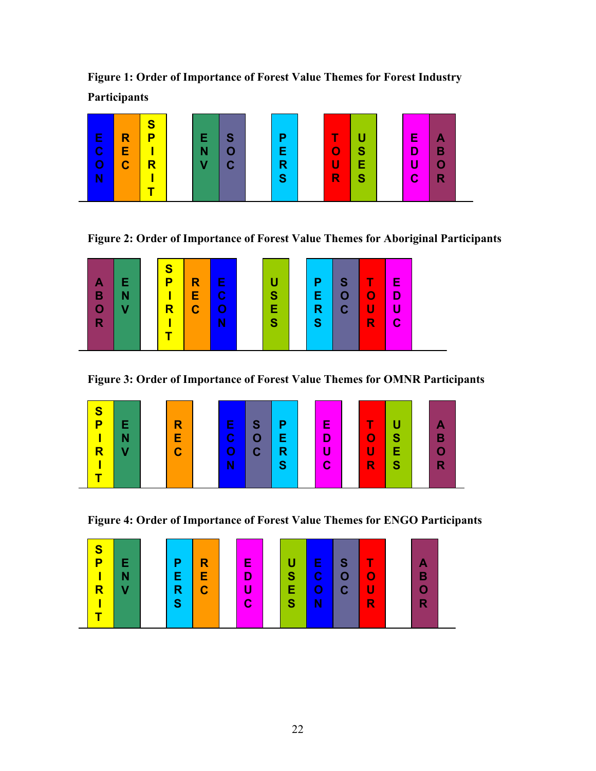**Figure 1: Order of Importance of Forest Value Themes for Forest Industry Participants**

ECON REC SPIRIT | ENV SOC | PERS | TOUR USES | EDUC ABOR

**Figure 2: Order of Importance of Forest Value Themes for Aboriginal Participants**

ABOR ENV | SPIRIT REC ECON | USES | PERS SOC TOUR EDUC

**Figure 3: Order of Importance of Forest Value Themes for OMNR Participants**

SPIRIT ENV | REC | ECON SOC PERS | EDUC | TOUR USES | ABOR

**Figure 4: Order of Importance of Forest Value Themes for ENGO Participants**

SPIRIT ENV | PERS REC | EDUC | USES ECON SOC TOUR | ABOR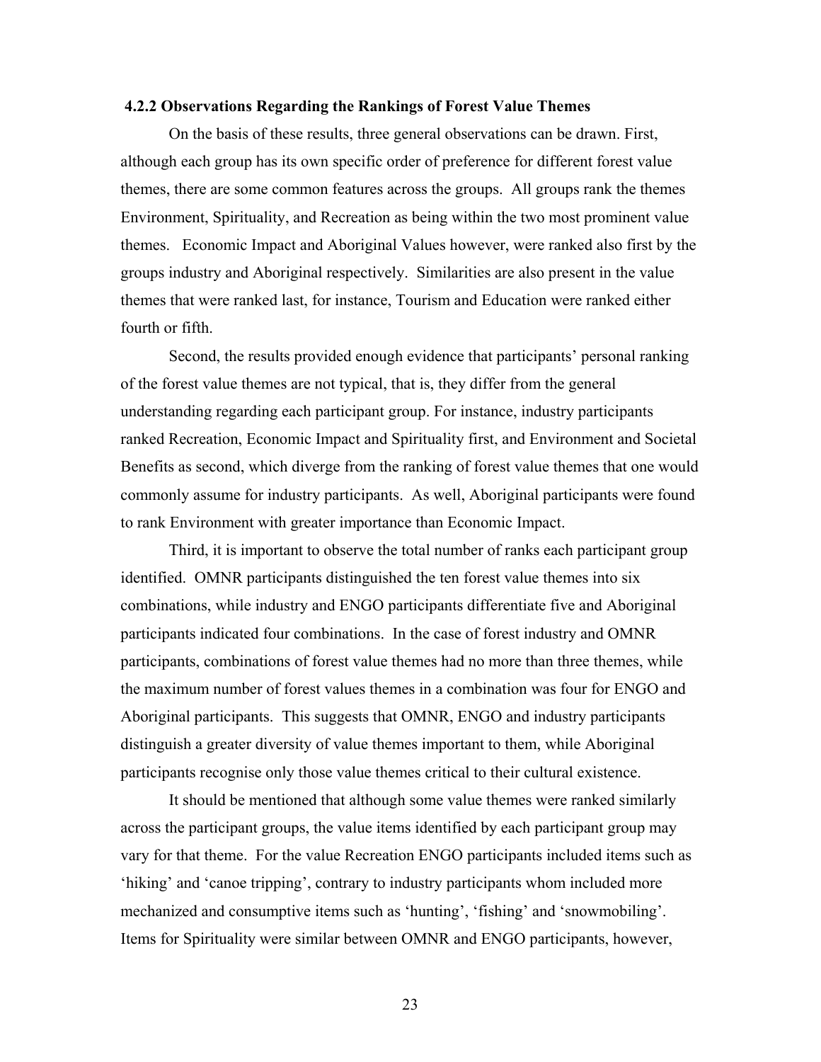### 4.2.2 Observations Regarding the Rankings of Forest Value Themes

On the basis of these results, three general observations can be drawn. First, although each group has its own specific order of preference for different forest value themes, there are some common features across the groups. All groups rank the themes Environment, Spirituality, and Recreation as being within the two most prominent value themes. Economic Impact and Aboriginal Values however, were ranked also first by the groups industry and Aboriginal respectively. Similarities are also present in the value themes that were ranked last, for instance, Tourism and Education were ranked either fourth or fifth.

Second, the results provided enough evidence that participants' personal ranking of the forest value themes are not typical, that is, they differ from the general understanding regarding each participant group. For instance, industry participants ranked Recreation, Economic Impact and Spirituality first, and Environment and Societal Benefits as second, which diverge from the ranking of forest value themes that one would commonly assume for industry participants. As well, Aboriginal participants were found to rank Environment with greater importance than Economic Impact.

Third, it is important to observe the total number of ranks each participant group identified. OMNR participants distinguished the ten forest value themes into six combinations, while industry and ENGO participants differentiate five and Aboriginal participants indicated four combinations. In the case of forest industry and OMNR participants, combinations of forest value themes had no more than three themes, while the maximum number of forest values themes in a combination was four for ENGO and Aboriginal participants. This suggests that OMNR, ENGO and industry participants distinguish a greater diversity of value themes important to them, while Aboriginal participants recognise only those value themes critical to their cultural existence.

It should be mentioned that although some value themes were ranked similarly across the participant groups, the value items identified by each participant group may vary for that theme. For the value Recreation ENGO participants included items such as 'hiking' and 'canoe tripping', contrary to industry participants whom included more mechanized and consumptive items such as 'hunting', 'fishing' and 'snowmobiling'. Items for Spirituality were similar between OMNR and ENGO participants, however,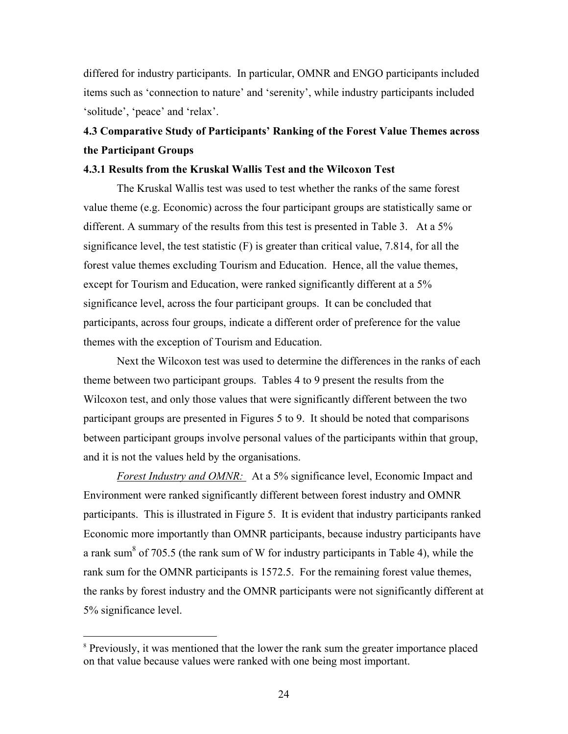differed for industry participants. In particular, OMNR and ENGO participants included items such as 'connection to nature' and 'serenity', while industry participants included 'solitude', 'peace' and 'relax'.

## 4.3 Comparative Study of Participants' Ranking of the Forest Value Themes across the Participant Groups

### 4.3.1 Results from the Kruskal Wallis Test and the Wilcoxon Test

The Kruskal Wallis test was used to test whether the ranks of the same forest value theme (e.g. Economic) across the four participant groups are statistically same or different. A summary of the results from this test is presented in Table 3. At a 5% significance level, the test statistic (F) is greater than critical value, 7.814, for all the forest value themes excluding Tourism and Education. Hence, all the value themes, except for Tourism and Education, were ranked significantly different at a 5% significance level, across the four participant groups. It can be concluded that participants, across four groups, indicate a different order of preference for the value themes with the exception of Tourism and Education.

Next the Wilcoxon test was used to determine the differences in the ranks of each theme between two participant groups. Tables 4 to 9 present the results from the Wilcoxon test, and only those values that were significantly different between the two participant groups are presented in Figures 5 to 9. It should be noted that comparisons between participant groups involve personal values of the participants within that group, and it is not the values held by the organisations.

*Forest Industry and OMNR:* At a 5% significance level, Economic Impact and Environment were ranked significantly different between forest industry and OMNR participants. This is illustrated in Figure 5. It is evident that industry participants ranked Economic more importantly than OMNR participants, because industry participants have a rank sum[8] of 705.5 (the rank sum of W for industry participants in Table 4), while the rank sum for the OMNR participants is 1572.5. For the remaining forest value themes, the ranks by forest industry and the OMNR participants were not significantly different at 5% significance level.

---

[8] Previously, it was mentioned that the lower the rank sum the greater importance placed on that value because values were ranked with one being most important.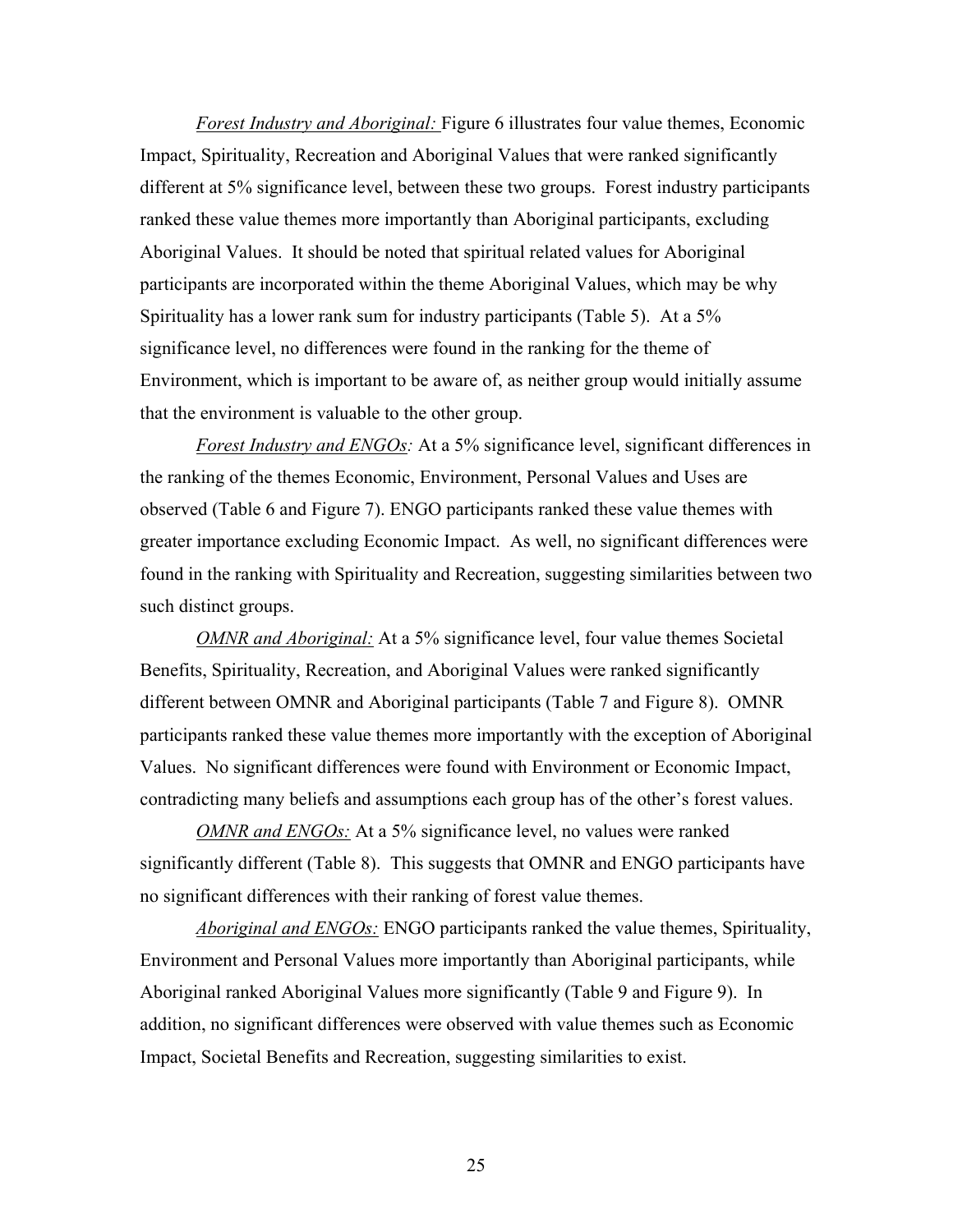*Forest Industry and Aboriginal:* Figure 6 illustrates four value themes, Economic Impact, Spirituality, Recreation and Aboriginal Values that were ranked significantly different at 5% significance level, between these two groups. Forest industry participants ranked these value themes more importantly than Aboriginal participants, excluding Aboriginal Values. It should be noted that spiritual related values for Aboriginal participants are incorporated within the theme Aboriginal Values, which may be why Spirituality has a lower rank sum for industry participants (Table 5). At a 5% significance level, no differences were found in the ranking for the theme of Environment, which is important to be aware of, as neither group would initially assume that the environment is valuable to the other group.

*Forest Industry and ENGOs:* At a 5% significance level, significant differences in the ranking of the themes Economic, Environment, Personal Values and Uses are observed (Table 6 and Figure 7). ENGO participants ranked these value themes with greater importance excluding Economic Impact. As well, no significant differences were found in the ranking with Spirituality and Recreation, suggesting similarities between two such distinct groups.

*OMNR and Aboriginal:* At a 5% significance level, four value themes Societal Benefits, Spirituality, Recreation, and Aboriginal Values were ranked significantly different between OMNR and Aboriginal participants (Table 7 and Figure 8). OMNR participants ranked these value themes more importantly with the exception of Aboriginal Values. No significant differences were found with Environment or Economic Impact, contradicting many beliefs and assumptions each group has of the other's forest values.

*OMNR and ENGOs:* At a 5% significance level, no values were ranked significantly different (Table 8). This suggests that OMNR and ENGO participants have no significant differences with their ranking of forest value themes.

*Aboriginal and ENGOs:* ENGO participants ranked the value themes, Spirituality, Environment and Personal Values more importantly than Aboriginal participants, while Aboriginal ranked Aboriginal Values more significantly (Table 9 and Figure 9). In addition, no significant differences were observed with value themes such as Economic Impact, Societal Benefits and Recreation, suggesting similarities to exist.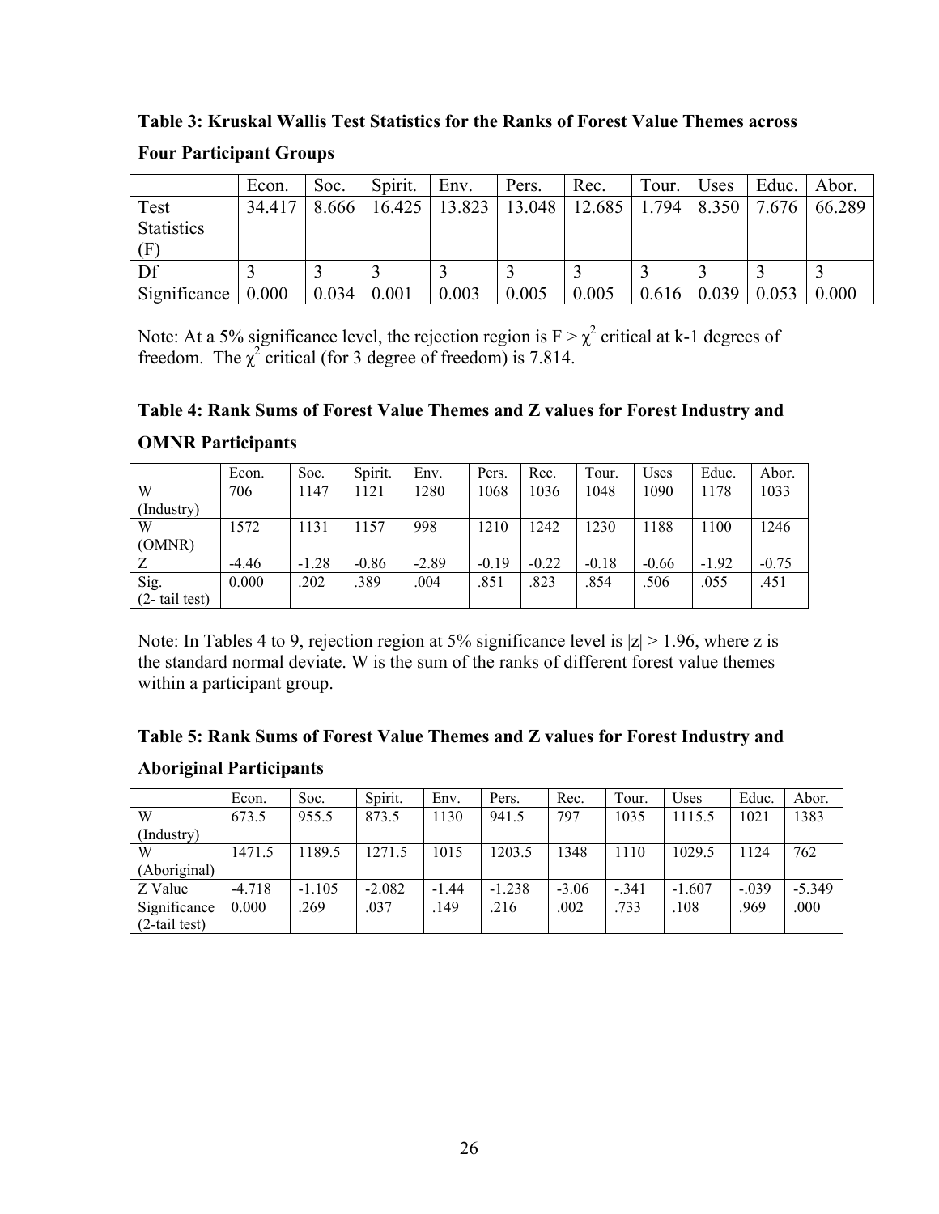**Table 3: Kruskal Wallis Test Statistics for the Ranks of Forest Value Themes across Four Participant Groups**

| | Econ. | Soc. | Spirit. | Env. | Pers. | Rec. | Tour. | Uses | Educ. | Abor. |
|---|---|---|---|---|---|---|---|---|---|---|
| Test Statistics (F) | 34.417 | 8.666 | 16.425 | 13.823 | 13.048 | 12.685 | 1.794 | 8.350 | 7.676 | 66.289 |
| Df | 3 | 3 | 3 | 3 | 3 | 3 | 3 | 3 | 3 | 3 |
| Significance | 0.000 | 0.034 | 0.001 | 0.003 | 0.005 | 0.005 | 0.616 | 0.039 | 0.053 | 0.000 |

Note: At a 5% significance level, the rejection region is F > $\chi^2$ critical at k-1 degrees of freedom. The $\chi^2$ critical (for 3 degree of freedom) is 7.814.

**Table 4: Rank Sums of Forest Value Themes and Z values for Forest Industry and OMNR Participants**

| | Econ. | Soc. | Spirit. | Env. | Pers. | Rec. | Tour. | Uses | Educ. | Abor. |
|---|---|---|---|---|---|---|---|---|---|---|
| W (Industry) | 706 | 1147 | 1121 | 1280 | 1068 | 1036 | 1048 | 1090 | 1178 | 1033 |
| W (OMNR) | 1572 | 1131 | 1157 | 998 | 1210 | 1242 | 1230 | 1188 | 1100 | 1246 |
| Z | -4.46 | -1.28 | -0.86 | -2.89 | -0.19 | -0.22 | -0.18 | -0.66 | -1.92 | -0.75 |
| Sig. (2- tail test) | 0.000 | .202 | .389 | .004 | .851 | .823 | .854 | .506 | .055 | .451 |

Note: In Tables 4 to 9, rejection region at 5% significance level is |z| > 1.96, where z is the standard normal deviate. W is the sum of the ranks of different forest value themes within a participant group.

**Table 5: Rank Sums of Forest Value Themes and Z values for Forest Industry and Aboriginal Participants**

| | Econ. | Soc. | Spirit. | Env. | Pers. | Rec. | Tour. | Uses | Educ. | Abor. |
|---|---|---|---|---|---|---|---|---|---|---|
| W (Industry) | 673.5 | 955.5 | 873.5 | 1130 | 941.5 | 797 | 1035 | 1115.5 | 1021 | 1383 |
| W (Aboriginal) | 1471.5 | 1189.5 | 1271.5 | 1015 | 1203.5 | 1348 | 1110 | 1029.5 | 1124 | 762 |
| Z Value | -4.718 | -1.105 | -2.082 | -1.44 | -1.238 | -3.06 | -.341 | -1.607 | -.039 | -5.349 |
| Significance (2-tail test) | 0.000 | .269 | .037 | .149 | .216 | .002 | .733 | .108 | .969 | .000 |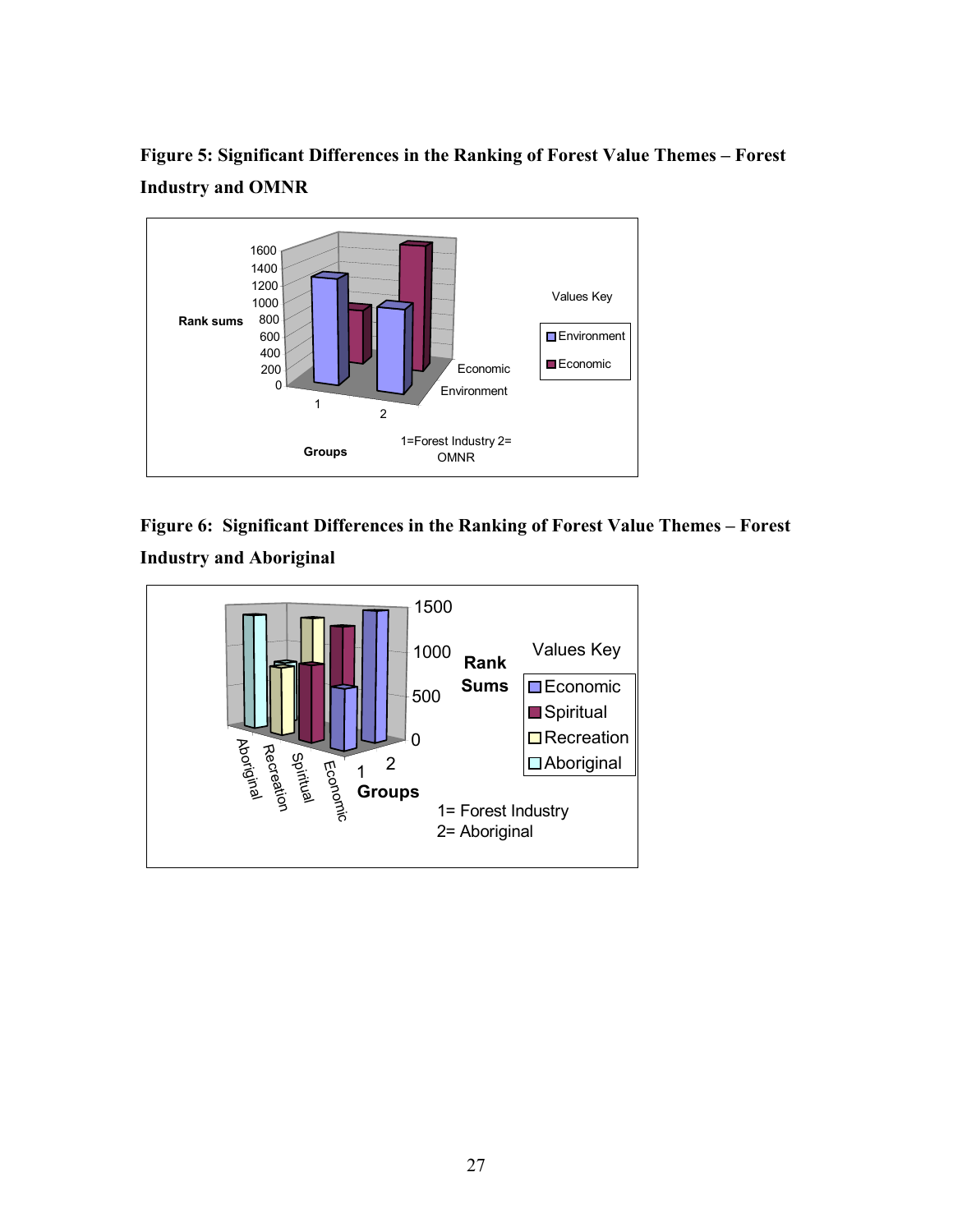**Figure 5: Significant Differences in the Ranking of Forest Value Themes – Forest Industry and OMNR**

**Figure 6: Significant Differences in the Ranking of Forest Value Themes – Forest Industry and Aboriginal**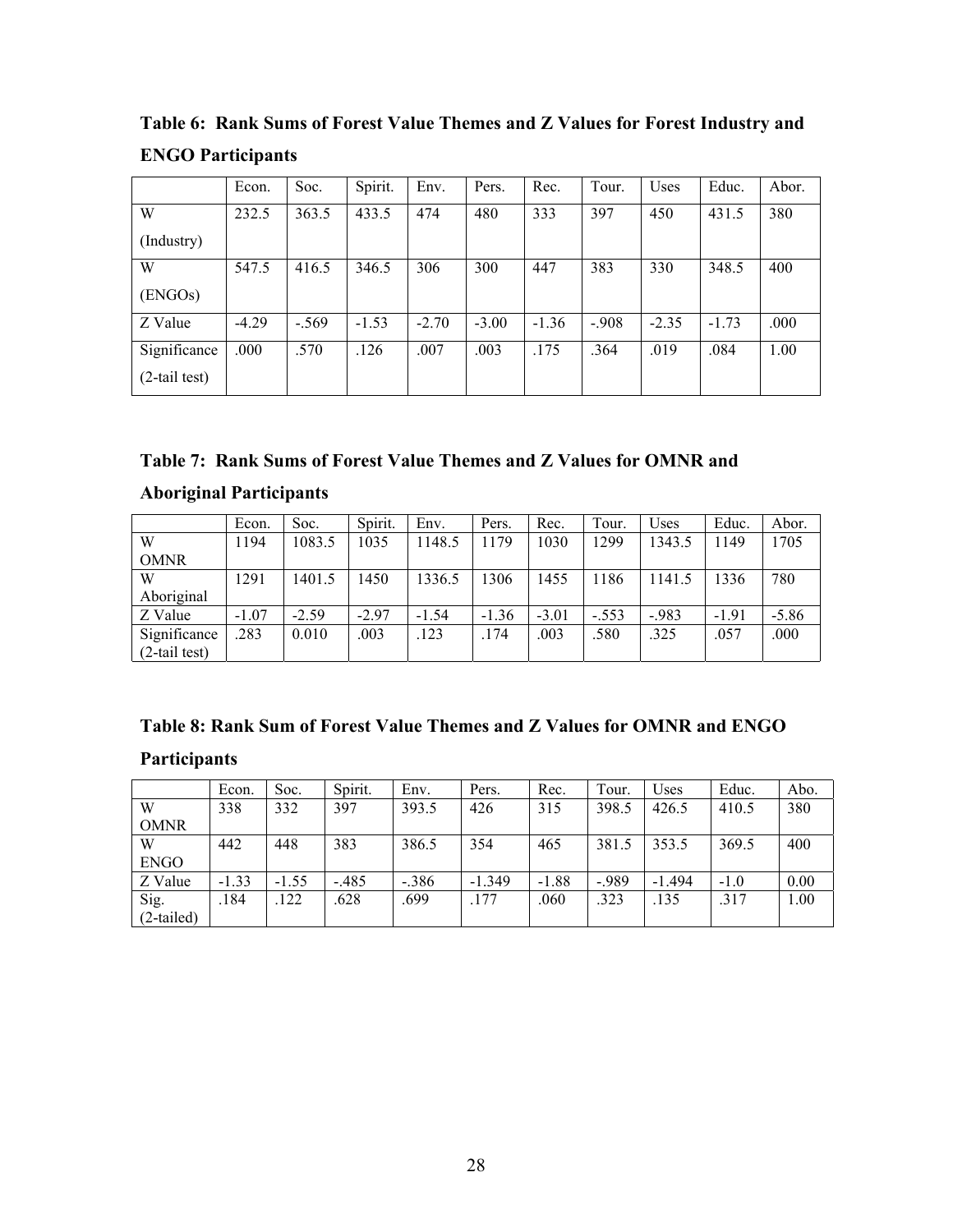**Table 6: Rank Sums of Forest Value Themes and Z Values for Forest Industry and ENGO Participants**

| | Econ. | Soc. | Spirit. | Env. | Pers. | Rec. | Tour. | Uses | Educ. | Abor. |
|---|---|---|---|---|---|---|---|---|---|---|
| W (Industry) | 232.5 | 363.5 | 433.5 | 474 | 480 | 333 | 397 | 450 | 431.5 | 380 |
| W (ENGOs) | 547.5 | 416.5 | 346.5 | 306 | 300 | 447 | 383 | 330 | 348.5 | 400 |
| Z Value | -4.29 | -.569 | -1.53 | -2.70 | -3.00 | -1.36 | -.908 | -2.35 | -1.73 | .000 |
| Significance (2-tail test) | .000 | .570 | .126 | .007 | .003 | .175 | .364 | .019 | .084 | 1.00 |

**Table 7: Rank Sums of Forest Value Themes and Z Values for OMNR and Aboriginal Participants**

| | Econ. | Soc. | Spirit. | Env. | Pers. | Rec. | Tour. | Uses | Educ. | Abor. |
|---|---|---|---|---|---|---|---|---|---|---|
| W OMNR | 1194 | 1083.5 | 1035 | 1148.5 | 1179 | 1030 | 1299 | 1343.5 | 1149 | 1705 |
| W Aboriginal | 1291 | 1401.5 | 1450 | 1336.5 | 1306 | 1455 | 1186 | 1141.5 | 1336 | 780 |
| Z Value | -1.07 | -2.59 | -2.97 | -1.54 | -1.36 | -3.01 | -.553 | -.983 | -1.91 | -5.86 |
| Significance (2-tail test) | .283 | 0.010 | .003 | .123 | .174 | .003 | .580 | .325 | .057 | .000 |

**Table 8: Rank Sum of Forest Value Themes and Z Values for OMNR and ENGO Participants**

| | Econ. | Soc. | Spirit. | Env. | Pers. | Rec. | Tour. | Uses | Educ. | Abo. |
|---|---|---|---|---|---|---|---|---|---|---|
| W OMNR | 338 | 332 | 397 | 393.5 | 426 | 315 | 398.5 | 426.5 | 410.5 | 380 |
| W ENGO | 442 | 448 | 383 | 386.5 | 354 | 465 | 381.5 | 353.5 | 369.5 | 400 |
| Z Value | -1.33 | -1.55 | -.485 | -.386 | -1.349 | -1.88 | -.989 | -1.494 | -1.0 | 0.00 |
| Sig. (2-tailed) | .184 | .122 | .628 | .699 | .177 | .060 | .323 | .135 | .317 | 1.00 |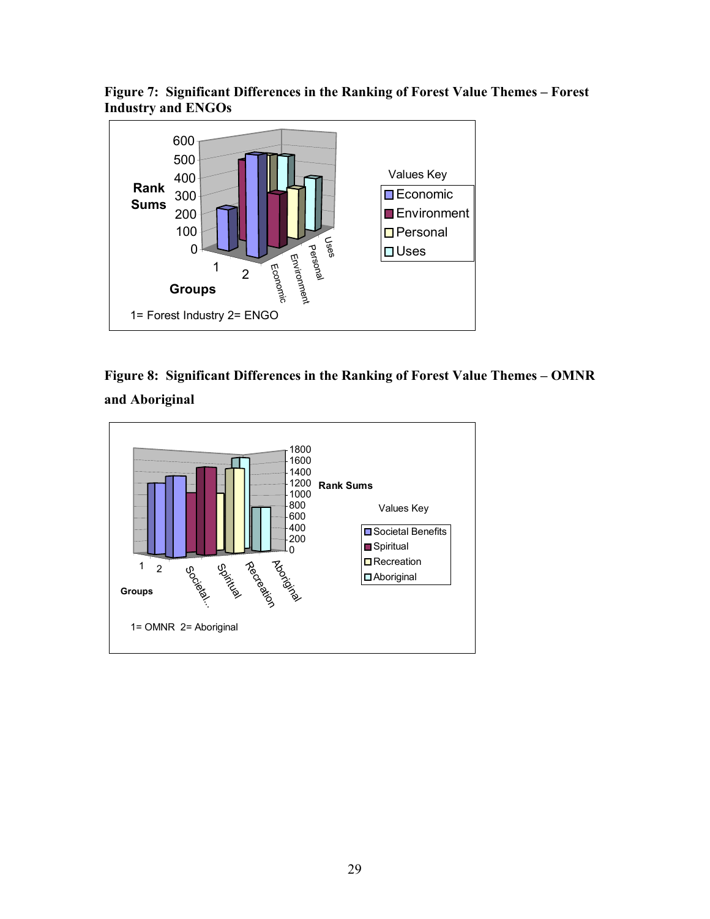**Figure 7: Significant Differences in the Ranking of Forest Value Themes – Forest Industry and ENGOs**

**Figure 8: Significant Differences in the Ranking of Forest Value Themes – OMNR and Aboriginal**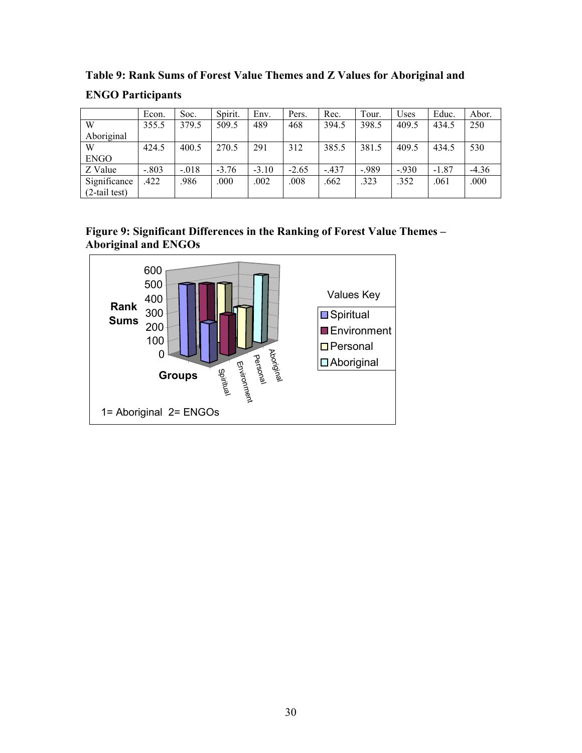**Table 9: Rank Sums of Forest Value Themes and Z Values for Aboriginal and ENGO Participants**

| | Econ. | Soc. | Spirit. | Env. | Pers. | Rec. | Tour. | Uses | Educ. | Abor. |
|---|---|---|---|---|---|---|---|---|---|---|
| W Aboriginal | 355.5 | 379.5 | 509.5 | 489 | 468 | 394.5 | 398.5 | 409.5 | 434.5 | 250 |
| W ENGO | 424.5 | 400.5 | 270.5 | 291 | 312 | 385.5 | 381.5 | 409.5 | 434.5 | 530 |
| Z Value | -.803 | -.018 | -3.76 | -3.10 | -2.65 | -.437 | -.989 | -.930 | -1.87 | -4.36 |
| Significance (2-tail test) | .422 | .986 | .000 | .002 | .008 | .662 | .323 | .352 | .061 | .000 |

**Figure 9: Significant Differences in the Ranking of Forest Value Themes – Aboriginal and ENGOs**

1= Aboriginal 2= ENGOs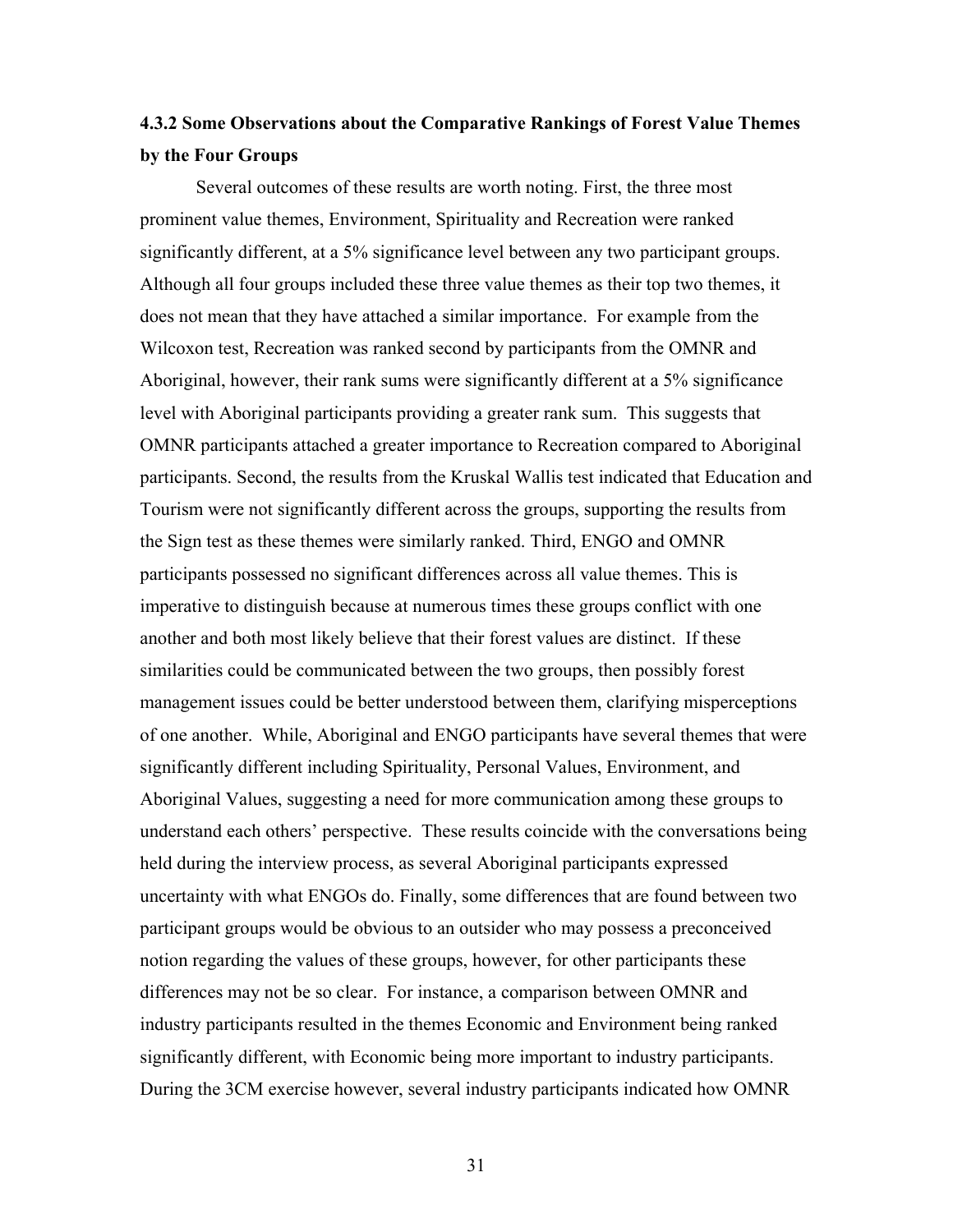### 4.3.2 Some Observations about the Comparative Rankings of Forest Value Themes by the Four Groups

Several outcomes of these results are worth noting. First, the three most prominent value themes, Environment, Spirituality and Recreation were ranked significantly different, at a 5% significance level between any two participant groups. Although all four groups included these three value themes as their top two themes, it does not mean that they have attached a similar importance. For example from the Wilcoxon test, Recreation was ranked second by participants from the OMNR and Aboriginal, however, their rank sums were significantly different at a 5% significance level with Aboriginal participants providing a greater rank sum. This suggests that OMNR participants attached a greater importance to Recreation compared to Aboriginal participants. Second, the results from the Kruskal Wallis test indicated that Education and Tourism were not significantly different across the groups, supporting the results from the Sign test as these themes were similarly ranked. Third, ENGO and OMNR participants possessed no significant differences across all value themes. This is imperative to distinguish because at numerous times these groups conflict with one another and both most likely believe that their forest values are distinct. If these similarities could be communicated between the two groups, then possibly forest management issues could be better understood between them, clarifying misperceptions of one another. While, Aboriginal and ENGO participants have several themes that were significantly different including Spirituality, Personal Values, Environment, and Aboriginal Values, suggesting a need for more communication among these groups to understand each others' perspective. These results coincide with the conversations being held during the interview process, as several Aboriginal participants expressed uncertainty with what ENGOs do. Finally, some differences that are found between two participant groups would be obvious to an outsider who may possess a preconceived notion regarding the values of these groups, however, for other participants these differences may not be so clear. For instance, a comparison between OMNR and industry participants resulted in the themes Economic and Environment being ranked significantly different, with Economic being more important to industry participants. During the 3CM exercise however, several industry participants indicated how OMNR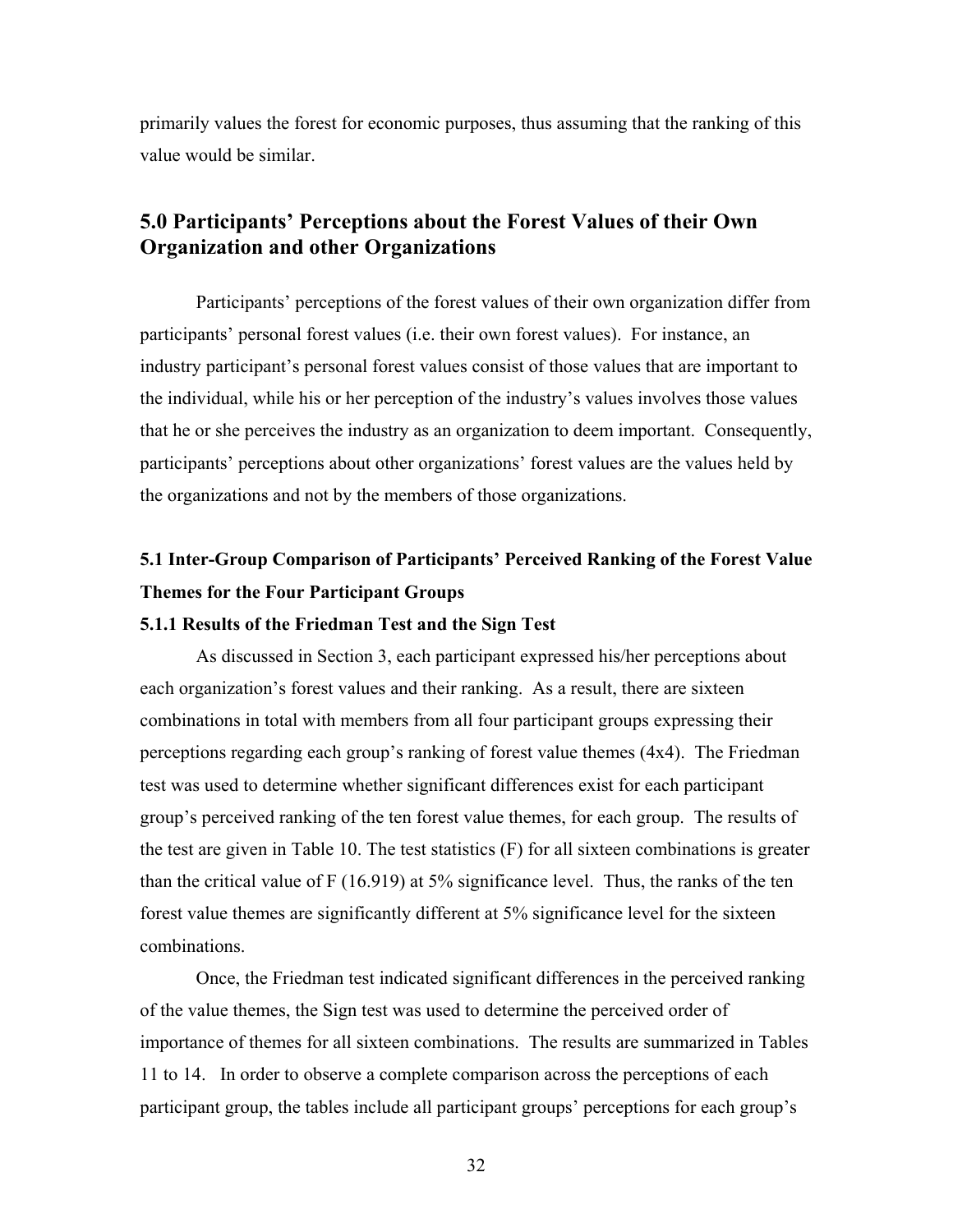primarily values the forest for economic purposes, thus assuming that the ranking of this value would be similar.

## 5.0 Participants' Perceptions about the Forest Values of their Own Organization and other Organizations

Participants' perceptions of the forest values of their own organization differ from participants' personal forest values (i.e. their own forest values). For instance, an industry participant's personal forest values consist of those values that are important to the individual, while his or her perception of the industry's values involves those values that he or she perceives the industry as an organization to deem important. Consequently, participants' perceptions about other organizations' forest values are the values held by the organizations and not by the members of those organizations.

### 5.1 Inter-Group Comparison of Participants' Perceived Ranking of the Forest Value Themes for the Four Participant Groups

#### 5.1.1 Results of the Friedman Test and the Sign Test

As discussed in Section 3, each participant expressed his/her perceptions about each organization's forest values and their ranking. As a result, there are sixteen combinations in total with members from all four participant groups expressing their perceptions regarding each group's ranking of forest value themes (4x4). The Friedman test was used to determine whether significant differences exist for each participant group's perceived ranking of the ten forest value themes, for each group. The results of the test are given in Table 10. The test statistics (F) for all sixteen combinations is greater than the critical value of F (16.919) at 5% significance level. Thus, the ranks of the ten forest value themes are significantly different at 5% significance level for the sixteen combinations.

Once, the Friedman test indicated significant differences in the perceived ranking of the value themes, the Sign test was used to determine the perceived order of importance of themes for all sixteen combinations. The results are summarized in Tables 11 to 14. In order to observe a complete comparison across the perceptions of each participant group, the tables include all participant groups' perceptions for each group's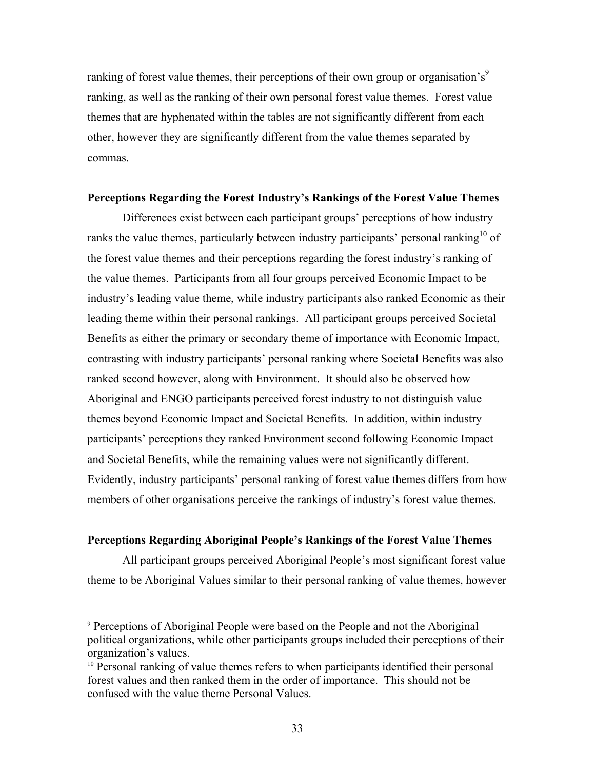ranking of forest value themes, their perceptions of their own group or organisation's[9] ranking, as well as the ranking of their own personal forest value themes. Forest value themes that are hyphenated within the tables are not significantly different from each other, however they are significantly different from the value themes separated by commas.

### Perceptions Regarding the Forest Industry's Rankings of the Forest Value Themes

Differences exist between each participant groups' perceptions of how industry ranks the value themes, particularly between industry participants' personal ranking[10] of the forest value themes and their perceptions regarding the forest industry's ranking of the value themes. Participants from all four groups perceived Economic Impact to be industry's leading value theme, while industry participants also ranked Economic as their leading theme within their personal rankings. All participant groups perceived Societal Benefits as either the primary or secondary theme of importance with Economic Impact, contrasting with industry participants' personal ranking where Societal Benefits was also ranked second however, along with Environment. It should also be observed how Aboriginal and ENGO participants perceived forest industry to not distinguish value themes beyond Economic Impact and Societal Benefits. In addition, within industry participants' perceptions they ranked Environment second following Economic Impact and Societal Benefits, while the remaining values were not significantly different. Evidently, industry participants' personal ranking of forest value themes differs from how members of other organisations perceive the rankings of industry's forest value themes.

### Perceptions Regarding Aboriginal People's Rankings of the Forest Value Themes

All participant groups perceived Aboriginal People's most significant forest value theme to be Aboriginal Values similar to their personal ranking of value themes, however

---

[9] Perceptions of Aboriginal People were based on the People and not the Aboriginal political organizations, while other participants groups included their perceptions of their organization's values.

[10] Personal ranking of value themes refers to when participants identified their personal forest values and then ranked them in the order of importance. This should not be confused with the value theme Personal Values.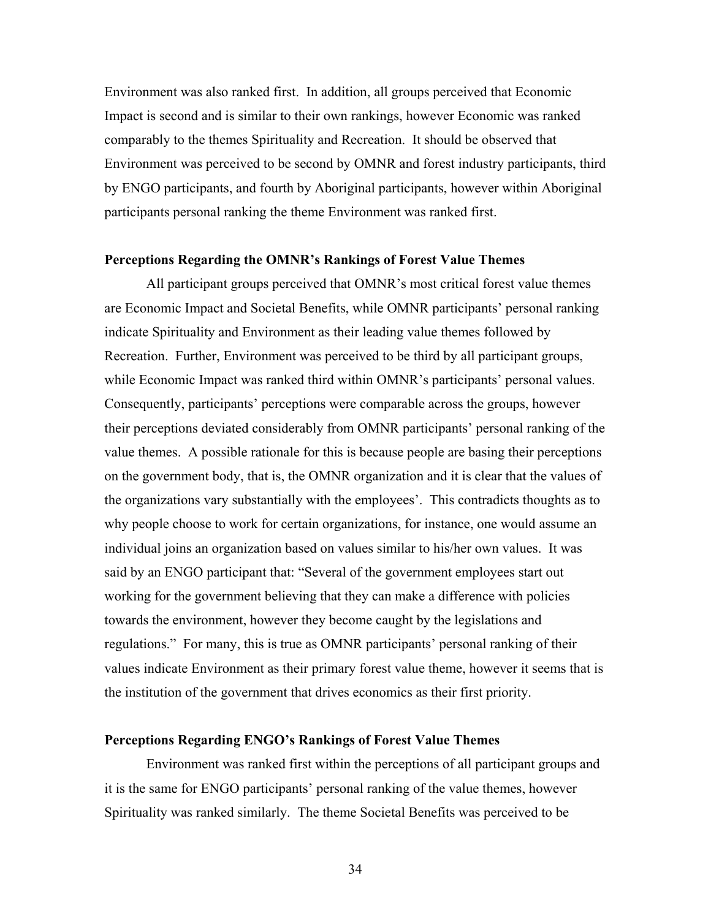Environment was also ranked first. In addition, all groups perceived that Economic Impact is second and is similar to their own rankings, however Economic was ranked comparably to the themes Spirituality and Recreation. It should be observed that Environment was perceived to be second by OMNR and forest industry participants, third by ENGO participants, and fourth by Aboriginal participants, however within Aboriginal participants personal ranking the theme Environment was ranked first.

**Perceptions Regarding the OMNR's Rankings of Forest Value Themes**

All participant groups perceived that OMNR's most critical forest value themes are Economic Impact and Societal Benefits, while OMNR participants' personal ranking indicate Spirituality and Environment as their leading value themes followed by Recreation. Further, Environment was perceived to be third by all participant groups, while Economic Impact was ranked third within OMNR's participants' personal values. Consequently, participants' perceptions were comparable across the groups, however their perceptions deviated considerably from OMNR participants' personal ranking of the value themes. A possible rationale for this is because people are basing their perceptions on the government body, that is, the OMNR organization and it is clear that the values of the organizations vary substantially with the employees'. This contradicts thoughts as to why people choose to work for certain organizations, for instance, one would assume an individual joins an organization based on values similar to his/her own values. It was said by an ENGO participant that: "Several of the government employees start out working for the government believing that they can make a difference with policies towards the environment, however they become caught by the legislations and regulations." For many, this is true as OMNR participants' personal ranking of their values indicate Environment as their primary forest value theme, however it seems that is the institution of the government that drives economics as their first priority.

**Perceptions Regarding ENGO's Rankings of Forest Value Themes**

Environment was ranked first within the perceptions of all participant groups and it is the same for ENGO participants' personal ranking of the value themes, however Spirituality was ranked similarly. The theme Societal Benefits was perceived to be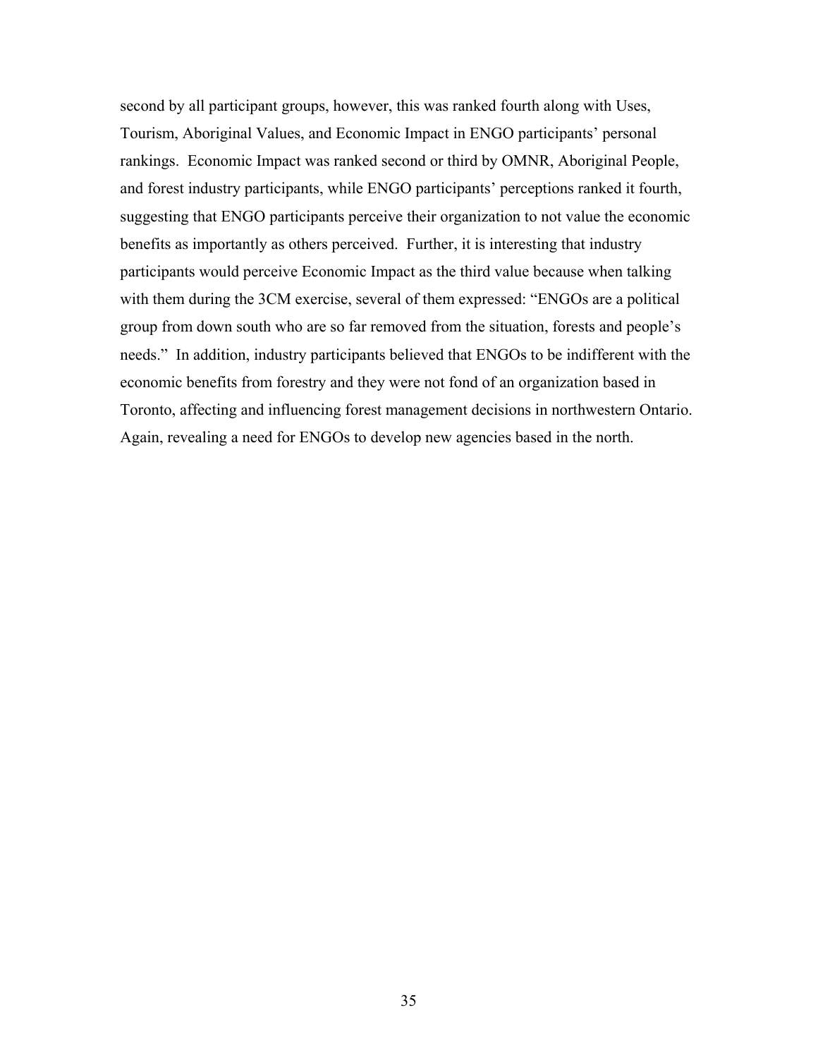second by all participant groups, however, this was ranked fourth along with Uses, Tourism, Aboriginal Values, and Economic Impact in ENGO participants' personal rankings. Economic Impact was ranked second or third by OMNR, Aboriginal People, and forest industry participants, while ENGO participants' perceptions ranked it fourth, suggesting that ENGO participants perceive their organization to not value the economic benefits as importantly as others perceived. Further, it is interesting that industry participants would perceive Economic Impact as the third value because when talking with them during the 3CM exercise, several of them expressed: "ENGOs are a political group from down south who are so far removed from the situation, forests and people's needs." In addition, industry participants believed that ENGOs to be indifferent with the economic benefits from forestry and they were not fond of an organization based in Toronto, affecting and influencing forest management decisions in northwestern Ontario. Again, revealing a need for ENGOs to develop new agencies based in the north.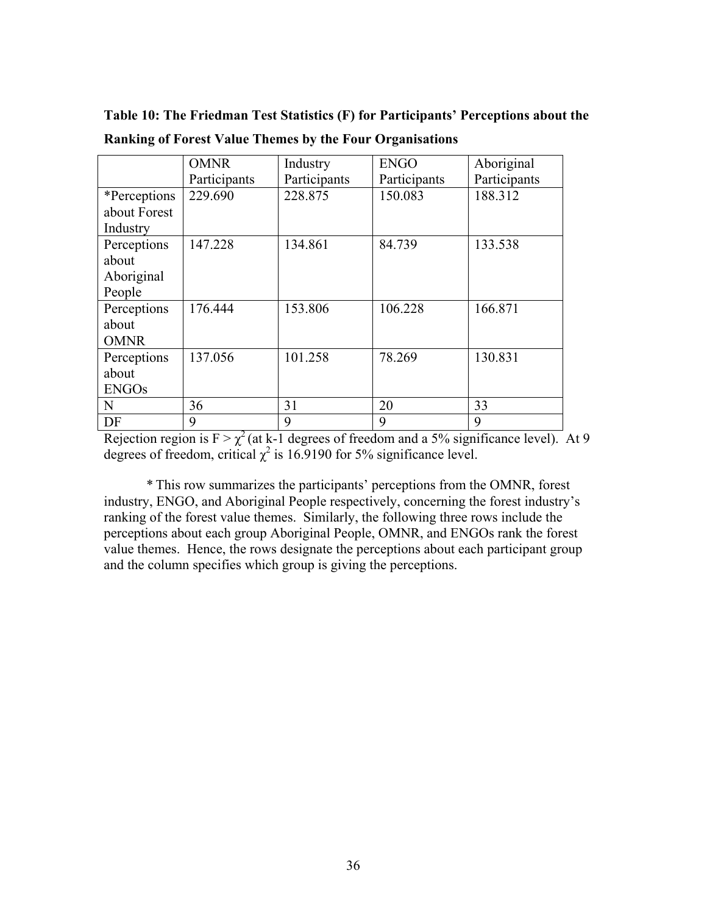**Table 10: The Friedman Test Statistics (F) for Participants' Perceptions about the Ranking of Forest Value Themes by the Four Organisations**

| | OMNR Participants | Industry Participants | ENGO Participants | Aboriginal Participants |
|---|---|---|---|---|
| *Perceptions about Forest Industry | 229.690 | 228.875 | 150.083 | 188.312 |
| Perceptions about Aboriginal People | 147.228 | 134.861 | 84.739 | 133.538 |
| Perceptions about OMNR | 176.444 | 153.806 | 106.228 | 166.871 |
| Perceptions about ENGOs | 137.056 | 101.258 | 78.269 | 130.831 |
| N | 36 | 31 | 20 | 33 |
| DF | 9 | 9 | 9 | 9 |

Rejection region is $F > \chi^2$ (at k-1 degrees of freedom and a 5% significance level). At 9 degrees of freedom, critical $\chi^2$ is 16.9190 for 5% significance level.

\* This row summarizes the participants' perceptions from the OMNR, forest industry, ENGO, and Aboriginal People respectively, concerning the forest industry's ranking of the forest value themes. Similarly, the following three rows include the perceptions about each group Aboriginal People, OMNR, and ENGOs rank the forest value themes. Hence, the rows designate the perceptions about each participant group and the column specifies which group is giving the perceptions.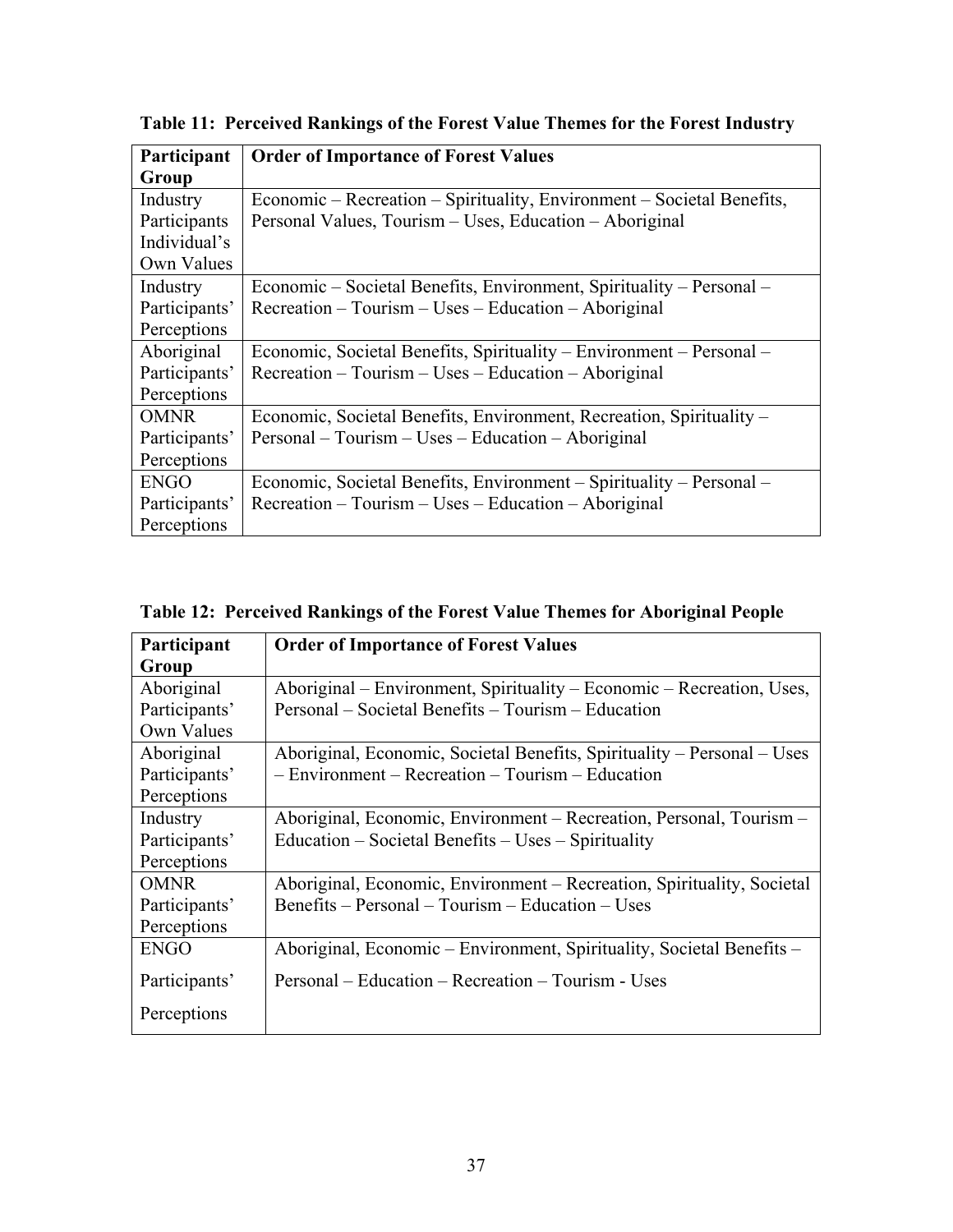**Table 11: Perceived Rankings of the Forest Value Themes for the Forest Industry**

| Participant Group | Order of Importance of Forest Values |
|---|---|
| Industry Participants Individual's Own Values | Economic – Recreation – Spirituality, Environment – Societal Benefits, Personal Values, Tourism – Uses, Education – Aboriginal |
| Industry Participants' Perceptions | Economic – Societal Benefits, Environment, Spirituality – Personal – Recreation – Tourism – Uses – Education – Aboriginal |
| Aboriginal Participants' Perceptions | Economic, Societal Benefits, Spirituality – Environment – Personal – Recreation – Tourism – Uses – Education – Aboriginal |
| OMNR Participants' Perceptions | Economic, Societal Benefits, Environment, Recreation, Spirituality – Personal – Tourism – Uses – Education – Aboriginal |
| ENGO Participants' Perceptions | Economic, Societal Benefits, Environment – Spirituality – Personal – Recreation – Tourism – Uses – Education – Aboriginal |

**Table 12: Perceived Rankings of the Forest Value Themes for Aboriginal People**

| Participant Group | Order of Importance of Forest Values |
|---|---|
| Aboriginal Participants' Own Values | Aboriginal – Environment, Spirituality – Economic – Recreation, Uses, Personal – Societal Benefits – Tourism – Education |
| Aboriginal Participants' Perceptions | Aboriginal, Economic, Societal Benefits, Spirituality – Personal – Uses – Environment – Recreation – Tourism – Education |
| Industry Participants' Perceptions | Aboriginal, Economic, Environment – Recreation, Personal, Tourism – Education – Societal Benefits – Uses – Spirituality |
| OMNR Participants' Perceptions | Aboriginal, Economic, Environment – Recreation, Spirituality, Societal Benefits – Personal – Tourism – Education – Uses |
| ENGO Participants' Perceptions | Aboriginal, Economic – Environment, Spirituality, Societal Benefits – Personal – Education – Recreation – Tourism - Uses |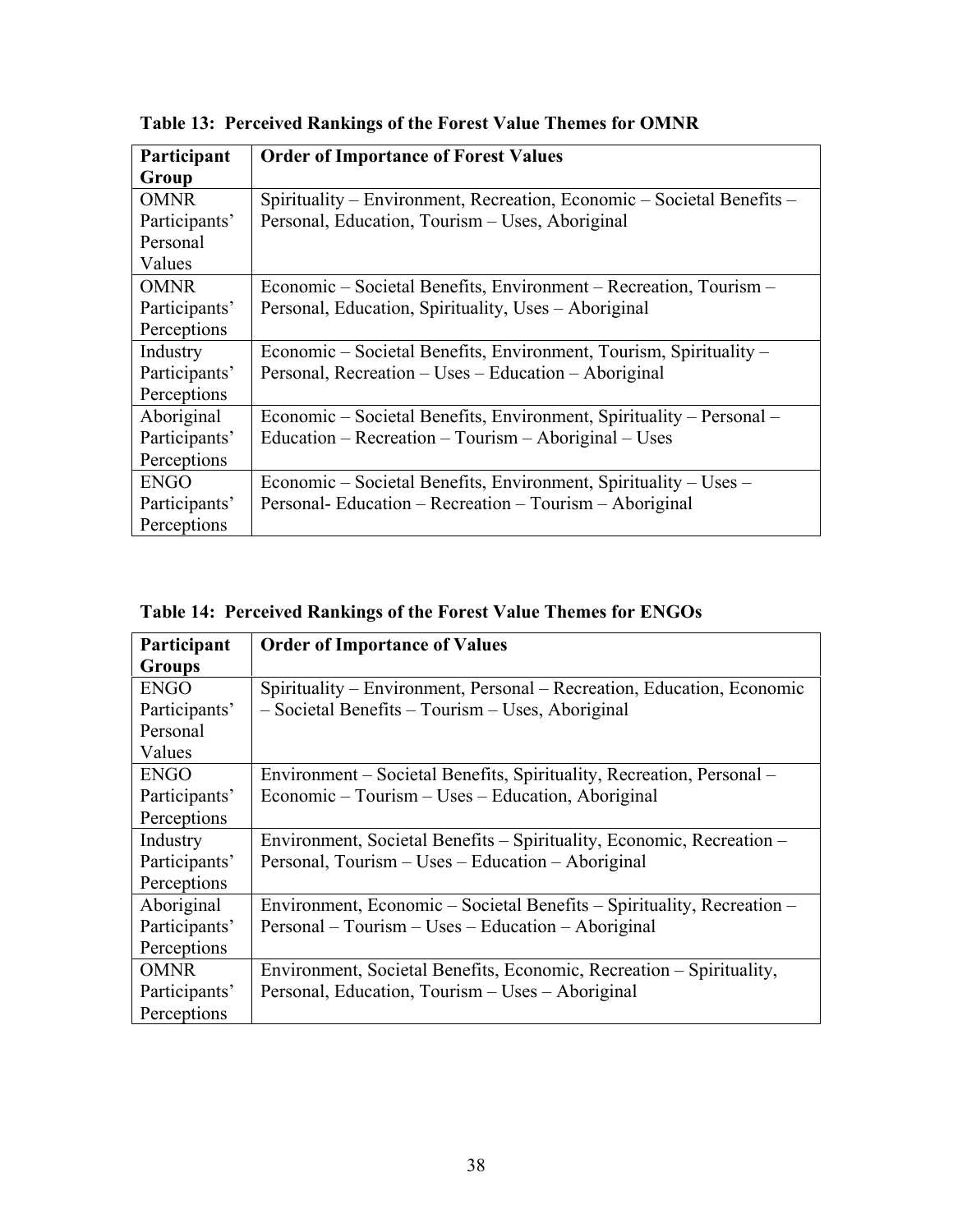**Table 13: Perceived Rankings of the Forest Value Themes for OMNR**

| Participant Group | Order of Importance of Forest Values |
| --- | --- |
| OMNR Participants' Personal Values | Spirituality – Environment, Recreation, Economic – Societal Benefits – Personal, Education, Tourism – Uses, Aboriginal |
| OMNR Participants' Perceptions | Economic – Societal Benefits, Environment – Recreation, Tourism – Personal, Education, Spirituality, Uses – Aboriginal |
| Industry Participants' Perceptions | Economic – Societal Benefits, Environment, Tourism, Spirituality – Personal, Recreation – Uses – Education – Aboriginal |
| Aboriginal Participants' Perceptions | Economic – Societal Benefits, Environment, Spirituality – Personal – Education – Recreation – Tourism – Aboriginal – Uses |
| ENGO Participants' Perceptions | Economic – Societal Benefits, Environment, Spirituality – Uses – Personal- Education – Recreation – Tourism – Aboriginal |

**Table 14: Perceived Rankings of the Forest Value Themes for ENGOs**

| Participant Groups | Order of Importance of Values |
| --- | --- |
| ENGO Participants' Personal Values | Spirituality – Environment, Personal – Recreation, Education, Economic – Societal Benefits – Tourism – Uses, Aboriginal |
| ENGO Participants' Perceptions | Environment – Societal Benefits, Spirituality, Recreation, Personal – Economic – Tourism – Uses – Education, Aboriginal |
| Industry Participants' Perceptions | Environment, Societal Benefits – Spirituality, Economic, Recreation – Personal, Tourism – Uses – Education – Aboriginal |
| Aboriginal Participants' Perceptions | Environment, Economic – Societal Benefits – Spirituality, Recreation – Personal – Tourism – Uses – Education – Aboriginal |
| OMNR Participants' Perceptions | Environment, Societal Benefits, Economic, Recreation – Spirituality, Personal, Education, Tourism – Uses – Aboriginal |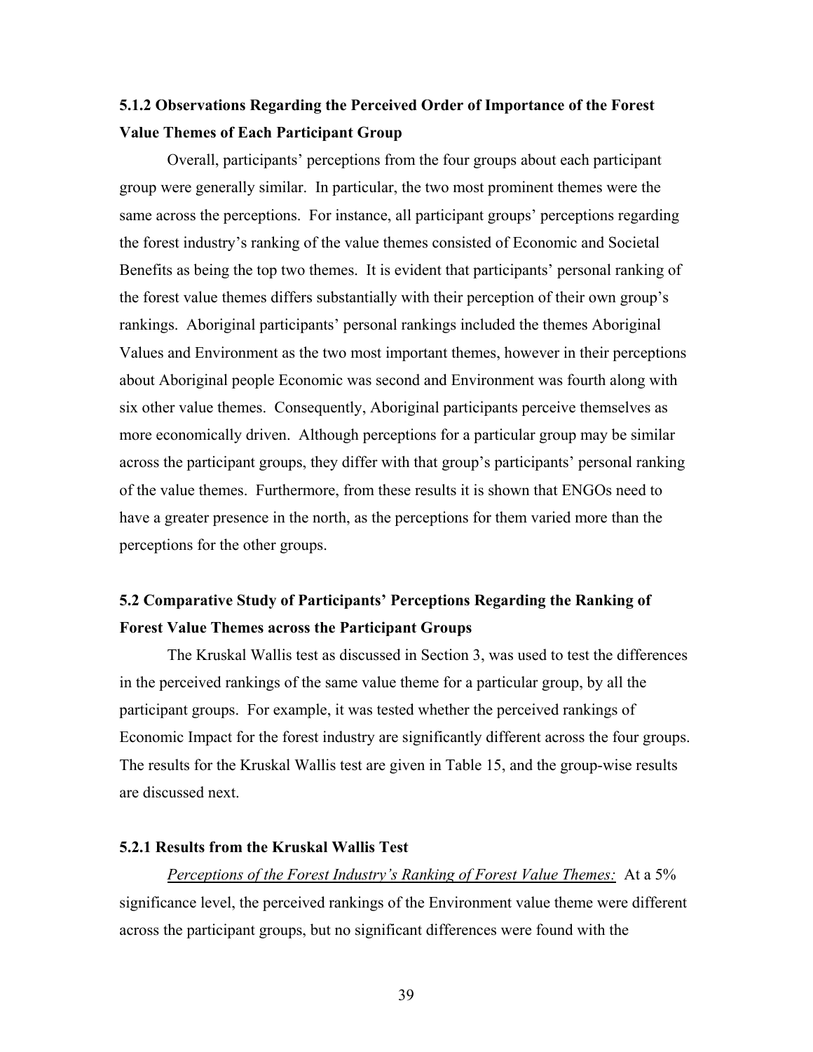### 5.1.2 Observations Regarding the Perceived Order of Importance of the Forest Value Themes of Each Participant Group

Overall, participants' perceptions from the four groups about each participant group were generally similar. In particular, the two most prominent themes were the same across the perceptions. For instance, all participant groups' perceptions regarding the forest industry's ranking of the value themes consisted of Economic and Societal Benefits as being the top two themes. It is evident that participants' personal ranking of the forest value themes differs substantially with their perception of their own group's rankings. Aboriginal participants' personal rankings included the themes Aboriginal Values and Environment as the two most important themes, however in their perceptions about Aboriginal people Economic was second and Environment was fourth along with six other value themes. Consequently, Aboriginal participants perceive themselves as more economically driven. Although perceptions for a particular group may be similar across the participant groups, they differ with that group's participants' personal ranking of the value themes. Furthermore, from these results it is shown that ENGOs need to have a greater presence in the north, as the perceptions for them varied more than the perceptions for the other groups.

## 5.2 Comparative Study of Participants' Perceptions Regarding the Ranking of Forest Value Themes across the Participant Groups

The Kruskal Wallis test as discussed in Section 3, was used to test the differences in the perceived rankings of the same value theme for a particular group, by all the participant groups. For example, it was tested whether the perceived rankings of Economic Impact for the forest industry are significantly different across the four groups. The results for the Kruskal Wallis test are given in Table 15, and the group-wise results are discussed next.

### 5.2.1 Results from the Kruskal Wallis Test

*Perceptions of the Forest Industry's Ranking of Forest Value Themes:* At a 5% significance level, the perceived rankings of the Environment value theme were different across the participant groups, but no significant differences were found with the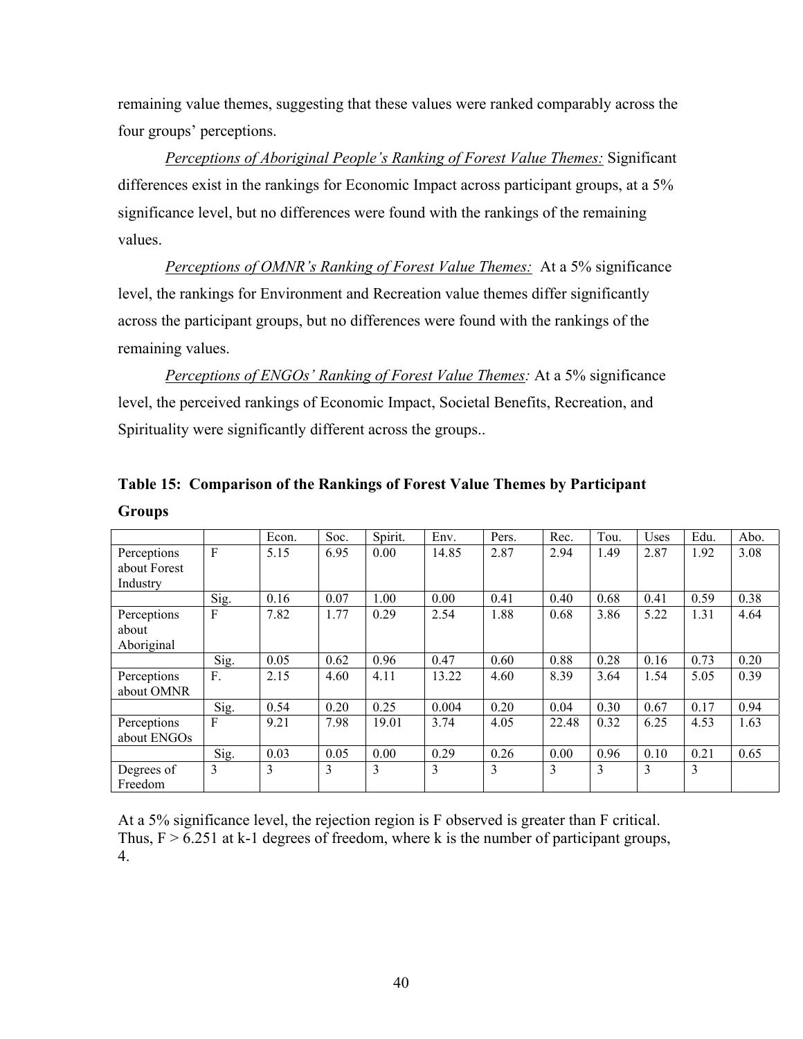remaining value themes, suggesting that these values were ranked comparably across the four groups' perceptions.

*Perceptions of Aboriginal People's Ranking of Forest Value Themes:* Significant differences exist in the rankings for Economic Impact across participant groups, at a 5% significance level, but no differences were found with the rankings of the remaining values.

*Perceptions of OMNR's Ranking of Forest Value Themes:* At a 5% significance level, the rankings for Environment and Recreation value themes differ significantly across the participant groups, but no differences were found with the rankings of the remaining values.

*Perceptions of ENGOs' Ranking of Forest Value Themes:* At a 5% significance level, the perceived rankings of Economic Impact, Societal Benefits, Recreation, and Spirituality were significantly different across the groups..

**Table 15: Comparison of the Rankings of Forest Value Themes by Participant Groups**

| | | Econ. | Soc. | Spirit. | Env. | Pers. | Rec. | Tou. | Uses | Edu. | Abo. |
|---|---|---|---|---|---|---|---|---|---|---|---|
| Perceptions about Forest Industry | F | 5.15 | 6.95 | 0.00 | 14.85 | 2.87 | 2.94 | 1.49 | 2.87 | 1.92 | 3.08 |
| | Sig. | 0.16 | 0.07 | 1.00 | 0.00 | 0.41 | 0.40 | 0.68 | 0.41 | 0.59 | 0.38 |
| Perceptions about Aboriginal | F | 7.82 | 1.77 | 0.29 | 2.54 | 1.88 | 0.68 | 3.86 | 5.22 | 1.31 | 4.64 |
| | Sig. | 0.05 | 0.62 | 0.96 | 0.47 | 0.60 | 0.88 | 0.28 | 0.16 | 0.73 | 0.20 |
| Perceptions about OMNR | F. | 2.15 | 4.60 | 4.11 | 13.22 | 4.60 | 8.39 | 3.64 | 1.54 | 5.05 | 0.39 |
| | Sig. | 0.54 | 0.20 | 0.25 | 0.004 | 0.20 | 0.04 | 0.30 | 0.67 | 0.17 | 0.94 |
| Perceptions about ENGOs | F | 9.21 | 7.98 | 19.01 | 3.74 | 4.05 | 22.48 | 0.32 | 6.25 | 4.53 | 1.63 |
| | Sig. | 0.03 | 0.05 | 0.00 | 0.29 | 0.26 | 0.00 | 0.96 | 0.10 | 0.21 | 0.65 |
| Degrees of Freedom | 3 | 3 | 3 | 3 | 3 | 3 | 3 | 3 | 3 | 3 | |

At a 5% significance level, the rejection region is F observed is greater than F critical. Thus, $F > 6.251$ at $k-1$ degrees of freedom, where $k$ is the number of participant groups, 4.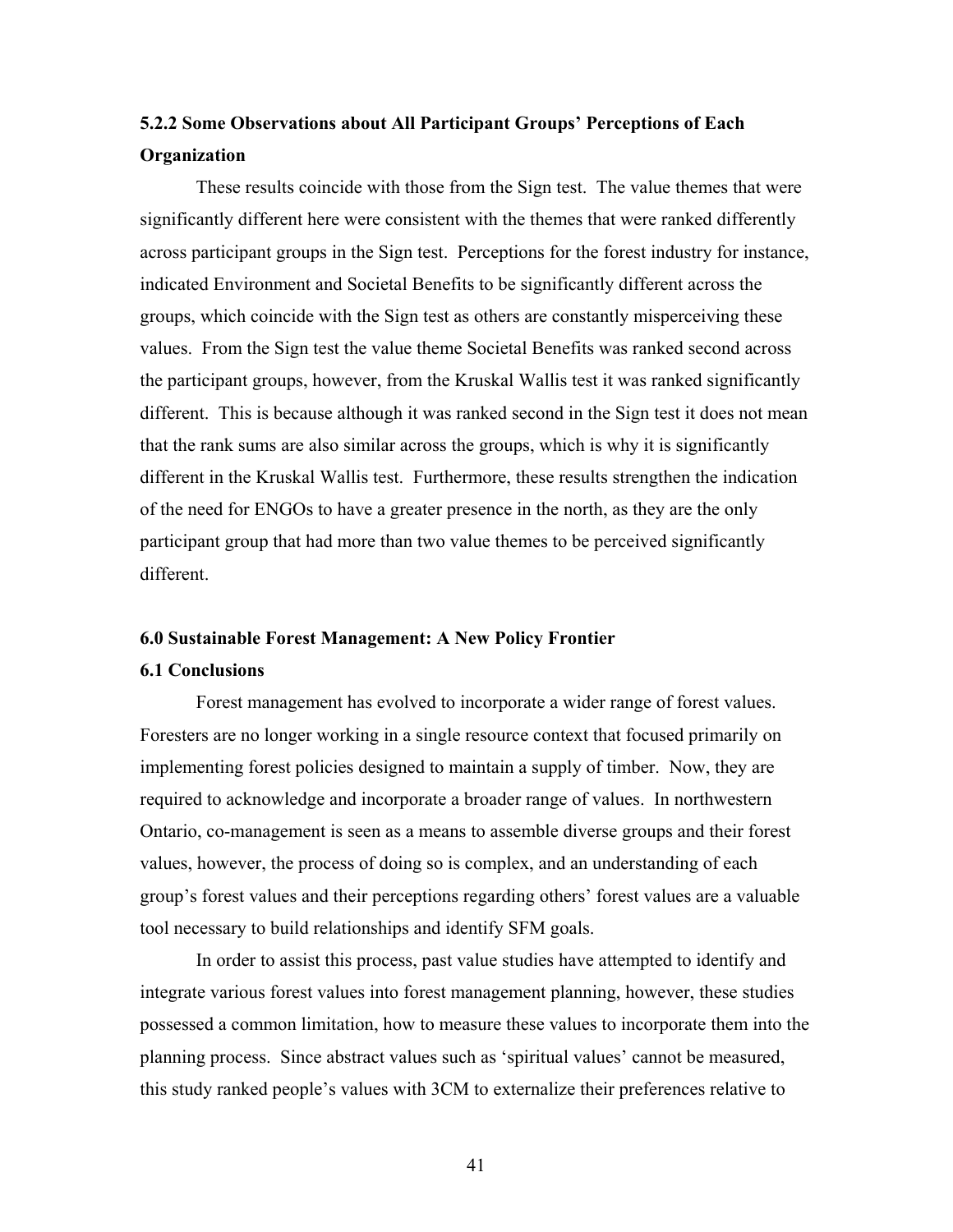### 5.2.2 Some Observations about All Participant Groups' Perceptions of Each Organization

These results coincide with those from the Sign test. The value themes that were significantly different here were consistent with the themes that were ranked differently across participant groups in the Sign test. Perceptions for the forest industry for instance, indicated Environment and Societal Benefits to be significantly different across the groups, which coincide with the Sign test as others are constantly misperceiving these values. From the Sign test the value theme Societal Benefits was ranked second across the participant groups, however, from the Kruskal Wallis test it was ranked significantly different. This is because although it was ranked second in the Sign test it does not mean that the rank sums are also similar across the groups, which is why it is significantly different in the Kruskal Wallis test. Furthermore, these results strengthen the indication of the need for ENGOs to have a greater presence in the north, as they are the only participant group that had more than two value themes to be perceived significantly different.

## 6.0 Sustainable Forest Management: A New Policy Frontier

### 6.1 Conclusions

Forest management has evolved to incorporate a wider range of forest values. Foresters are no longer working in a single resource context that focused primarily on implementing forest policies designed to maintain a supply of timber. Now, they are required to acknowledge and incorporate a broader range of values. In northwestern Ontario, co-management is seen as a means to assemble diverse groups and their forest values, however, the process of doing so is complex, and an understanding of each group's forest values and their perceptions regarding others' forest values are a valuable tool necessary to build relationships and identify SFM goals.

In order to assist this process, past value studies have attempted to identify and integrate various forest values into forest management planning, however, these studies possessed a common limitation, how to measure these values to incorporate them into the planning process. Since abstract values such as 'spiritual values' cannot be measured, this study ranked people's values with 3CM to externalize their preferences relative to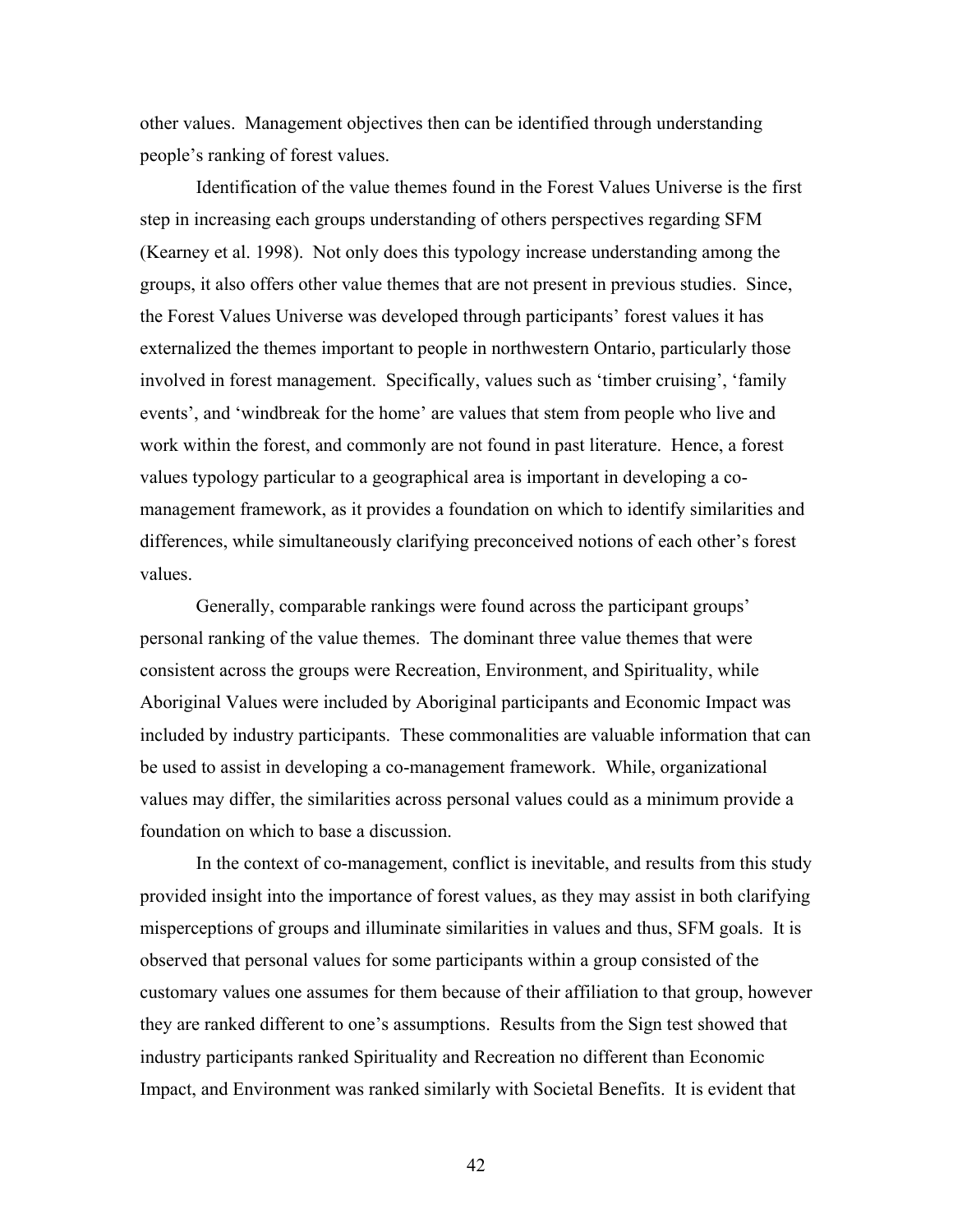other values. Management objectives then can be identified through understanding people's ranking of forest values.

Identification of the value themes found in the Forest Values Universe is the first step in increasing each groups understanding of others perspectives regarding SFM (Kearney et al. 1998). Not only does this typology increase understanding among the groups, it also offers other value themes that are not present in previous studies. Since, the Forest Values Universe was developed through participants' forest values it has externalized the themes important to people in northwestern Ontario, particularly those involved in forest management. Specifically, values such as 'timber cruising', 'family events', and 'windbreak for the home' are values that stem from people who live and work within the forest, and commonly are not found in past literature. Hence, a forest values typology particular to a geographical area is important in developing a co-management framework, as it provides a foundation on which to identify similarities and differences, while simultaneously clarifying preconceived notions of each other's forest values.

Generally, comparable rankings were found across the participant groups' personal ranking of the value themes. The dominant three value themes that were consistent across the groups were Recreation, Environment, and Spirituality, while Aboriginal Values were included by Aboriginal participants and Economic Impact was included by industry participants. These commonalities are valuable information that can be used to assist in developing a co-management framework. While, organizational values may differ, the similarities across personal values could as a minimum provide a foundation on which to base a discussion.

In the context of co-management, conflict is inevitable, and results from this study provided insight into the importance of forest values, as they may assist in both clarifying misperceptions of groups and illuminate similarities in values and thus, SFM goals. It is observed that personal values for some participants within a group consisted of the customary values one assumes for them because of their affiliation to that group, however they are ranked different to one's assumptions. Results from the Sign test showed that industry participants ranked Spirituality and Recreation no different than Economic Impact, and Environment was ranked similarly with Societal Benefits. It is evident that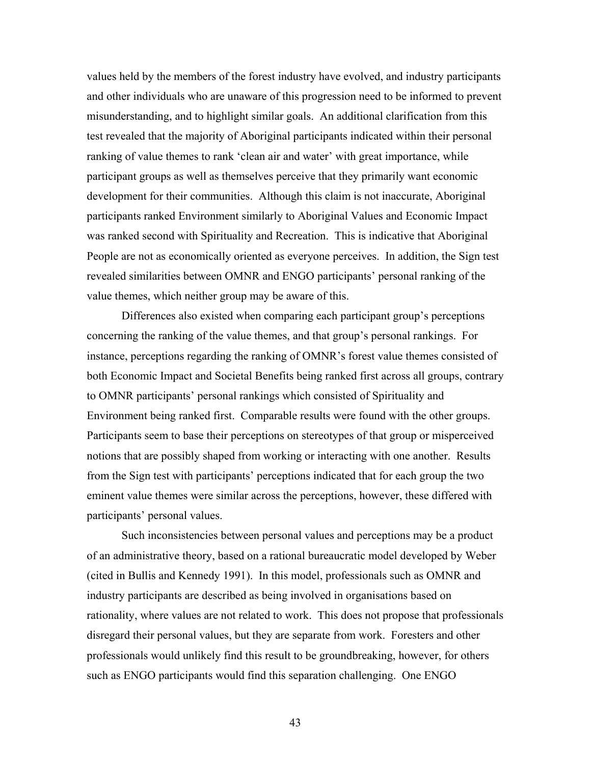values held by the members of the forest industry have evolved, and industry participants and other individuals who are unaware of this progression need to be informed to prevent misunderstanding, and to highlight similar goals. An additional clarification from this test revealed that the majority of Aboriginal participants indicated within their personal ranking of value themes to rank 'clean air and water' with great importance, while participant groups as well as themselves perceive that they primarily want economic development for their communities. Although this claim is not inaccurate, Aboriginal participants ranked Environment similarly to Aboriginal Values and Economic Impact was ranked second with Spirituality and Recreation. This is indicative that Aboriginal People are not as economically oriented as everyone perceives. In addition, the Sign test revealed similarities between OMNR and ENGO participants' personal ranking of the value themes, which neither group may be aware of this.

Differences also existed when comparing each participant group's perceptions concerning the ranking of the value themes, and that group's personal rankings. For instance, perceptions regarding the ranking of OMNR's forest value themes consisted of both Economic Impact and Societal Benefits being ranked first across all groups, contrary to OMNR participants' personal rankings which consisted of Spirituality and Environment being ranked first. Comparable results were found with the other groups. Participants seem to base their perceptions on stereotypes of that group or misperceived notions that are possibly shaped from working or interacting with one another. Results from the Sign test with participants' perceptions indicated that for each group the two eminent value themes were similar across the perceptions, however, these differed with participants' personal values.

Such inconsistencies between personal values and perceptions may be a product of an administrative theory, based on a rational bureaucratic model developed by Weber (cited in Bullis and Kennedy 1991). In this model, professionals such as OMNR and industry participants are described as being involved in organisations based on rationality, where values are not related to work. This does not propose that professionals disregard their personal values, but they are separate from work. Foresters and other professionals would unlikely find this result to be groundbreaking, however, for others such as ENGO participants would find this separation challenging. One ENGO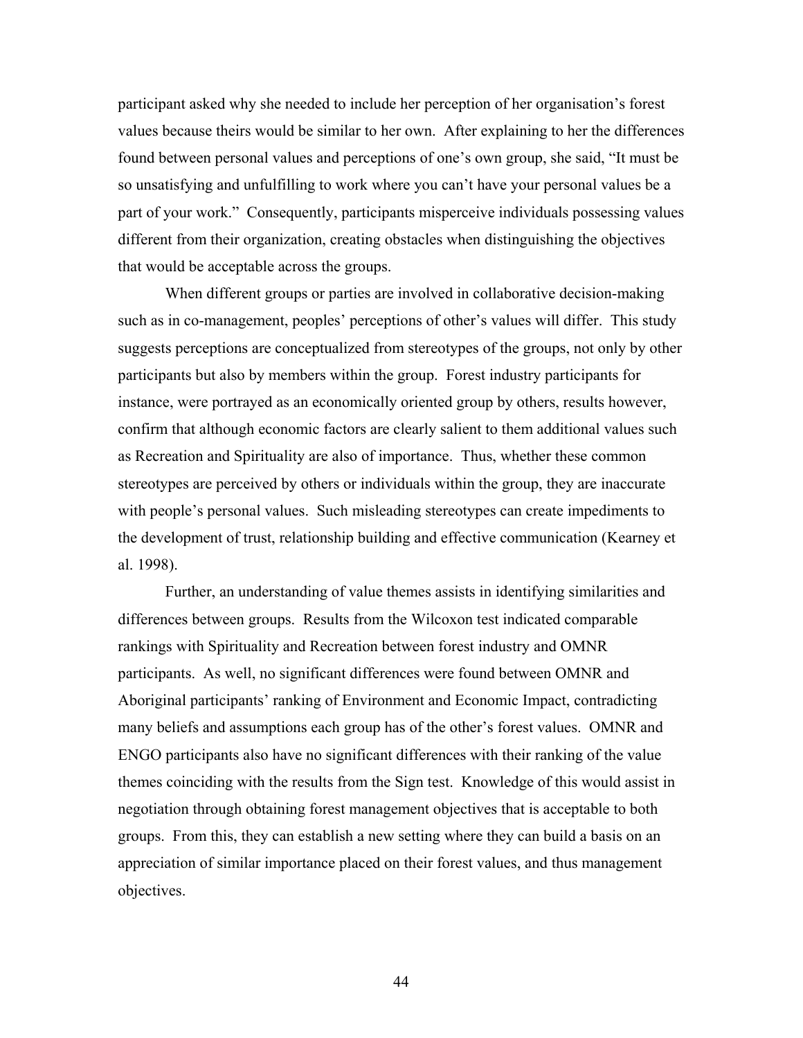participant asked why she needed to include her perception of her organisation's forest values because theirs would be similar to her own. After explaining to her the differences found between personal values and perceptions of one's own group, she said, "It must be so unsatisfying and unfulfilling to work where you can't have your personal values be a part of your work." Consequently, participants misperceive individuals possessing values different from their organization, creating obstacles when distinguishing the objectives that would be acceptable across the groups.

When different groups or parties are involved in collaborative decision-making such as in co-management, peoples' perceptions of other's values will differ. This study suggests perceptions are conceptualized from stereotypes of the groups, not only by other participants but also by members within the group. Forest industry participants for instance, were portrayed as an economically oriented group by others, results however, confirm that although economic factors are clearly salient to them additional values such as Recreation and Spirituality are also of importance. Thus, whether these common stereotypes are perceived by others or individuals within the group, they are inaccurate with people's personal values. Such misleading stereotypes can create impediments to the development of trust, relationship building and effective communication (Kearney et al. 1998).

Further, an understanding of value themes assists in identifying similarities and differences between groups. Results from the Wilcoxon test indicated comparable rankings with Spirituality and Recreation between forest industry and OMNR participants. As well, no significant differences were found between OMNR and Aboriginal participants' ranking of Environment and Economic Impact, contradicting many beliefs and assumptions each group has of the other's forest values. OMNR and ENGO participants also have no significant differences with their ranking of the value themes coinciding with the results from the Sign test. Knowledge of this would assist in negotiation through obtaining forest management objectives that is acceptable to both groups. From this, they can establish a new setting where they can build a basis on an appreciation of similar importance placed on their forest values, and thus management objectives.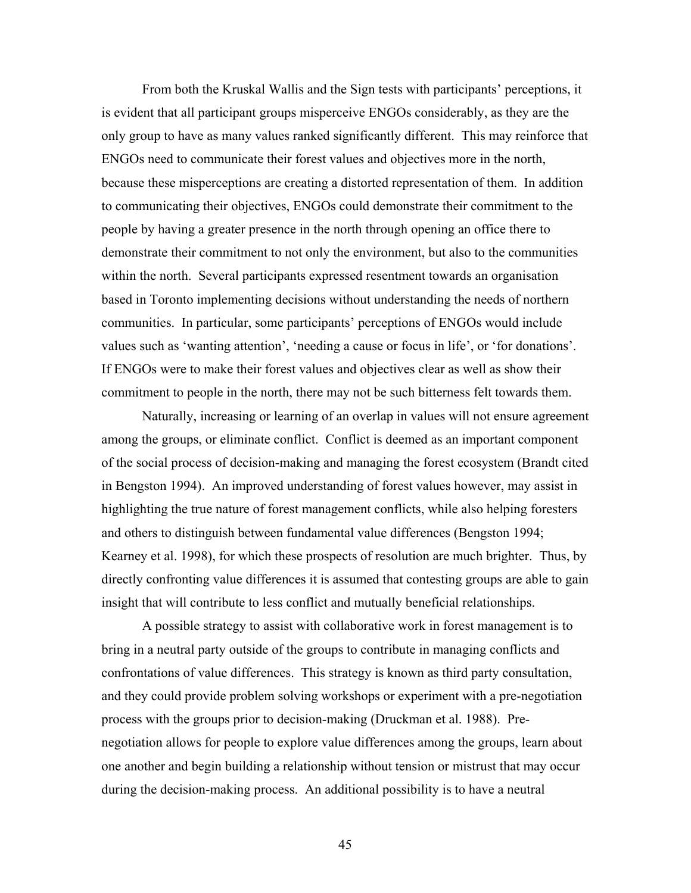From both the Kruskal Wallis and the Sign tests with participants' perceptions, it is evident that all participant groups misperceive ENGOs considerably, as they are the only group to have as many values ranked significantly different. This may reinforce that ENGOs need to communicate their forest values and objectives more in the north, because these misperceptions are creating a distorted representation of them. In addition to communicating their objectives, ENGOs could demonstrate their commitment to the people by having a greater presence in the north through opening an office there to demonstrate their commitment to not only the environment, but also to the communities within the north. Several participants expressed resentment towards an organisation based in Toronto implementing decisions without understanding the needs of northern communities. In particular, some participants' perceptions of ENGOs would include values such as 'wanting attention', 'needing a cause or focus in life', or 'for donations'. If ENGOs were to make their forest values and objectives clear as well as show their commitment to people in the north, there may not be such bitterness felt towards them.

Naturally, increasing or learning of an overlap in values will not ensure agreement among the groups, or eliminate conflict. Conflict is deemed as an important component of the social process of decision-making and managing the forest ecosystem (Brandt cited in Bengston 1994). An improved understanding of forest values however, may assist in highlighting the true nature of forest management conflicts, while also helping foresters and others to distinguish between fundamental value differences (Bengston 1994; Kearney et al. 1998), for which these prospects of resolution are much brighter. Thus, by directly confronting value differences it is assumed that contesting groups are able to gain insight that will contribute to less conflict and mutually beneficial relationships.

A possible strategy to assist with collaborative work in forest management is to bring in a neutral party outside of the groups to contribute in managing conflicts and confrontations of value differences. This strategy is known as third party consultation, and they could provide problem solving workshops or experiment with a pre-negotiation process with the groups prior to decision-making (Druckman et al. 1988). Pre-negotiation allows for people to explore value differences among the groups, learn about one another and begin building a relationship without tension or mistrust that may occur during the decision-making process. An additional possibility is to have a neutral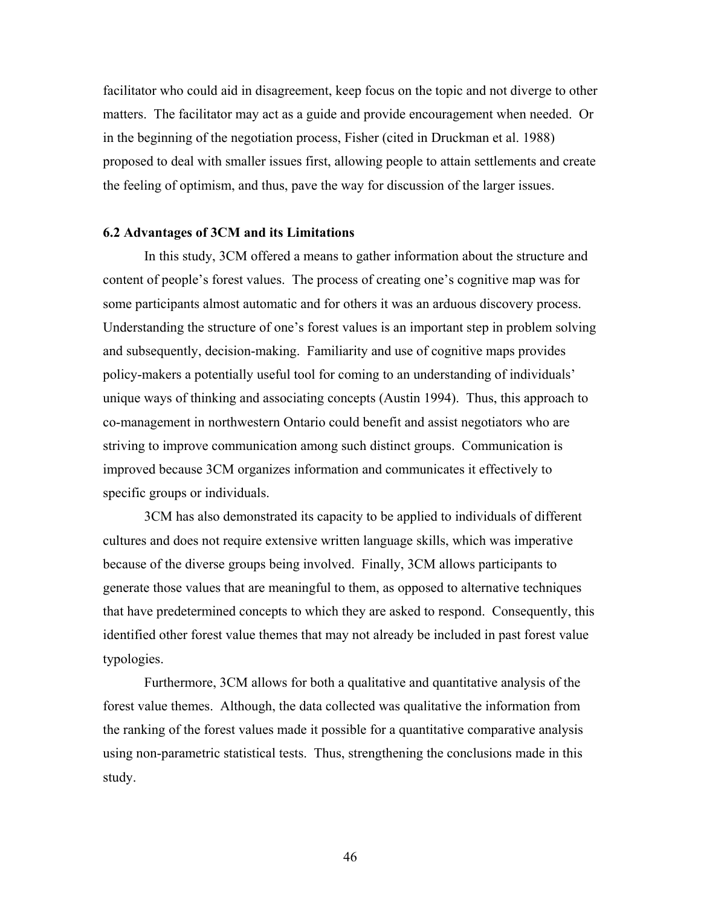facilitator who could aid in disagreement, keep focus on the topic and not diverge to other matters. The facilitator may act as a guide and provide encouragement when needed. Or in the beginning of the negotiation process, Fisher (cited in Druckman et al. 1988) proposed to deal with smaller issues first, allowing people to attain settlements and create the feeling of optimism, and thus, pave the way for discussion of the larger issues.

### 6.2 Advantages of 3CM and its Limitations

In this study, 3CM offered a means to gather information about the structure and content of people's forest values. The process of creating one's cognitive map was for some participants almost automatic and for others it was an arduous discovery process. Understanding the structure of one's forest values is an important step in problem solving and subsequently, decision-making. Familiarity and use of cognitive maps provides policy-makers a potentially useful tool for coming to an understanding of individuals' unique ways of thinking and associating concepts (Austin 1994). Thus, this approach to co-management in northwestern Ontario could benefit and assist negotiators who are striving to improve communication among such distinct groups. Communication is improved because 3CM organizes information and communicates it effectively to specific groups or individuals.

3CM has also demonstrated its capacity to be applied to individuals of different cultures and does not require extensive written language skills, which was imperative because of the diverse groups being involved. Finally, 3CM allows participants to generate those values that are meaningful to them, as opposed to alternative techniques that have predetermined concepts to which they are asked to respond. Consequently, this identified other forest value themes that may not already be included in past forest value typologies.

Furthermore, 3CM allows for both a qualitative and quantitative analysis of the forest value themes. Although, the data collected was qualitative the information from the ranking of the forest values made it possible for a quantitative comparative analysis using non-parametric statistical tests. Thus, strengthening the conclusions made in this study.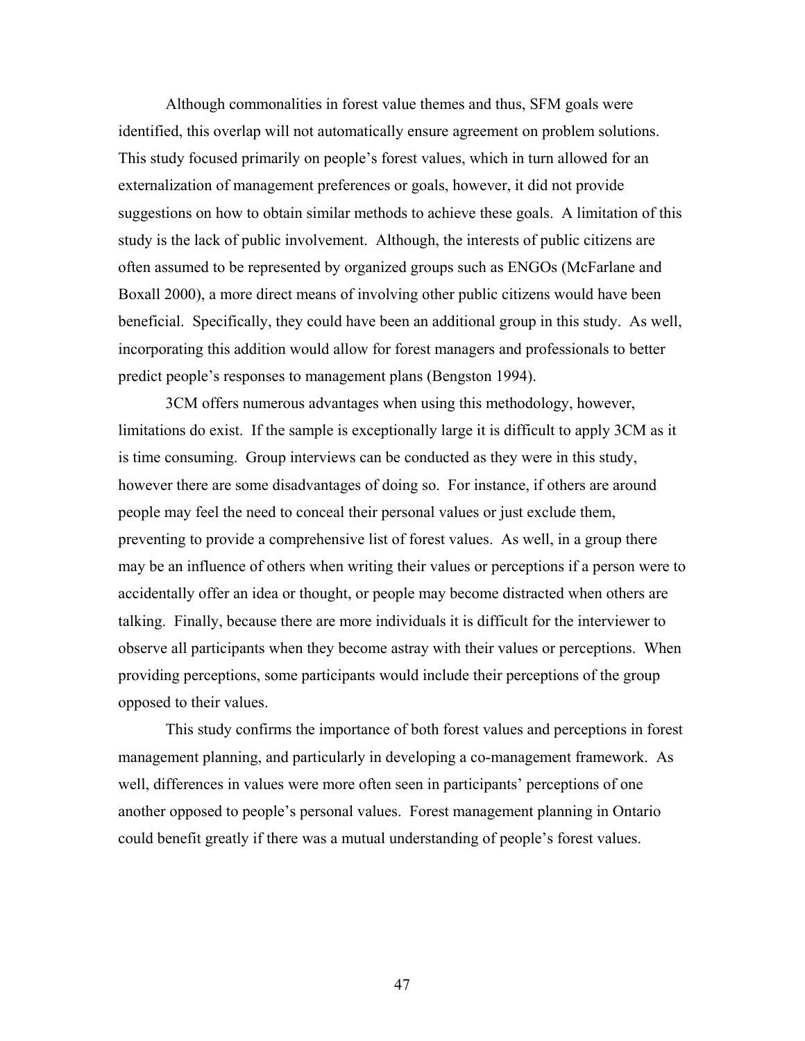Although commonalities in forest value themes and thus, SFM goals were identified, this overlap will not automatically ensure agreement on problem solutions. This study focused primarily on people's forest values, which in turn allowed for an externalization of management preferences or goals, however, it did not provide suggestions on how to obtain similar methods to achieve these goals. A limitation of this study is the lack of public involvement. Although, the interests of public citizens are often assumed to be represented by organized groups such as ENGOs (McFarlane and Boxall 2000), a more direct means of involving other public citizens would have been beneficial. Specifically, they could have been an additional group in this study. As well, incorporating this addition would allow for forest managers and professionals to better predict people's responses to management plans (Bengston 1994).

3CM offers numerous advantages when using this methodology, however, limitations do exist. If the sample is exceptionally large it is difficult to apply 3CM as it is time consuming. Group interviews can be conducted as they were in this study, however there are some disadvantages of doing so. For instance, if others are around people may feel the need to conceal their personal values or just exclude them, preventing to provide a comprehensive list of forest values. As well, in a group there may be an influence of others when writing their values or perceptions if a person were to accidentally offer an idea or thought, or people may become distracted when others are talking. Finally, because there are more individuals it is difficult for the interviewer to observe all participants when they become astray with their values or perceptions. When providing perceptions, some participants would include their perceptions of the group opposed to their values.

This study confirms the importance of both forest values and perceptions in forest management planning, and particularly in developing a co-management framework. As well, differences in values were more often seen in participants' perceptions of one another opposed to people's personal values. Forest management planning in Ontario could benefit greatly if there was a mutual understanding of people's forest values.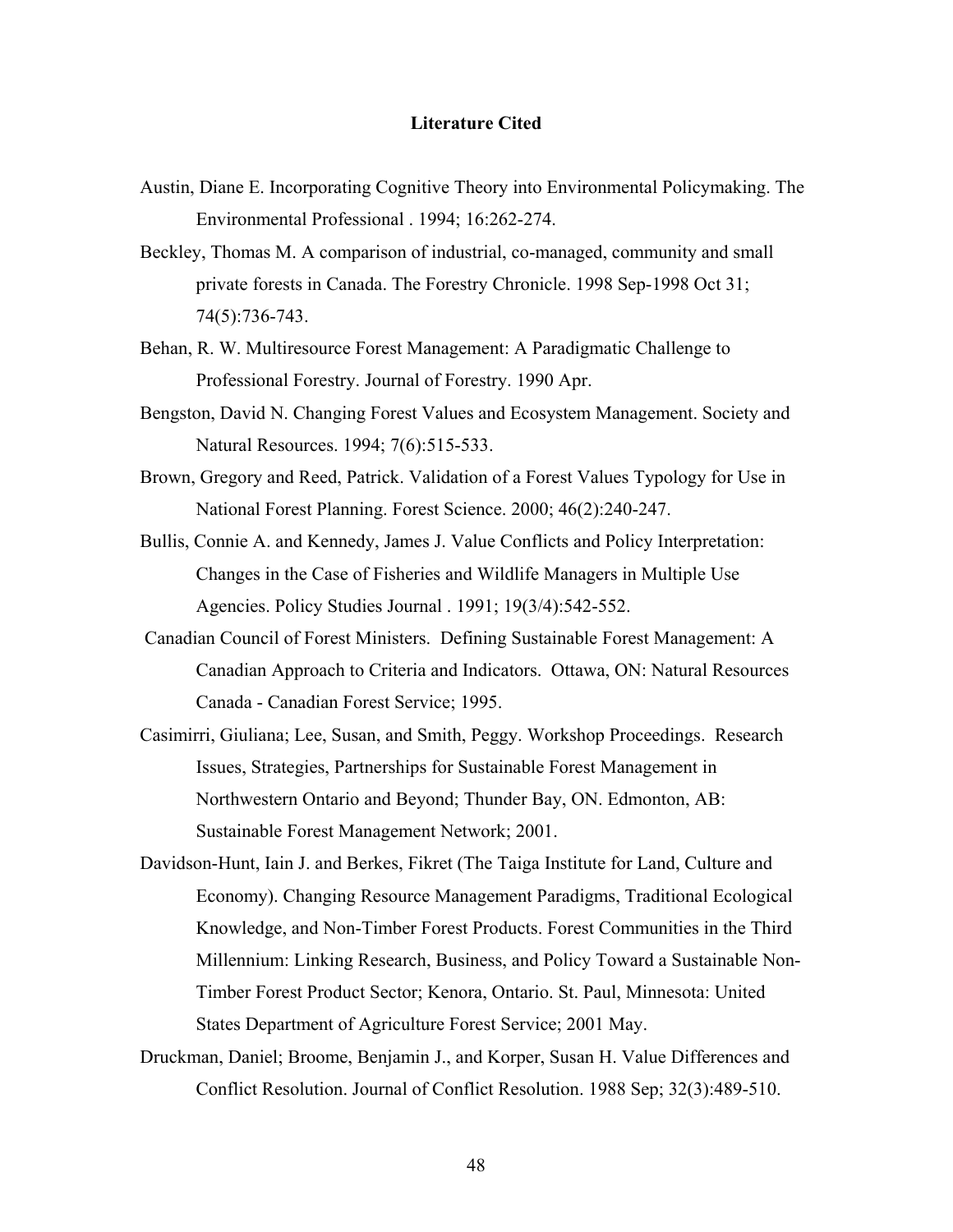## Literature Cited

Austin, Diane E. Incorporating Cognitive Theory into Environmental Policymaking. The Environmental Professional . 1994; 16:262-274.

Beckley, Thomas M. A comparison of industrial, co-managed, community and small private forests in Canada. The Forestry Chronicle. 1998 Sep-1998 Oct 31; 74(5):736-743.

Behan, R. W. Multiresource Forest Management: A Paradigmatic Challenge to Professional Forestry. Journal of Forestry. 1990 Apr.

Bengston, David N. Changing Forest Values and Ecosystem Management. Society and Natural Resources. 1994; 7(6):515-533.

Brown, Gregory and Reed, Patrick. Validation of a Forest Values Typology for Use in National Forest Planning. Forest Science. 2000; 46(2):240-247.

Bullis, Connie A. and Kennedy, James J. Value Conflicts and Policy Interpretation: Changes in the Case of Fisheries and Wildlife Managers in Multiple Use Agencies. Policy Studies Journal . 1991; 19(3/4):542-552.

Canadian Council of Forest Ministers. Defining Sustainable Forest Management: A Canadian Approach to Criteria and Indicators. Ottawa, ON: Natural Resources Canada - Canadian Forest Service; 1995.

Casimirri, Giuliana; Lee, Susan, and Smith, Peggy. Workshop Proceedings. Research Issues, Strategies, Partnerships for Sustainable Forest Management in Northwestern Ontario and Beyond; Thunder Bay, ON. Edmonton, AB: Sustainable Forest Management Network; 2001.

Davidson-Hunt, Iain J. and Berkes, Fikret (The Taiga Institute for Land, Culture and Economy). Changing Resource Management Paradigms, Traditional Ecological Knowledge, and Non-Timber Forest Products. Forest Communities in the Third Millennium: Linking Research, Business, and Policy Toward a Sustainable Non-Timber Forest Product Sector; Kenora, Ontario. St. Paul, Minnesota: United States Department of Agriculture Forest Service; 2001 May.

Druckman, Daniel; Broome, Benjamin J., and Korper, Susan H. Value Differences and Conflict Resolution. Journal of Conflict Resolution. 1988 Sep; 32(3):489-510.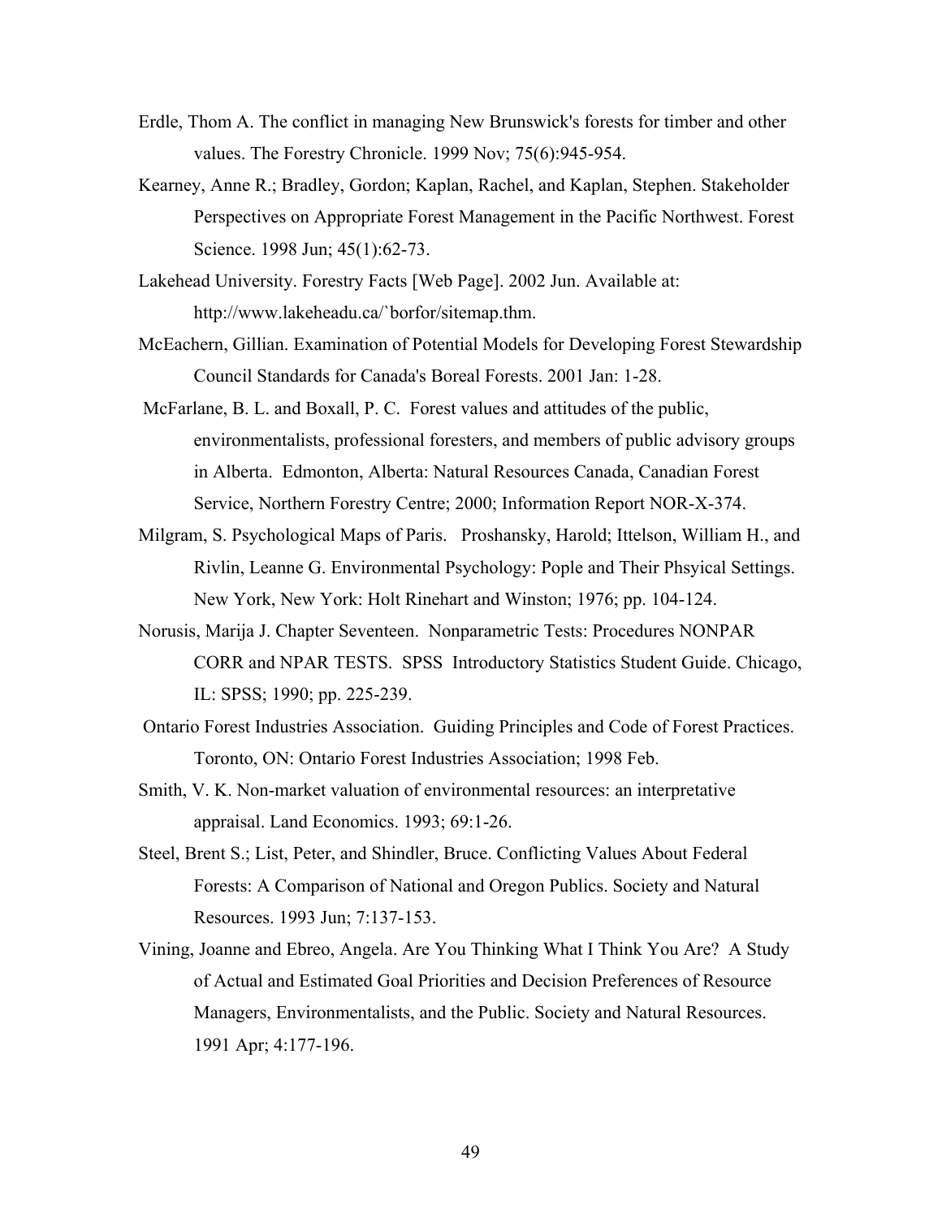Erdle, Thom A. The conflict in managing New Brunswick's forests for timber and other values. The Forestry Chronicle. 1999 Nov; 75(6):945-954.

Kearney, Anne R.; Bradley, Gordon; Kaplan, Rachel, and Kaplan, Stephen. Stakeholder Perspectives on Appropriate Forest Management in the Pacific Northwest. Forest Science. 1998 Jun; 45(1):62-73.

Lakehead University. Forestry Facts [Web Page]. 2002 Jun. Available at: http://www.lakeheadu.ca/`borfor/sitemap.thm.

McEachern, Gillian. Examination of Potential Models for Developing Forest Stewardship Council Standards for Canada's Boreal Forests. 2001 Jan: 1-28.

McFarlane, B. L. and Boxall, P. C. Forest values and attitudes of the public, environmentalists, professional foresters, and members of public advisory groups in Alberta. Edmonton, Alberta: Natural Resources Canada, Canadian Forest Service, Northern Forestry Centre; 2000; Information Report NOR-X-374.

Milgram, S. Psychological Maps of Paris. Proshansky, Harold; Ittelson, William H., and Rivlin, Leanne G. Environmental Psychology: Pople and Their Phsyical Settings. New York, New York: Holt Rinehart and Winston; 1976; pp. 104-124.

Norusis, Marija J. Chapter Seventeen. Nonparametric Tests: Procedures NONPAR CORR and NPAR TESTS. SPSS Introductory Statistics Student Guide. Chicago, IL: SPSS; 1990; pp. 225-239.

Ontario Forest Industries Association. Guiding Principles and Code of Forest Practices. Toronto, ON: Ontario Forest Industries Association; 1998 Feb.

Smith, V. K. Non-market valuation of environmental resources: an interpretative appraisal. Land Economics. 1993; 69:1-26.

Steel, Brent S.; List, Peter, and Shindler, Bruce. Conflicting Values About Federal Forests: A Comparison of National and Oregon Publics. Society and Natural Resources. 1993 Jun; 7:137-153.

Vining, Joanne and Ebreo, Angela. Are You Thinking What I Think You Are? A Study of Actual and Estimated Goal Priorities and Decision Preferences of Resource Managers, Environmentalists, and the Public. Society and Natural Resources. 1991 Apr; 4:177-196.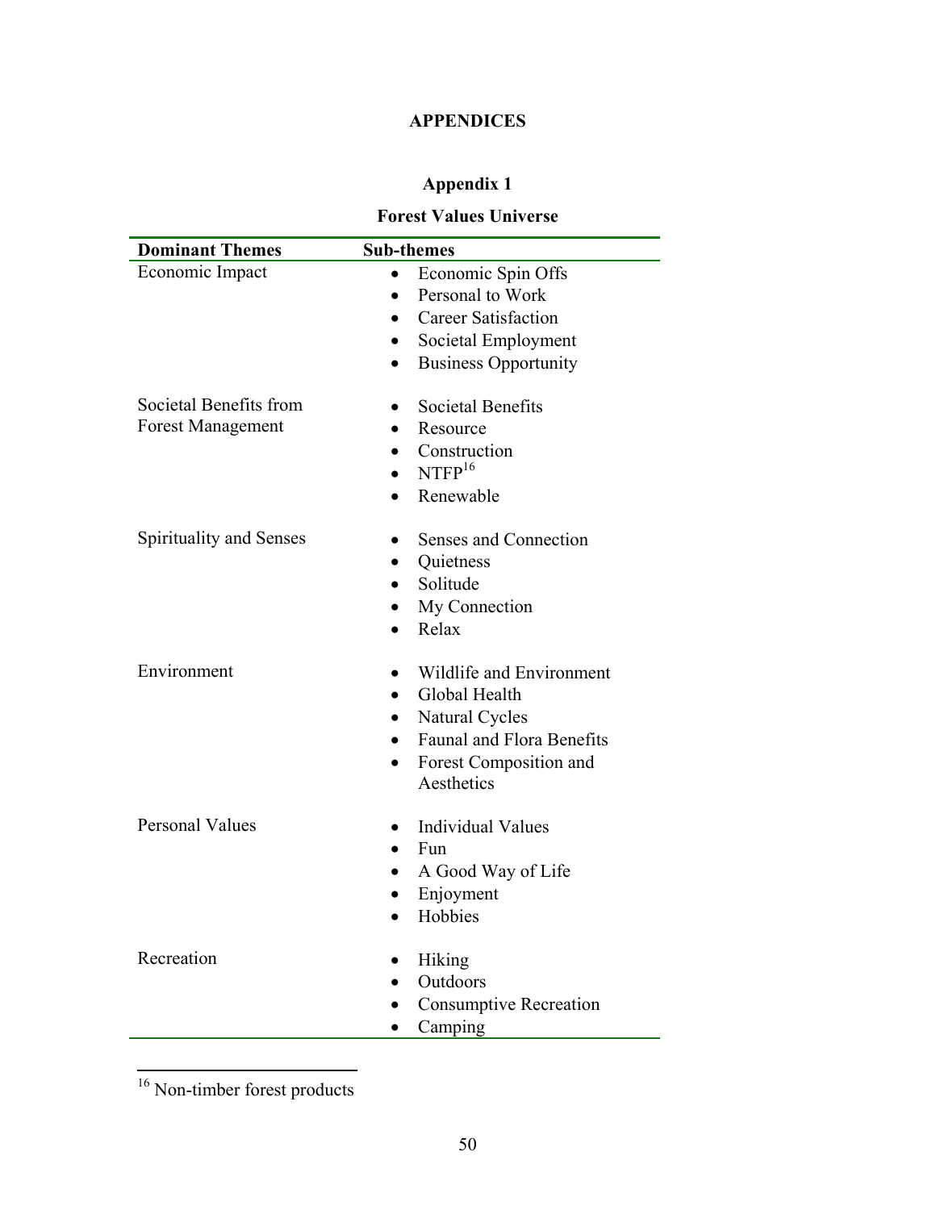# APPENDICES

## Appendix 1

### Forest Values Universe

| Dominant Themes | Sub-themes |
| --- | --- |
| Economic Impact | • Economic Spin Offs<br>• Personal to Work<br>• Career Satisfaction<br>• Societal Employment<br>• Business Opportunity |
| Societal Benefits from Forest Management | • Societal Benefits<br>• Resource<br>• Construction<br>• NTFP[16]<br>• Renewable |
| Spirituality and Senses | • Senses and Connection<br>• Quietness<br>• Solitude<br>• My Connection<br>• Relax |
| Environment | • Wildlife and Environment<br>• Global Health<br>• Natural Cycles<br>• Faunal and Flora Benefits<br>• Forest Composition and Aesthetics |
| Personal Values | • Individual Values<br>• Fun<br>• A Good Way of Life<br>• Enjoyment<br>• Hobbies |
| Recreation | • Hiking<br>• Outdoors<br>• Consumptive Recreation<br>• Camping |

[16] Non-timber forest products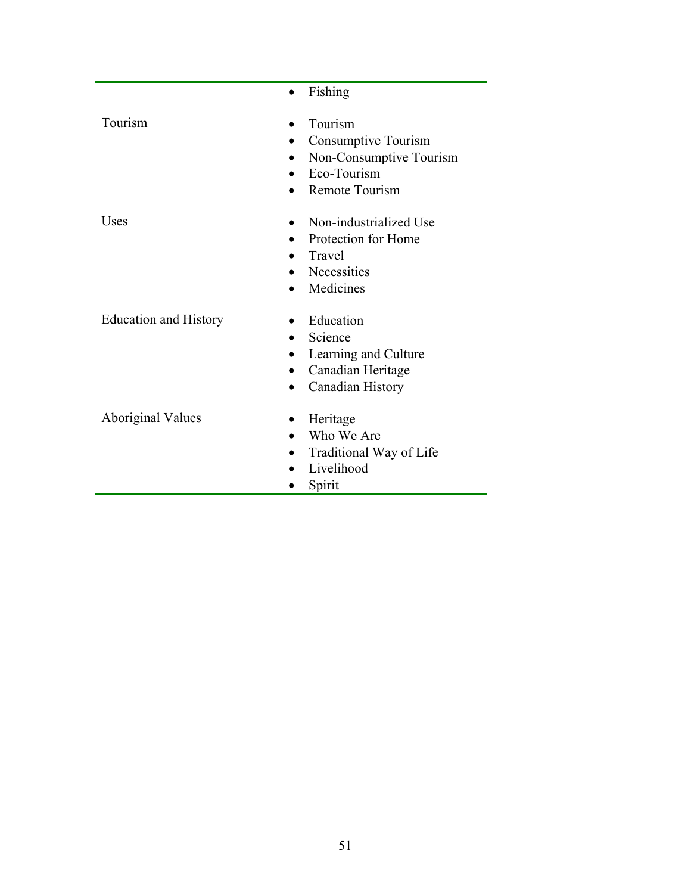| | |
|---|---|
| | • Fishing |
| Tourism | • Tourism<br>• Consumptive Tourism<br>• Non-Consumptive Tourism<br>• Eco-Tourism<br>• Remote Tourism |
| Uses | • Non-industrialized Use<br>• Protection for Home<br>• Travel<br>• Necessities<br>• Medicines |
| Education and History | • Education<br>• Science<br>• Learning and Culture<br>• Canadian Heritage<br>• Canadian History |
| Aboriginal Values | • Heritage<br>• Who We Are<br>• Traditional Way of Life<br>• Livelihood<br>• Spirit |